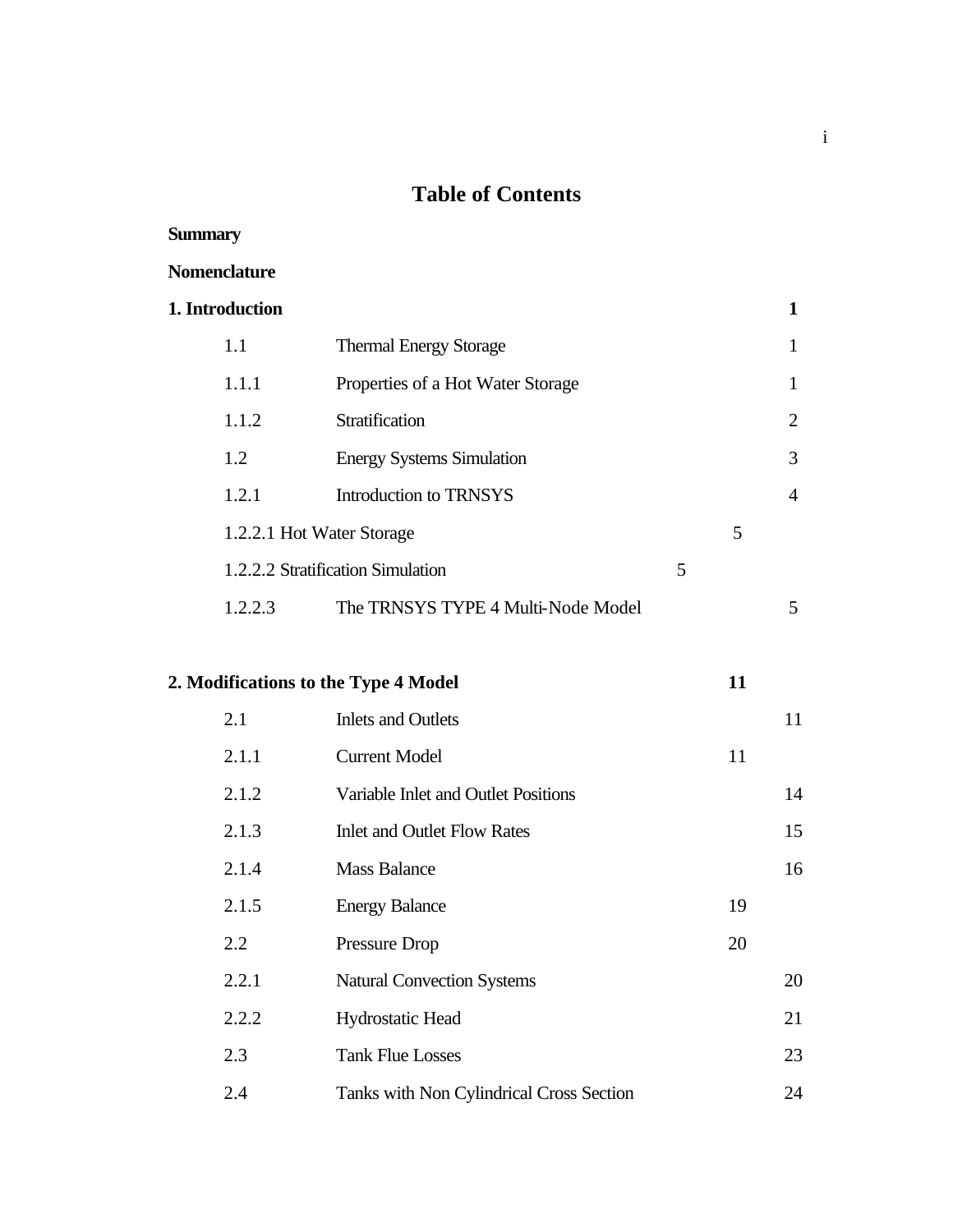# Table of Contents

**Summary**

**Nomenclature**

| | | |
|---|---|---|
| **1. Introduction** | | **1** |
| 1.1 | Thermal Energy Storage | 1 |
| 1.1.1 | Properties of a Hot Water Storage | 1 |
| 1.1.2 | Stratification | 2 |
| 1.2 | Energy Systems Simulation | 3 |
| 1.2.1 | Introduction to TRNSYS | 4 |
| 1.2.2.1 | Hot Water Storage | 5 |
| 1.2.2.2 | Stratification Simulation | 5 |
| 1.2.2.3 | The TRNSYS TYPE 4 Multi-Node Model | 5 |
| **2. Modifications to the Type 4 Model** | | **11** |
| 2.1 | Inlets and Outlets | 11 |
| 2.1.1 | Current Model | 11 |
| 2.1.2 | Variable Inlet and Outlet Positions | 14 |
| 2.1.3 | Inlet and Outlet Flow Rates | 15 |
| 2.1.4 | Mass Balance | 16 |
| 2.1.5 | Energy Balance | 19 |
| 2.2 | Pressure Drop | 20 |
| 2.2.1 | Natural Convection Systems | 20 |
| 2.2.2 | Hydrostatic Head | 21 |
| 2.3 | Tank Flue Losses | 23 |
| 2.4 | Tanks with Non Cylindrical Cross Section | 24 |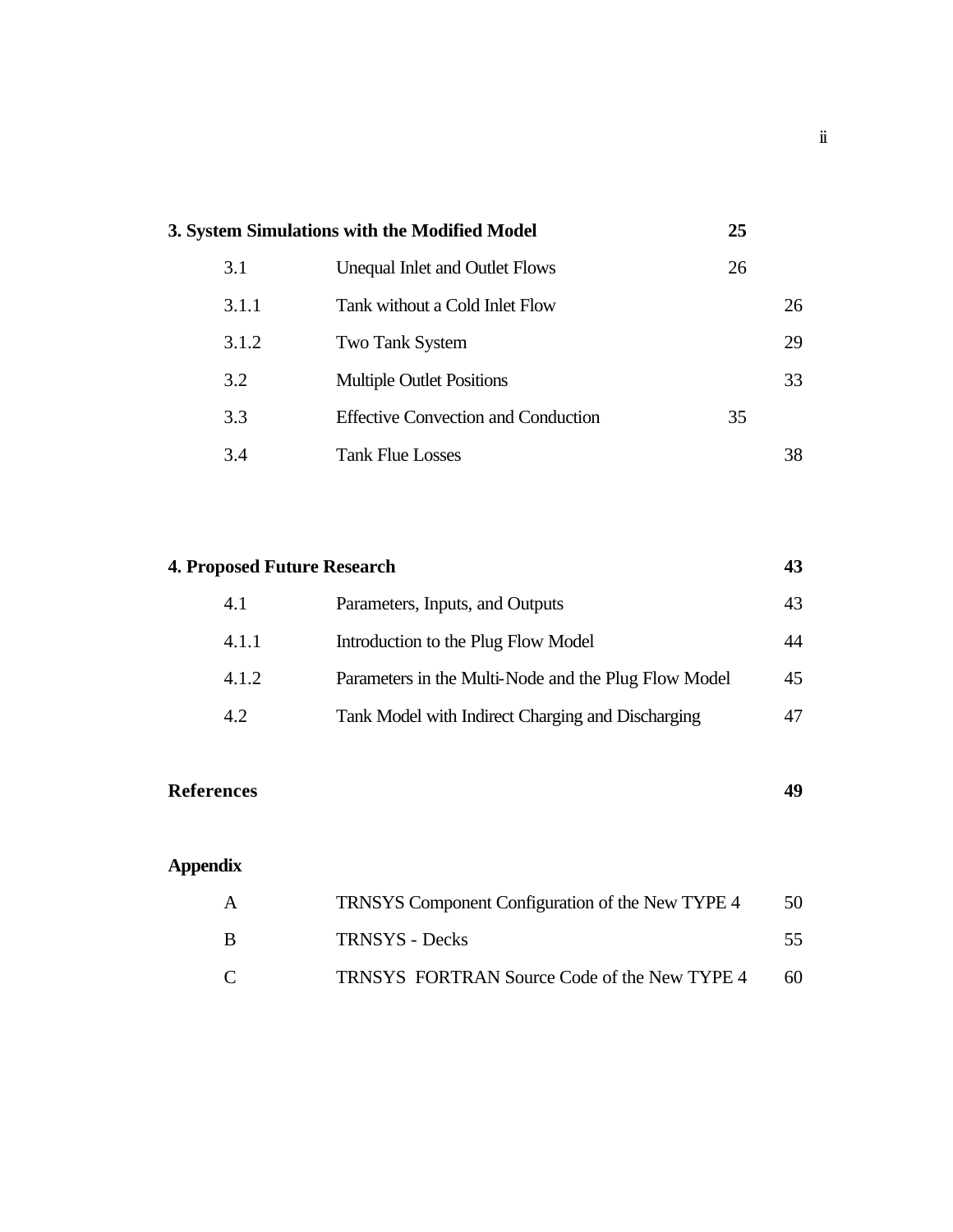| | | |
|---|---|---|
| **3. System Simulations with the Modified Model** | | **25** |
| 3.1 | Unequal Inlet and Outlet Flows | 26 |
| 3.1.1 | Tank without a Cold Inlet Flow | 26 |
| 3.1.2 | Two Tank System | 29 |
| 3.2 | Multiple Outlet Positions | 33 |
| 3.3 | Effective Convection and Conduction | 35 |
| 3.4 | Tank Flue Losses | 38 |
| **4. Proposed Future Research** | | **43** |
| 4.1 | Parameters, Inputs, and Outputs | 43 |
| 4.1.1 | Introduction to the Plug Flow Model | 44 |
| 4.1.2 | Parameters in the Multi-Node and the Plug Flow Model | 45 |
| 4.2 | Tank Model with Indirect Charging and Discharging | 47 |
| **References** | | **49** |
| **Appendix** | | |
| A | TRNSYS Component Configuration of the New TYPE 4 | 50 |
| B | TRNSYS - Decks | 55 |
| C | TRNSYS FORTRAN Source Code of the New TYPE 4 | 60 |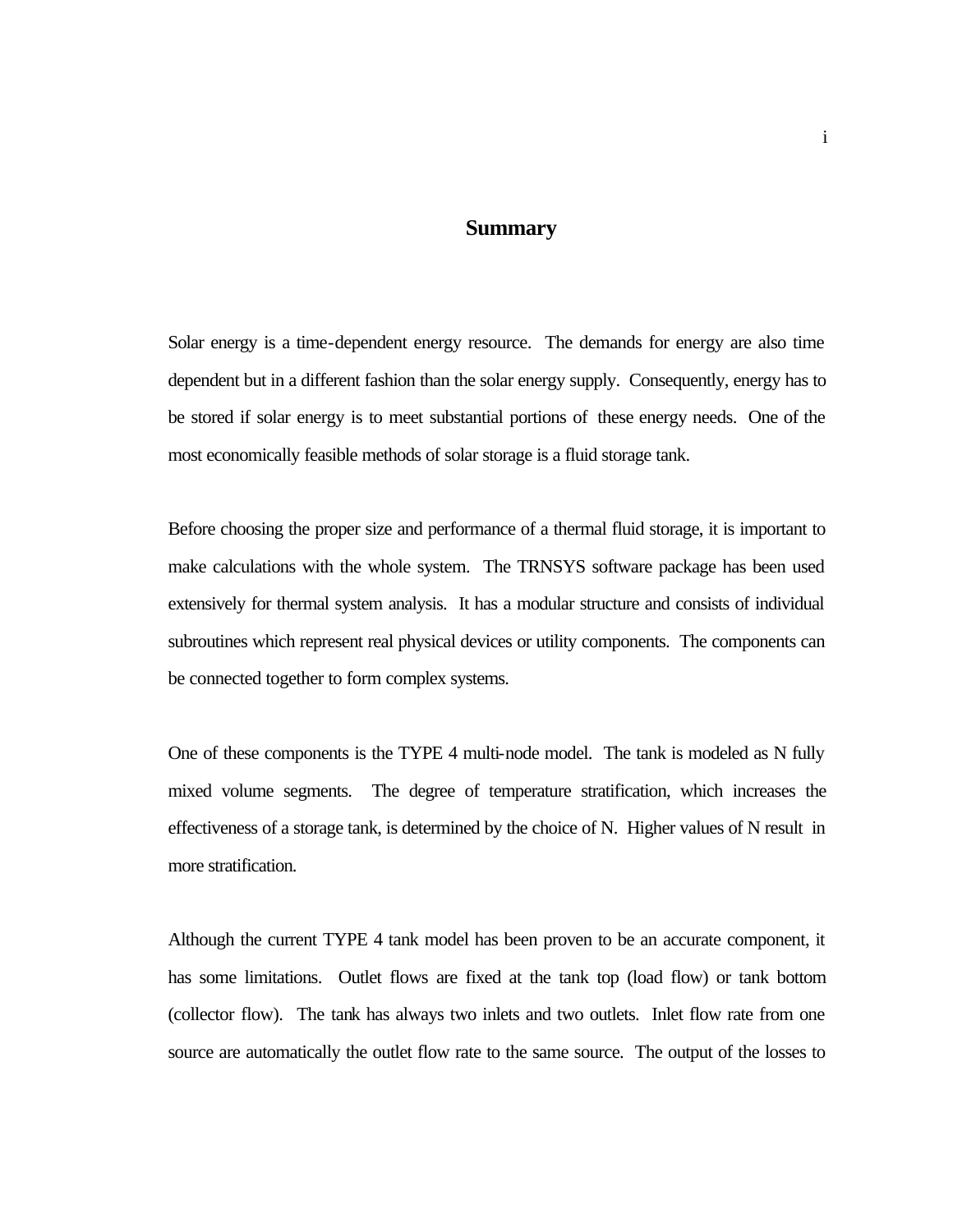# Summary

Solar energy is a time-dependent energy resource. The demands for energy are also time dependent but in a different fashion than the solar energy supply. Consequently, energy has to be stored if solar energy is to meet substantial portions of these energy needs. One of the most economically feasible methods of solar storage is a fluid storage tank.

Before choosing the proper size and performance of a thermal fluid storage, it is important to make calculations with the whole system. The TRNSYS software package has been used extensively for thermal system analysis. It has a modular structure and consists of individual subroutines which represent real physical devices or utility components. The components can be connected together to form complex systems.

One of these components is the TYPE 4 multi-node model. The tank is modeled as N fully mixed volume segments. The degree of temperature stratification, which increases the effectiveness of a storage tank, is determined by the choice of N. Higher values of N result in more stratification.

Although the current TYPE 4 tank model has been proven to be an accurate component, it has some limitations. Outlet flows are fixed at the tank top (load flow) or tank bottom (collector flow). The tank has always two inlets and two outlets. Inlet flow rate from one source are automatically the outlet flow rate to the same source. The output of the losses to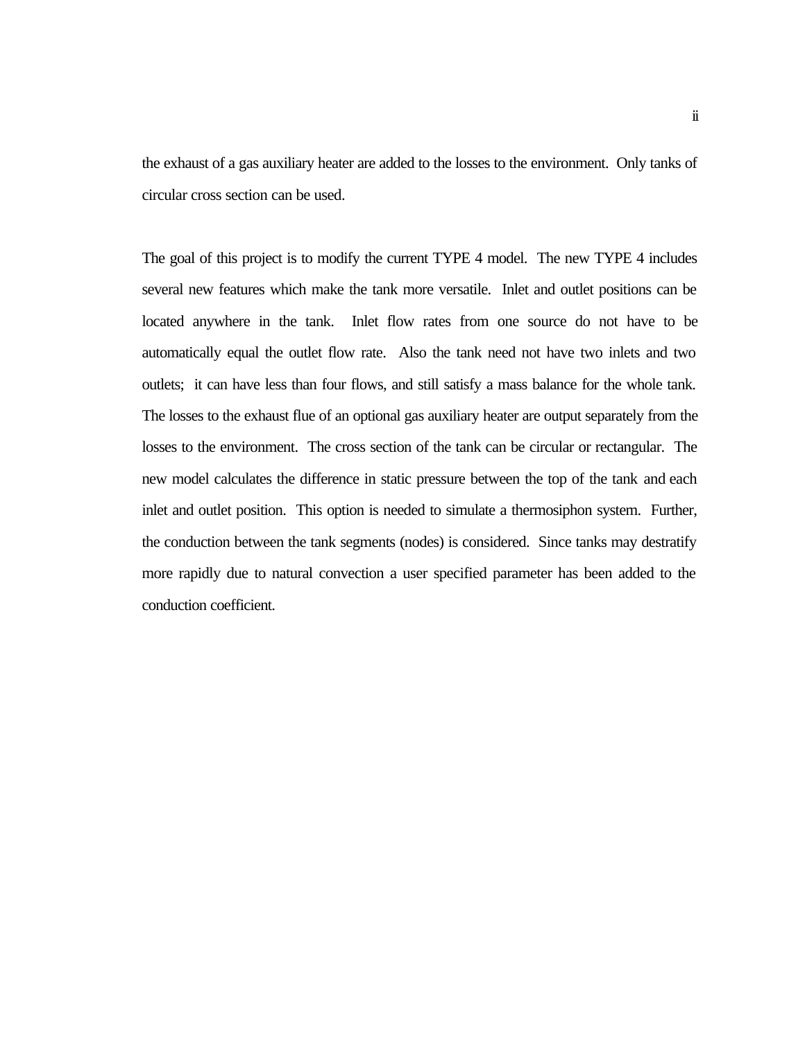the exhaust of a gas auxiliary heater are added to the losses to the environment. Only tanks of circular cross section can be used.

The goal of this project is to modify the current TYPE 4 model. The new TYPE 4 includes several new features which make the tank more versatile. Inlet and outlet positions can be located anywhere in the tank. Inlet flow rates from one source do not have to be automatically equal the outlet flow rate. Also the tank need not have two inlets and two outlets; it can have less than four flows, and still satisfy a mass balance for the whole tank. The losses to the exhaust flue of an optional gas auxiliary heater are output separately from the losses to the environment. The cross section of the tank can be circular or rectangular. The new model calculates the difference in static pressure between the top of the tank and each inlet and outlet position. This option is needed to simulate a thermosiphon system. Further, the conduction between the tank segments (nodes) is considered. Since tanks may destratify more rapidly due to natural convection a user specified parameter has been added to the conduction coefficient.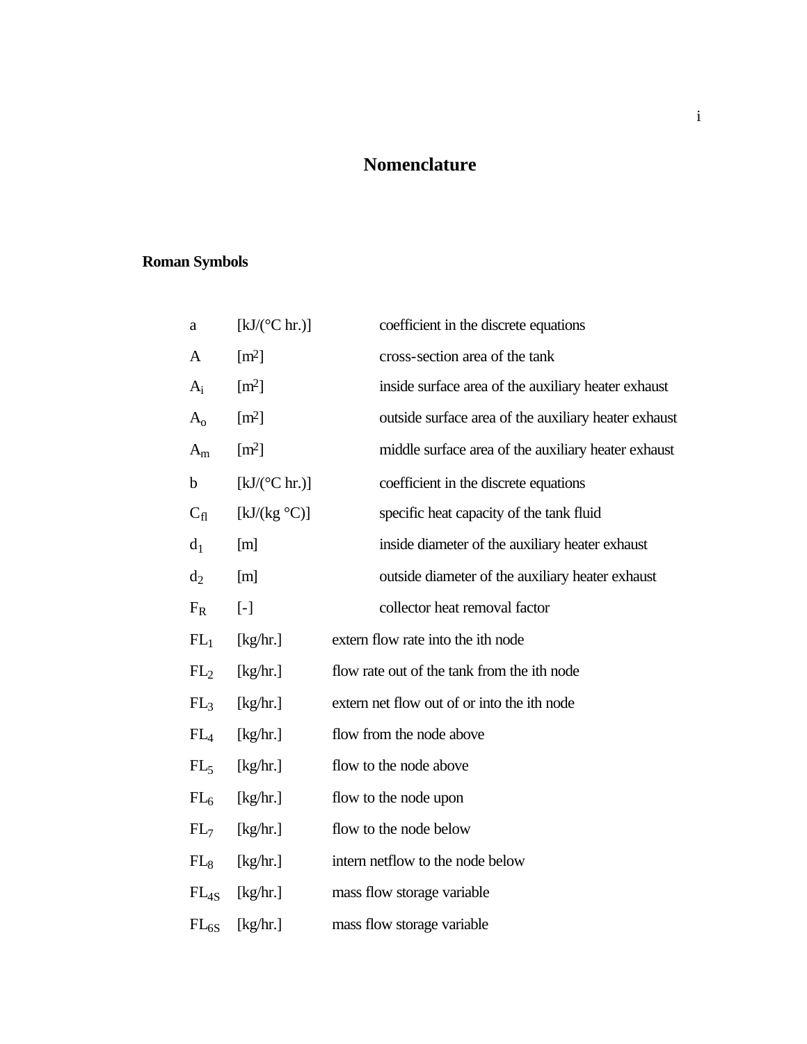# Nomenclature

## Roman Symbols

| | | |
|---|---|---|
| $a$ | [kJ/(°C hr.)] | coefficient in the discrete equations |
| $A$ | [m$^2$] | cross-section area of the tank |
| $A_i$ | [m$^2$] | inside surface area of the auxiliary heater exhaust |
| $A_o$ | [m$^2$] | outside surface area of the auxiliary heater exhaust |
| $A_m$ | [m$^2$] | middle surface area of the auxiliary heater exhaust |
| $b$ | [kJ/(°C hr.)] | coefficient in the discrete equations |
| $C_{fl}$ | [kJ/(kg °C)] | specific heat capacity of the tank fluid |
| $d_1$ | [m] | inside diameter of the auxiliary heater exhaust |
| $d_2$ | [m] | outside diameter of the auxiliary heater exhaust |
| $F_R$ | [-] | collector heat removal factor |
| $FL_1$ | [kg/hr.] | extern flow rate into the ith node |
| $FL_2$ | [kg/hr.] | flow rate out of the tank from the ith node |
| $FL_3$ | [kg/hr.] | extern net flow out of or into the ith node |
| $FL_4$ | [kg/hr.] | flow from the node above |
| $FL_5$ | [kg/hr.] | flow to the node above |
| $FL_6$ | [kg/hr.] | flow to the node upon |
| $FL_7$ | [kg/hr.] | flow to the node below |
| $FL_8$ | [kg/hr.] | intern netflow to the node below |
| $FL_{4S}$ | [kg/hr.] | mass flow storage variable |
| $FL_{6S}$ | [kg/hr.] | mass flow storage variable |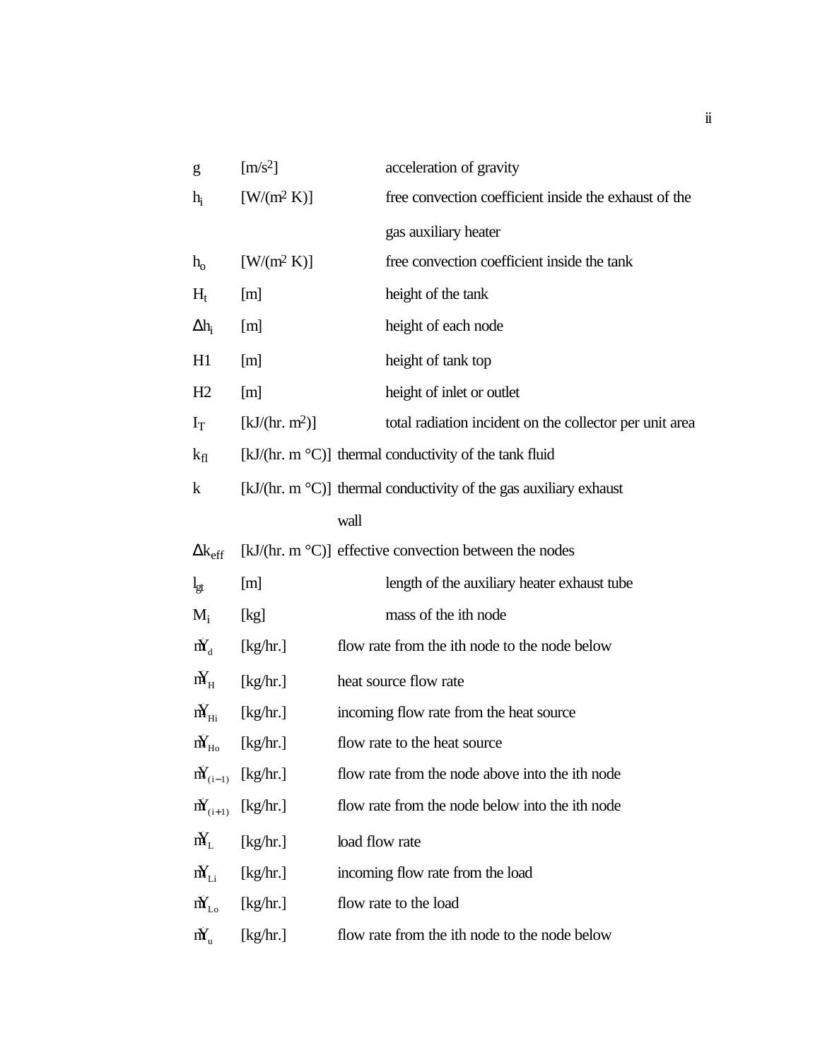| | | |
|---|---|---|
| g | [m/s$^2$] | acceleration of gravity |
| $h_i$ | [W/(m$^2$ K)] | free convection coefficient inside the exhaust of the gas auxiliary heater |
| $h_o$ | [W/(m$^2$ K)] | free convection coefficient inside the tank |
| $H_t$ | [m] | height of the tank |
| $\Delta h_i$ | [m] | height of each node |
| H1 | [m] | height of tank top |
| H2 | [m] | height of inlet or outlet |
| $I_T$ | [kJ/(hr. m$^2$)] | total radiation incident on the collector per unit area |
| $k_{fl}$ | [kJ/(hr. m °C)] | thermal conductivity of the tank fluid |
| k | [kJ/(hr. m °C)] | thermal conductivity of the gas auxiliary exhaust wall |
| $\Delta k_{eff}$ | [kJ/(hr. m °C)] | effective convection between the nodes |
| $l_{gt}$ | [m] | length of the auxiliary heater exhaust tube |
| $M_i$ | [kg] | mass of the ith node |
| $\dot{m}_d$ | [kg/hr.] | flow rate from the ith node to the node below |
| $\dot{m}_H$ | [kg/hr.] | heat source flow rate |
| $\dot{m}_{Hi}$ | [kg/hr.] | incoming flow rate from the heat source |
| $\dot{m}_{Ho}$ | [kg/hr.] | flow rate to the heat source |
| $\dot{m}_{(i-1)}$ | [kg/hr.] | flow rate from the node above into the ith node |
| $\dot{m}_{(i+1)}$ | [kg/hr.] | flow rate from the node below into the ith node |
| $\dot{m}_L$ | [kg/hr.] | load flow rate |
| $\dot{m}_{Li}$ | [kg/hr.] | incoming flow rate from the load |
| $\dot{m}_{Lo}$ | [kg/hr.] | flow rate to the load |
| $\dot{m}_u$ | [kg/hr.] | flow rate from the ith node to the node below |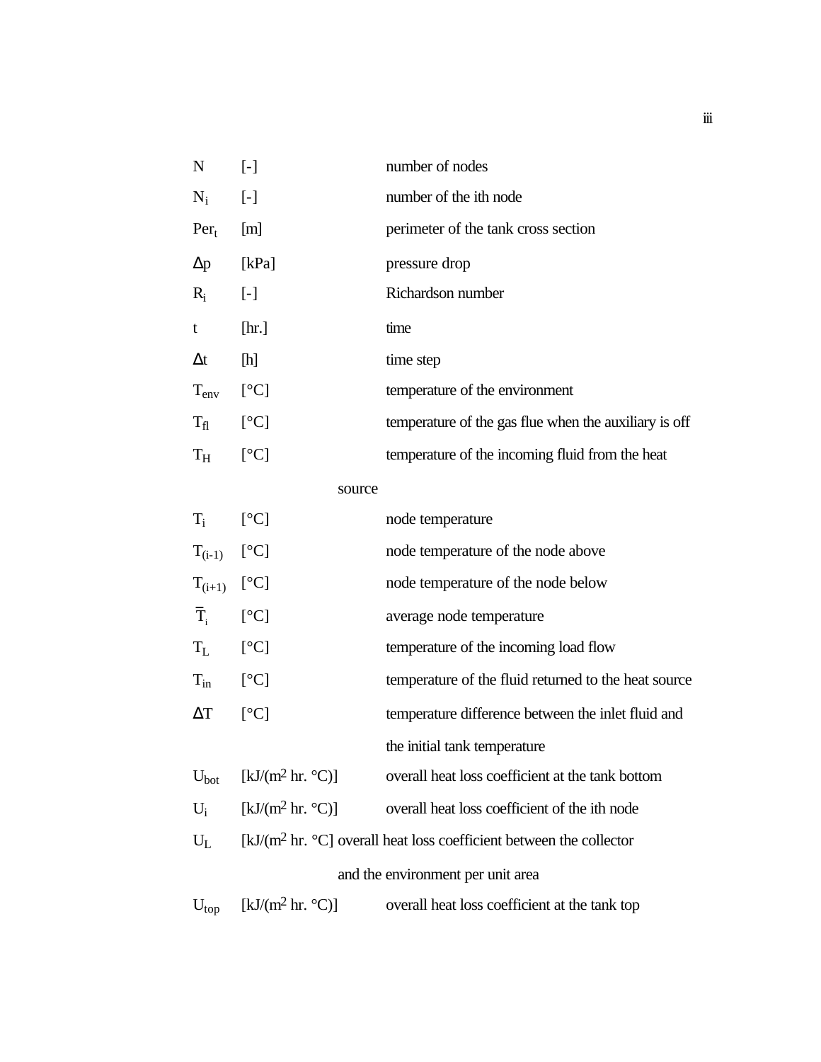| | | |
|---|---|---|
| $N$ | [-] | number of nodes |
| $N_i$ | [-] | number of the ith node |
| $Per_t$ | [m] | perimeter of the tank cross section |
| $\Delta p$ | [kPa] | pressure drop |
| $R_i$ | [-] | Richardson number |
| $t$ | [hr.] | time |
| $\Delta t$ | [h] | time step |
| $T_{env}$ | [°C] | temperature of the environment |
| $T_{fl}$ | [°C] | temperature of the gas flue when the auxiliary is off |
| $T_H$ | [°C] | temperature of the incoming fluid from the heat source |
| $T_i$ | [°C] | node temperature |
| $T_{(i-1)}$ | [°C] | node temperature of the node above |
| $T_{(i+1)}$ | [°C] | node temperature of the node below |
| $\overline{T}_i$ | [°C] | average node temperature |
| $T_L$ | [°C] | temperature of the incoming load flow |
| $T_{in}$ | [°C] | temperature of the fluid returned to the heat source |
| $\Delta T$ | [°C] | temperature difference between the inlet fluid and the initial tank temperature |
| $U_{bot}$ | [kJ/(m$^2$ hr. °C)] | overall heat loss coefficient at the tank bottom |
| $U_i$ | [kJ/(m$^2$ hr. °C)] | overall heat loss coefficient of the ith node |
| $U_L$ | [kJ/(m$^2$ hr. °C] | overall heat loss coefficient between the collector and the environment per unit area |
| $U_{top}$ | [kJ/(m$^2$ hr. °C)] | overall heat loss coefficient at the tank top |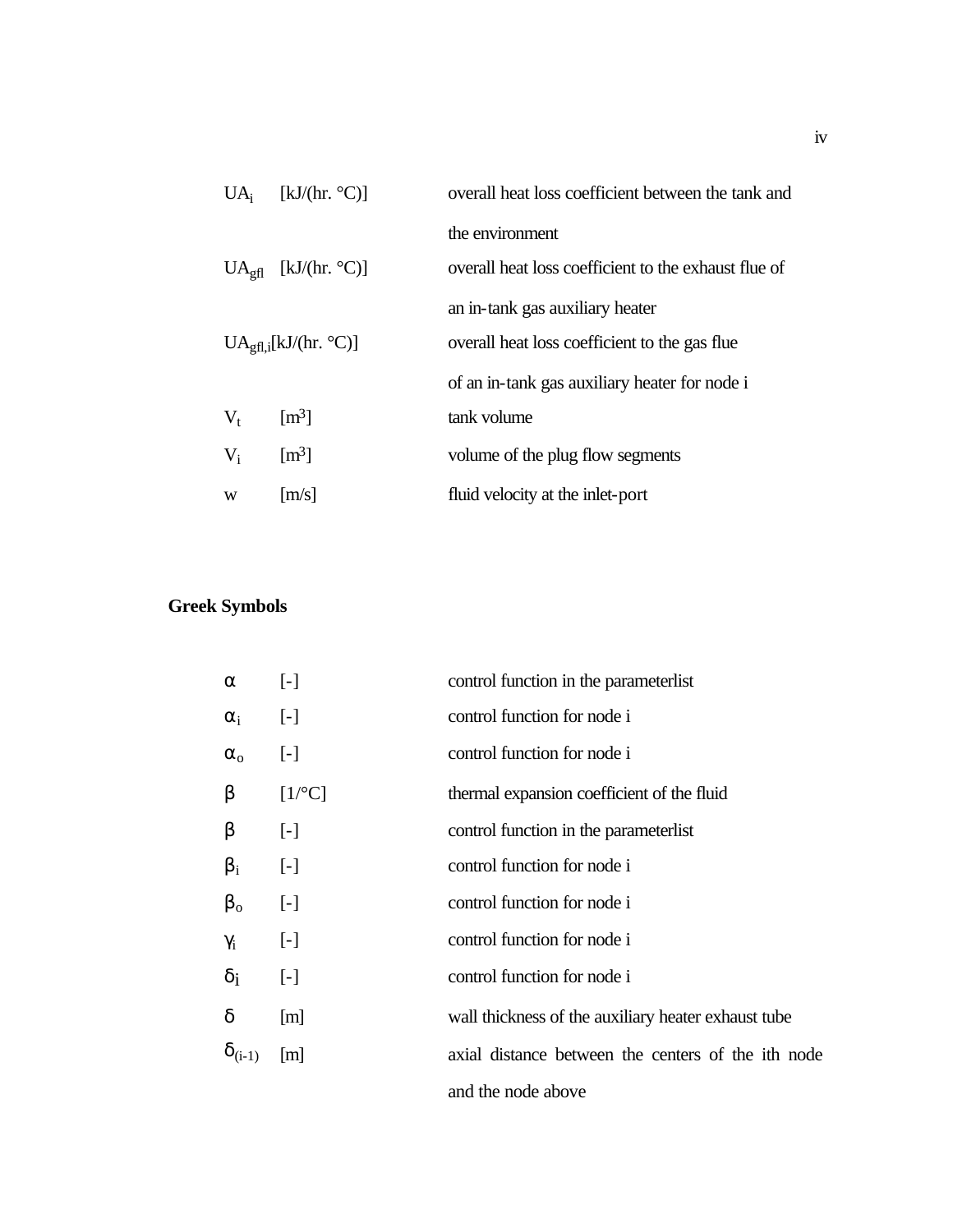| | | |
|---|---|---|
| $UA_i$ | [kJ/(hr. °C)] | overall heat loss coefficient between the tank and the environment |
| $UA_{gfl}$ | [kJ/(hr. °C)] | overall heat loss coefficient to the exhaust flue of an in-tank gas auxiliary heater |
| $UA_{gfl,i}$ | [kJ/(hr. °C)] | overall heat loss coefficient to the gas flue of an in-tank gas auxiliary heater for node i |
| $V_t$ | [m³] | tank volume |
| $V_i$ | [m³] | volume of the plug flow segments |
| w | [m/s] | fluid velocity at the inlet-port |

**Greek Symbols**

| | | |
|---|---|---|
| $\alpha$ | [-] | control function in the parameterlist |
| $\alpha_i$ | [-] | control function for node i |
| $\alpha_o$ | [-] | control function for node i |
| $\beta$ | [1/°C] | thermal expansion coefficient of the fluid |
| $\beta$ | [-] | control function in the parameterlist |
| $\beta_i$ | [-] | control function for node i |
| $\beta_o$ | [-] | control function for node i |
| $\gamma_i$ | [-] | control function for node i |
| $\delta_i$ | [-] | control function for node i |
| $\delta$ | [m] | wall thickness of the auxiliary heater exhaust tube |
| $\delta_{(i-1)}$ | [m] | axial distance between the centers of the ith node and the node above |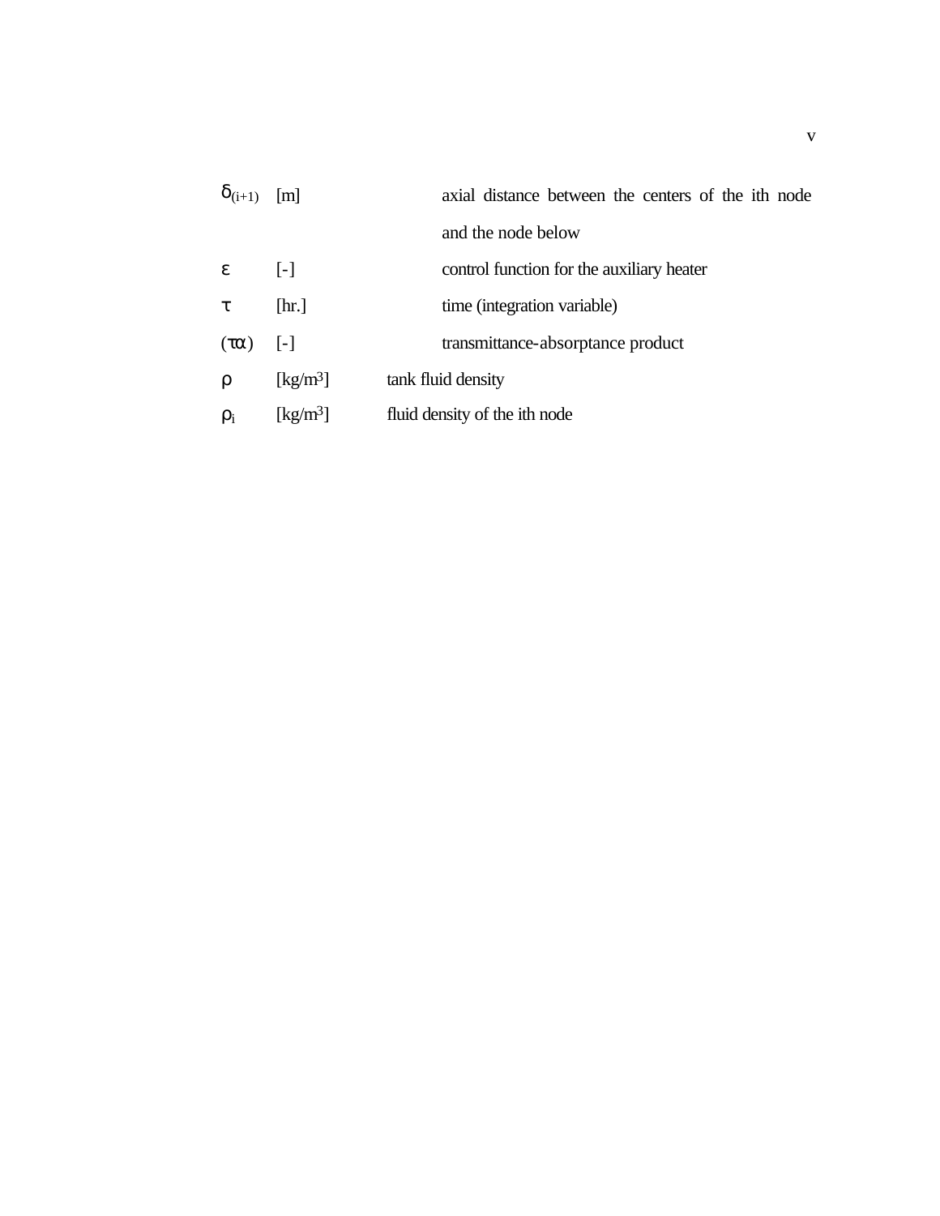| | | |
|---|---|---|
| $\delta_{(i+1)}$ | [m] | axial distance between the centers of the ith node and the node below |
| $\varepsilon$ | [-] | control function for the auxiliary heater |
| $\tau$ | [hr.] | time (integration variable) |
| $(\tau\alpha)$ | [-] | transmittance-absorptance product |
| $\rho$ | [kg/m$^3$] | tank fluid density |
| $\rho_i$ | [kg/m$^3$] | fluid density of the ith node |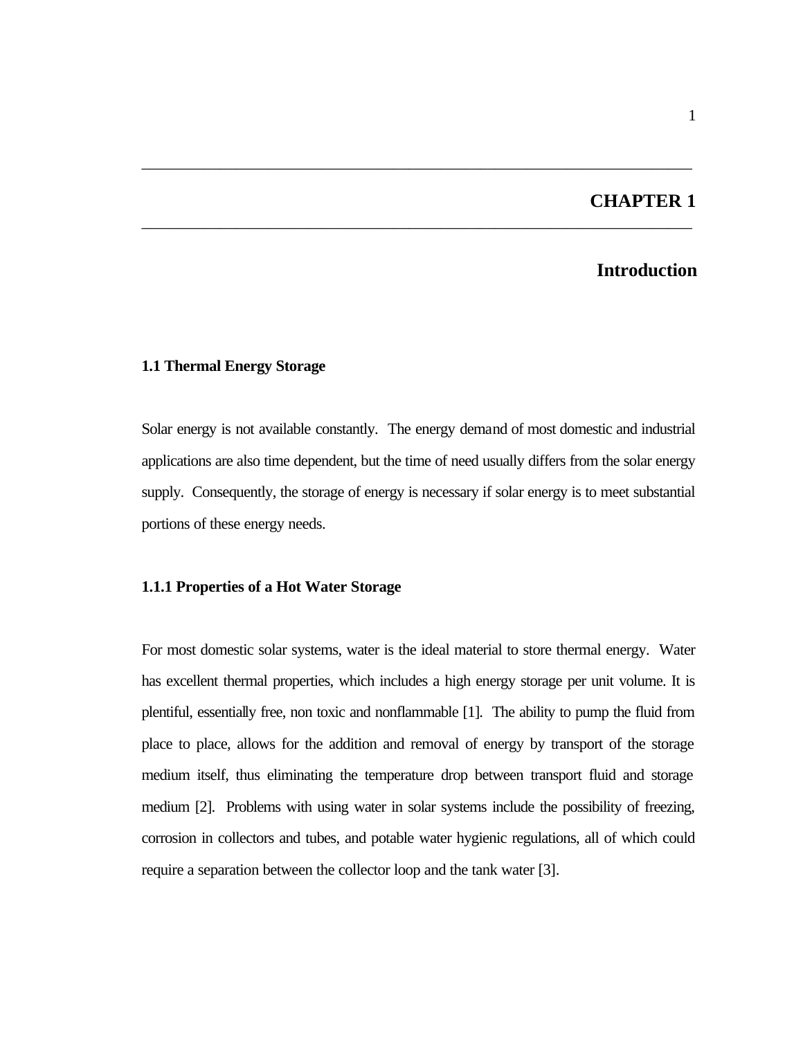# CHAPTER 1

# Introduction

### 1.1 Thermal Energy Storage

Solar energy is not available constantly. The energy demand of most domestic and industrial applications are also time dependent, but the time of need usually differs from the solar energy supply. Consequently, the storage of energy is necessary if solar energy is to meet substantial portions of these energy needs.

#### 1.1.1 Properties of a Hot Water Storage

For most domestic solar systems, water is the ideal material to store thermal energy. Water has excellent thermal properties, which includes a high energy storage per unit volume. It is plentiful, essentially free, non toxic and nonflammable [1]. The ability to pump the fluid from place to place, allows for the addition and removal of energy by transport of the storage medium itself, thus eliminating the temperature drop between transport fluid and storage medium [2]. Problems with using water in solar systems include the possibility of freezing, corrosion in collectors and tubes, and potable water hygienic regulations, all of which could require a separation between the collector loop and the tank water [3].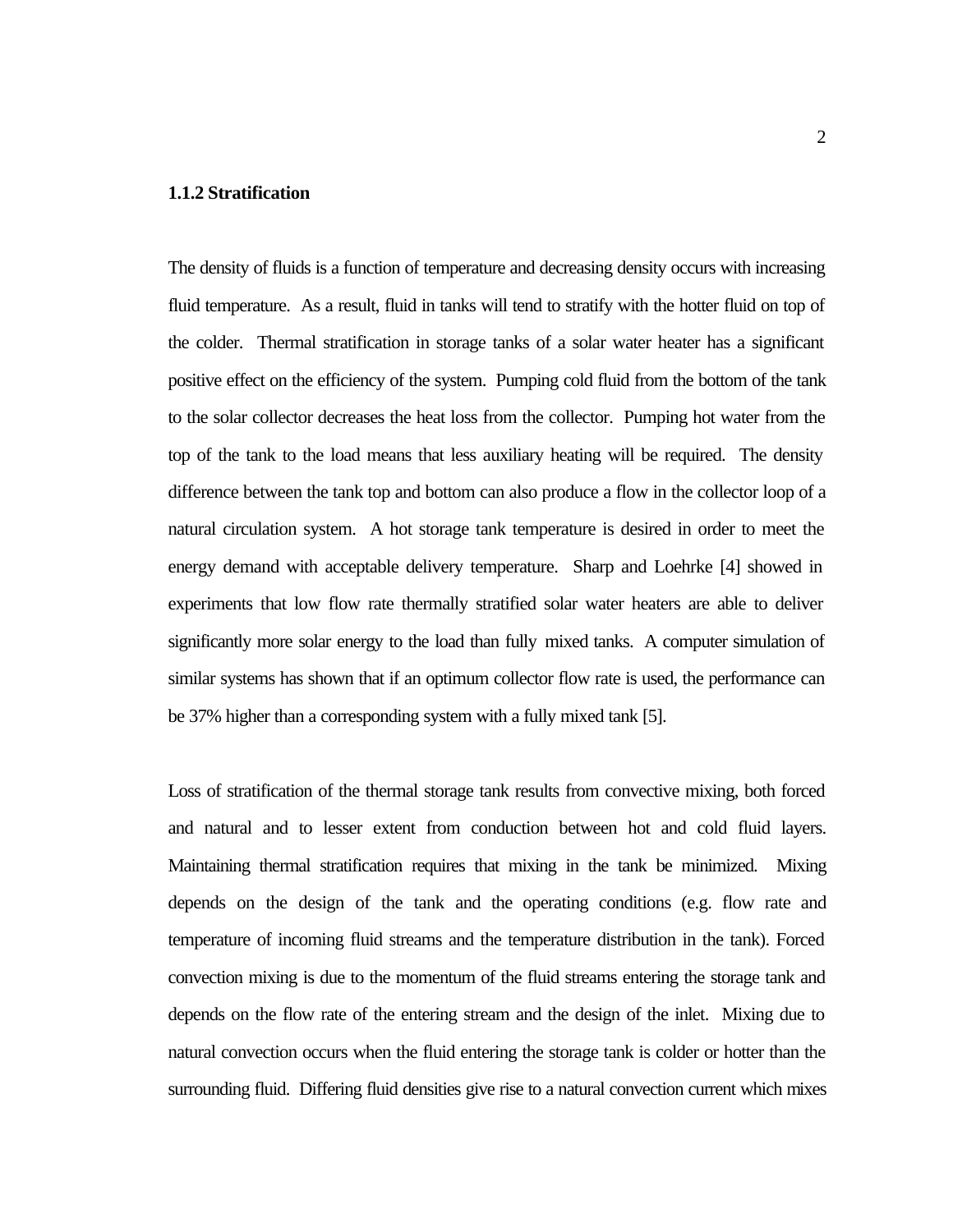### 1.1.2 Stratification

The density of fluids is a function of temperature and decreasing density occurs with increasing fluid temperature. As a result, fluid in tanks will tend to stratify with the hotter fluid on top of the colder. Thermal stratification in storage tanks of a solar water heater has a significant positive effect on the efficiency of the system. Pumping cold fluid from the bottom of the tank to the solar collector decreases the heat loss from the collector. Pumping hot water from the top of the tank to the load means that less auxiliary heating will be required. The density difference between the tank top and bottom can also produce a flow in the collector loop of a natural circulation system. A hot storage tank temperature is desired in order to meet the energy demand with acceptable delivery temperature. Sharp and Loehrke [4] showed in experiments that low flow rate thermally stratified solar water heaters are able to deliver significantly more solar energy to the load than fully mixed tanks. A computer simulation of similar systems has shown that if an optimum collector flow rate is used, the performance can be 37% higher than a corresponding system with a fully mixed tank [5].

Loss of stratification of the thermal storage tank results from convective mixing, both forced and natural and to lesser extent from conduction between hot and cold fluid layers. Maintaining thermal stratification requires that mixing in the tank be minimized. Mixing depends on the design of the tank and the operating conditions (e.g. flow rate and temperature of incoming fluid streams and the temperature distribution in the tank). Forced convection mixing is due to the momentum of the fluid streams entering the storage tank and depends on the flow rate of the entering stream and the design of the inlet. Mixing due to natural convection occurs when the fluid entering the storage tank is colder or hotter than the surrounding fluid. Differing fluid densities give rise to a natural convection current which mixes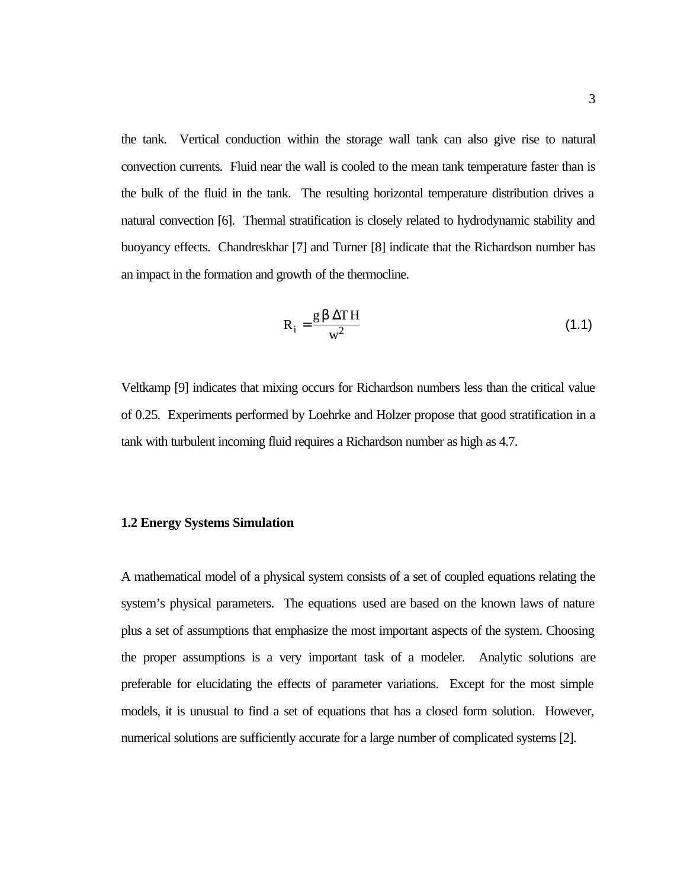the tank. Vertical conduction within the storage wall tank can also give rise to natural convection currents. Fluid near the wall is cooled to the mean tank temperature faster than is the bulk of the fluid in the tank. The resulting horizontal temperature distribution drives a natural convection [6]. Thermal stratification is closely related to hydrodynamic stability and buoyancy effects. Chandreskhar [7] and Turner [8] indicate that the Richardson number has an impact in the formation and growth of the thermocline.

$$R_i = \frac{g\beta \Delta T H}{w^2} \tag{1.1}$$

Veltkamp [9] indicates that mixing occurs for Richardson numbers less than the critical value of 0.25. Experiments performed by Loehrke and Holzer propose that good stratification in a tank with turbulent incoming fluid requires a Richardson number as high as 4.7.

### 1.2 Energy Systems Simulation

A mathematical model of a physical system consists of a set of coupled equations relating the system's physical parameters. The equations used are based on the known laws of nature plus a set of assumptions that emphasize the most important aspects of the system. Choosing the proper assumptions is a very important task of a modeler. Analytic solutions are preferable for elucidating the effects of parameter variations. Except for the most simple models, it is unusual to find a set of equations that has a closed form solution. However, numerical solutions are sufficiently accurate for a large number of complicated systems [2].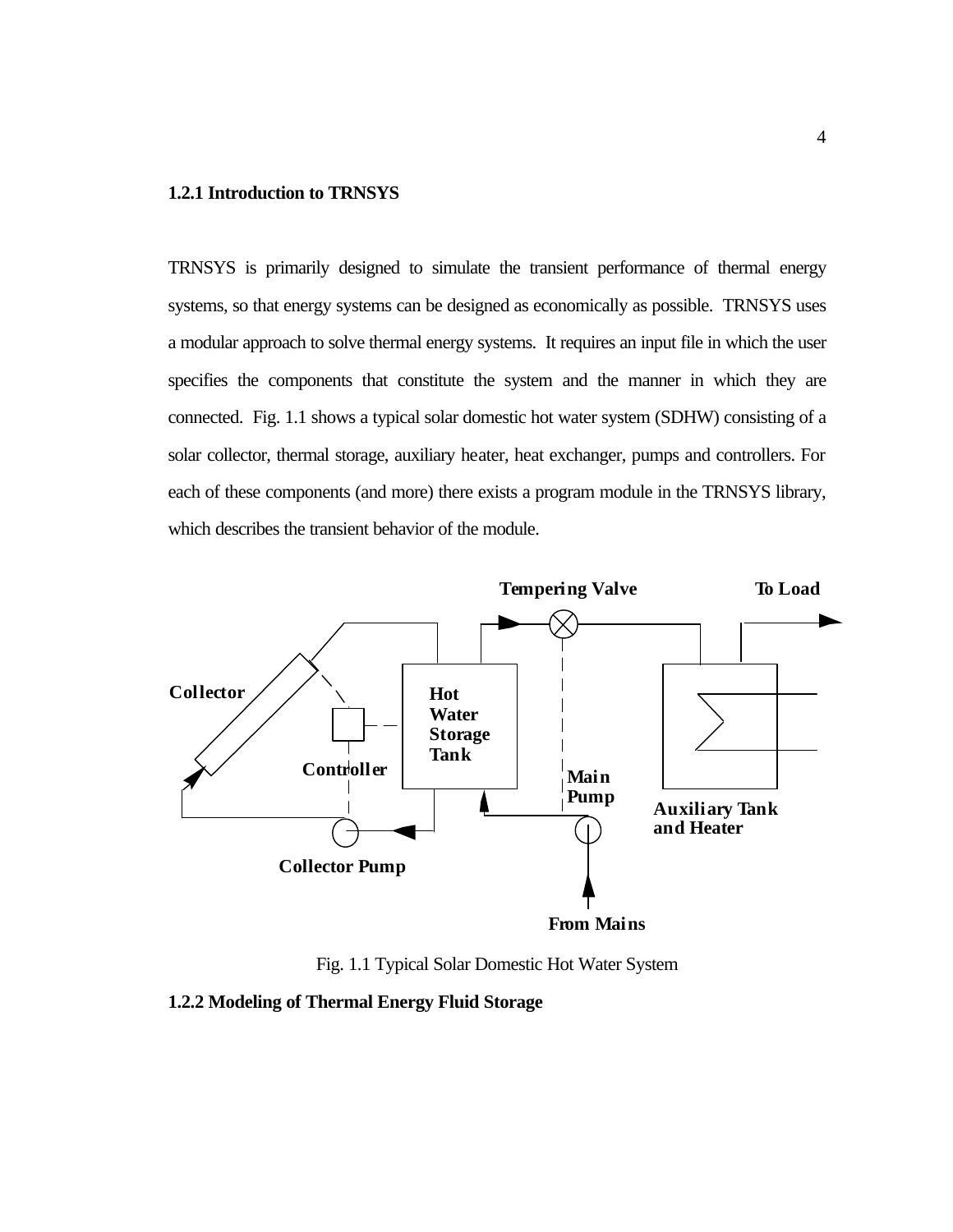### 1.2.1 Introduction to TRNSYS

TRNSYS is primarily designed to simulate the transient performance of thermal energy systems, so that energy systems can be designed as economically as possible. TRNSYS uses a modular approach to solve thermal energy systems. It requires an input file in which the user specifies the components that constitute the system and the manner in which they are connected. Fig. 1.1 shows a typical solar domestic hot water system (SDHW) consisting of a solar collector, thermal storage, auxiliary heater, heat exchanger, pumps and controllers. For each of these components (and more) there exists a program module in the TRNSYS library, which describes the transient behavior of the module.

Tempering Valve

To Load

Collector

Hot Water Storage Tank

Controller

Main Pump

Auxiliary Tank and Heater

Collector Pump

From Mains

Fig. 1.1 Typical Solar Domestic Hot Water System

### 1.2.2 Modeling of Thermal Energy Fluid Storage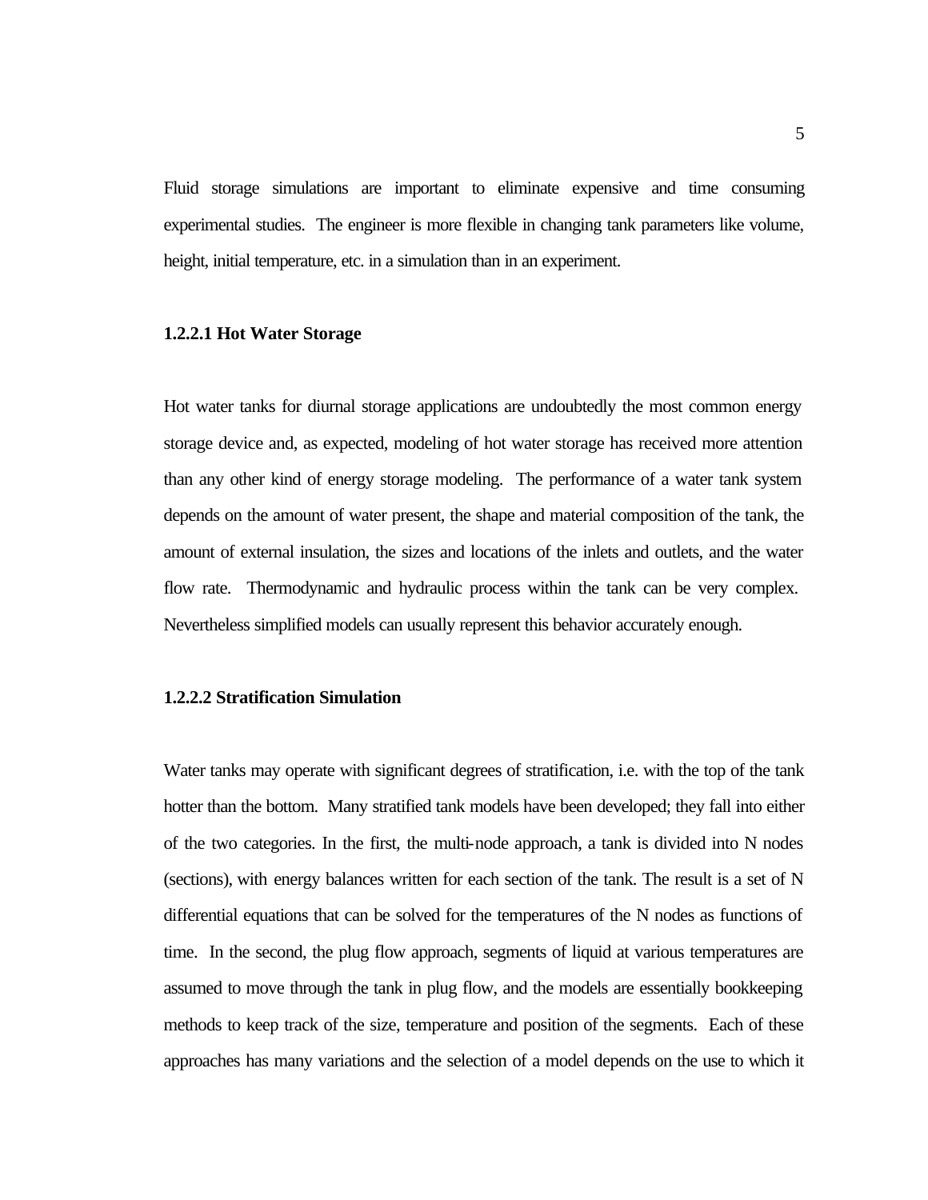Fluid storage simulations are important to eliminate expensive and time consuming experimental studies. The engineer is more flexible in changing tank parameters like volume, height, initial temperature, etc. in a simulation than in an experiment.

#### 1.2.2.1 Hot Water Storage

Hot water tanks for diurnal storage applications are undoubtedly the most common energy storage device and, as expected, modeling of hot water storage has received more attention than any other kind of energy storage modeling. The performance of a water tank system depends on the amount of water present, the shape and material composition of the tank, the amount of external insulation, the sizes and locations of the inlets and outlets, and the water flow rate. Thermodynamic and hydraulic process within the tank can be very complex. Nevertheless simplified models can usually represent this behavior accurately enough.

#### 1.2.2.2 Stratification Simulation

Water tanks may operate with significant degrees of stratification, i.e. with the top of the tank hotter than the bottom. Many stratified tank models have been developed; they fall into either of the two categories. In the first, the multi-node approach, a tank is divided into N nodes (sections), with energy balances written for each section of the tank. The result is a set of N differential equations that can be solved for the temperatures of the N nodes as functions of time. In the second, the plug flow approach, segments of liquid at various temperatures are assumed to move through the tank in plug flow, and the models are essentially bookkeeping methods to keep track of the size, temperature and position of the segments. Each of these approaches has many variations and the selection of a model depends on the use to which it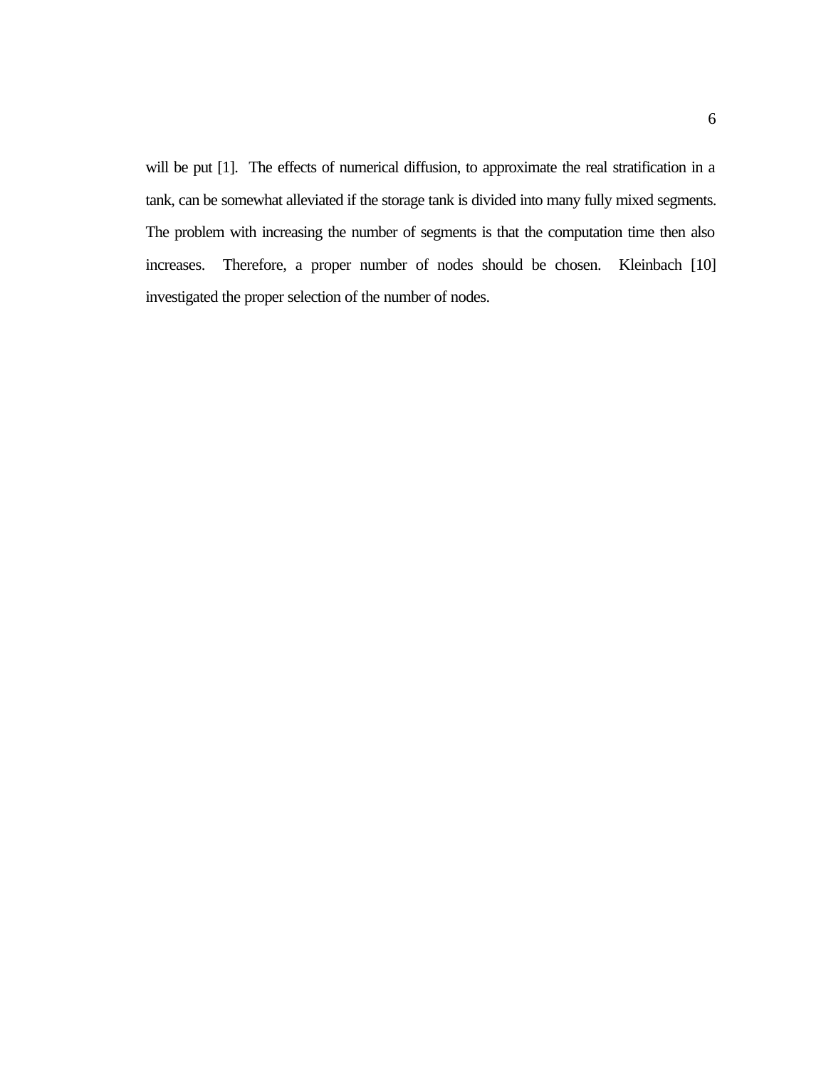will be put [1]. The effects of numerical diffusion, to approximate the real stratification in a tank, can be somewhat alleviated if the storage tank is divided into many fully mixed segments. The problem with increasing the number of segments is that the computation time then also increases. Therefore, a proper number of nodes should be chosen. Kleinbach [10] investigated the proper selection of the number of nodes.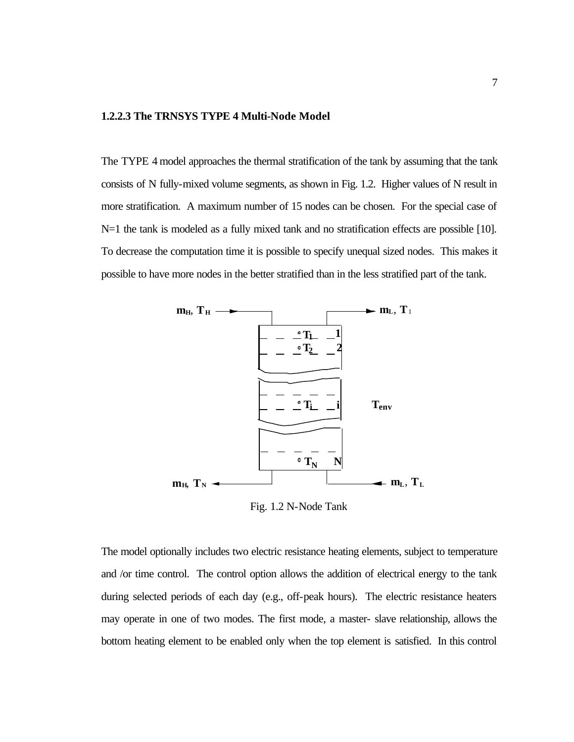### 1.2.2.3 The TRNSYS TYPE 4 Multi-Node Model

The TYPE 4 model approaches the thermal stratification of the tank by assuming that the tank consists of N fully-mixed volume segments, as shown in Fig. 1.2. Higher values of N result in more stratification. A maximum number of 15 nodes can be chosen. For the special case of N=1 the tank is modeled as a fully mixed tank and no stratification effects are possible [10]. To decrease the computation time it is possible to specify unequal sized nodes. This makes it possible to have more nodes in the better stratified than in the less stratified part of the tank.

Fig. 1.2 N-Node Tank

The model optionally includes two electric resistance heating elements, subject to temperature and /or time control. The control option allows the addition of electrical energy to the tank during selected periods of each day (e.g., off-peak hours). The electric resistance heaters may operate in one of two modes. The first mode, a master- slave relationship, allows the bottom heating element to be enabled only when the top element is satisfied. In this control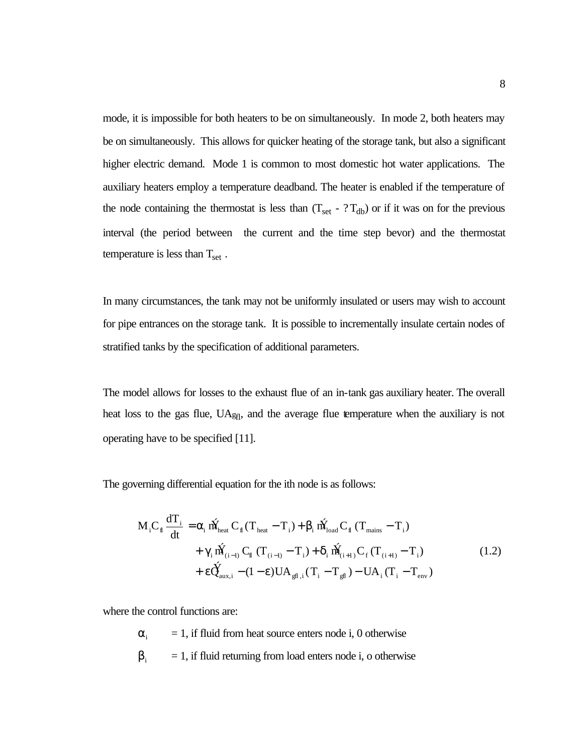mode, it is impossible for both heaters to be on simultaneously. In mode 2, both heaters may be on simultaneously. This allows for quicker heating of the storage tank, but also a significant higher electric demand. Mode 1 is common to most domestic hot water applications. The auxiliary heaters employ a temperature deadband. The heater is enabled if the temperature of the node containing the thermostat is less than ($T_{set}$ - ?$T_{db}$) or if it was on for the previous interval (the period between the current and the time step bevor) and the thermostat temperature is less than $T_{set}$ .

In many circumstances, the tank may not be uniformly insulated or users may wish to account for pipe entrances on the storage tank. It is possible to incrementally insulate certain nodes of stratified tanks by the specification of additional parameters.

The model allows for losses to the exhaust flue of an in-tank gas auxiliary heater. The overall heat loss to the gas flue, $UA_{gfl}$, and the average flue temperature when the auxiliary is not operating have to be specified [11].

The governing differential equation for the ith node is as follows:

$$
\begin{aligned}
M_i C_{fl} \frac{dT_i}{dt} = {} & \alpha_i \dot{m}_{heat} C_{fl} (T_{heat} - T_i) + \beta_i \dot{m}_{load} C_{fl} (T_{mains} - T_i) \\
& + \gamma_i \dot{m}_{(i-1)} C_{fl} (T_{(i-1)} - T_i) + \delta_i \dot{m}_{(i+1)} C_f (T_{(i+1)} - T_i) \\
& + \varepsilon \dot{Q}_{aux,i} - (1-\varepsilon) UA_{gfl,i} (T_i - T_{gfl}) - UA_i (T_i - T_{env})
\end{aligned}
\tag{1.2}
$$

where the control functions are:

$\alpha_i$ = 1, if fluid from heat source enters node i, 0 otherwise

$\beta_i$ = 1, if fluid returning from load enters node i, o otherwise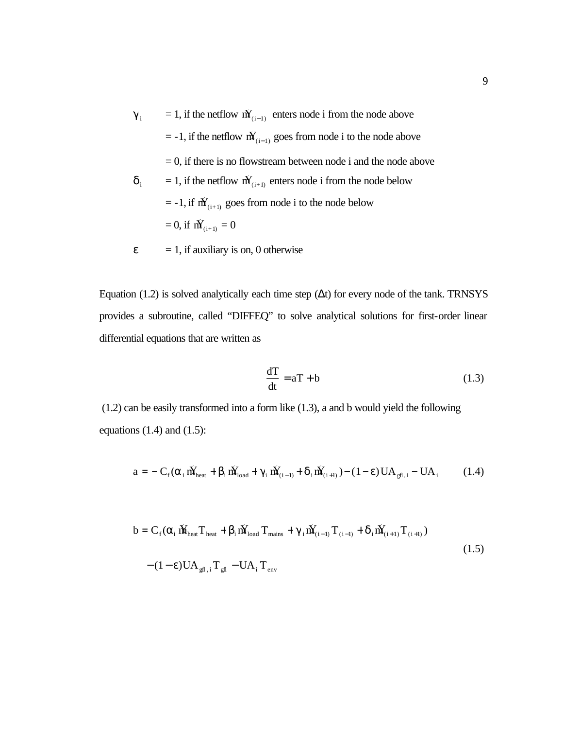$\gamma_i$ = 1, if the netflow $\dot{m}_{(i-1)}$ enters node i from the node above

= -1, if the netflow $\dot{m}_{(i-1)}$ goes from node i to the node above

= 0, if there is no flowstream between node i and the node above

$\delta_i$ = 1, if the netflow $\dot{m}_{(i+1)}$ enters node i from the node below

= -1, if $\dot{m}_{(i+1)}$ goes from node i to the node below

= 0, if $\dot{m}_{(i+1)} = 0$

$\varepsilon$ = 1, if auxiliary is on, 0 otherwise

Equation (1.2) is solved analytically each time step ($\Delta$t) for every node of the tank. TRNSYS provides a subroutine, called "DIFFEQ" to solve analytical solutions for first-order linear differential equations that are written as

$$\frac{dT}{dt} = aT + b \tag{1.3}$$

(1.2) can be easily transformed into a form like (1.3), a and b would yield the following equations (1.4) and (1.5):

$$a = -C_f(\alpha_i \dot{m}_{heat} + \beta_i \dot{m}_{load} + \gamma_i \dot{m}_{(i-1)} + \delta_i \dot{m}_{(i+1)}) - (1-\varepsilon)UA_{gfl,i} - UA_i \tag{1.4}$$

$$b = C_f(\alpha_i \dot{m}_{heat} T_{heat} + \beta_i \dot{m}_{load} T_{mains} + \gamma_i \dot{m}_{(i-1)} T_{(i-1)} + \delta_i \dot{m}_{(i+1)} T_{(i+1)}) \\ -(1-\varepsilon)UA_{gfl,i} T_{gfl} - UA_i T_{env} \tag{1.5}$$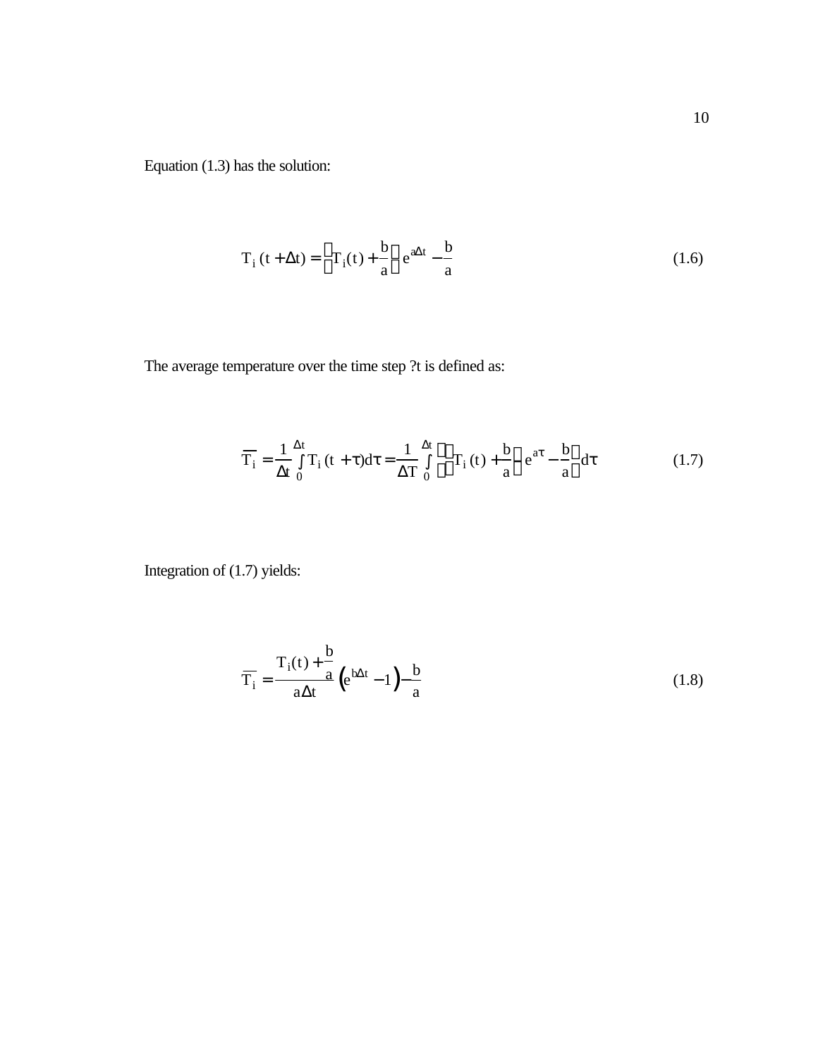Equation (1.3) has the solution:

$$T_i(t+\Delta t) = \left(T_i(t) + \frac{b}{a}\right)e^{a\Delta t} - \frac{b}{a} \tag{1.6}$$

The average temperature over the time step ?t is defined as:

$$\overline{T_i} = \frac{1}{\Delta t}\int_0^{\Delta t} T_i(t+\tau)d\tau = \frac{1}{\Delta T}\int_0^{\Delta t}\left(\left(T_i(t) + \frac{b}{a}\right)e^{a\tau} - \frac{b}{a}\right)d\tau \tag{1.7}$$

Integration of (1.7) yields:

$$\overline{T_i} = \frac{T_i(t) + \frac{b}{a}}{a\Delta t}\left(e^{b\Delta t} - 1\right) - \frac{b}{a} \tag{1.8}$$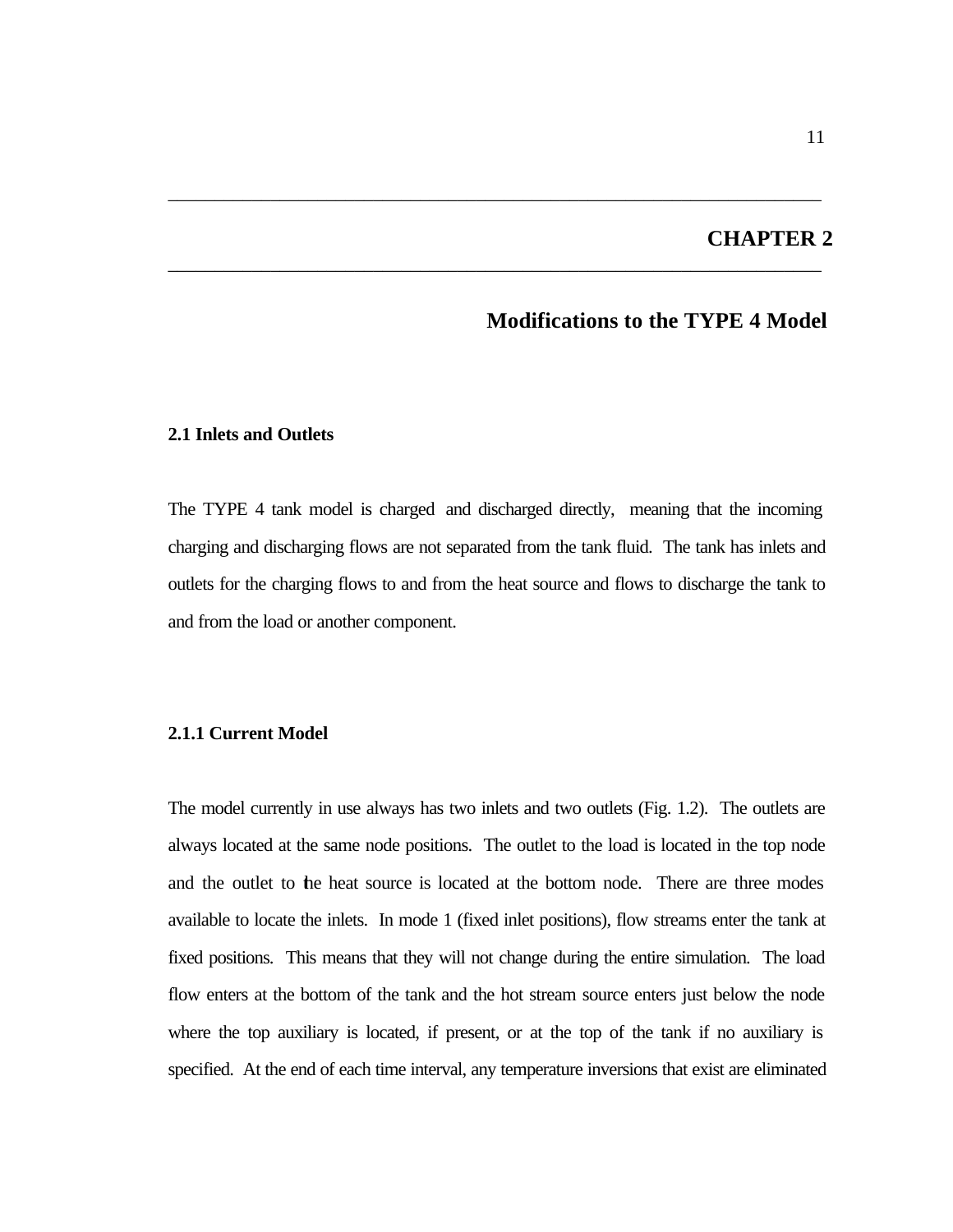# CHAPTER 2

## Modifications to the TYPE 4 Model

### 2.1 Inlets and Outlets

The TYPE 4 tank model is charged and discharged directly, meaning that the incoming charging and discharging flows are not separated from the tank fluid. The tank has inlets and outlets for the charging flows to and from the heat source and flows to discharge the tank to and from the load or another component.

### 2.1.1 Current Model

The model currently in use always has two inlets and two outlets (Fig. 1.2). The outlets are always located at the same node positions. The outlet to the load is located in the top node and the outlet to the heat source is located at the bottom node. There are three modes available to locate the inlets. In mode 1 (fixed inlet positions), flow streams enter the tank at fixed positions. This means that they will not change during the entire simulation. The load flow enters at the bottom of the tank and the hot stream source enters just below the node where the top auxiliary is located, if present, or at the top of the tank if no auxiliary is specified. At the end of each time interval, any temperature inversions that exist are eliminated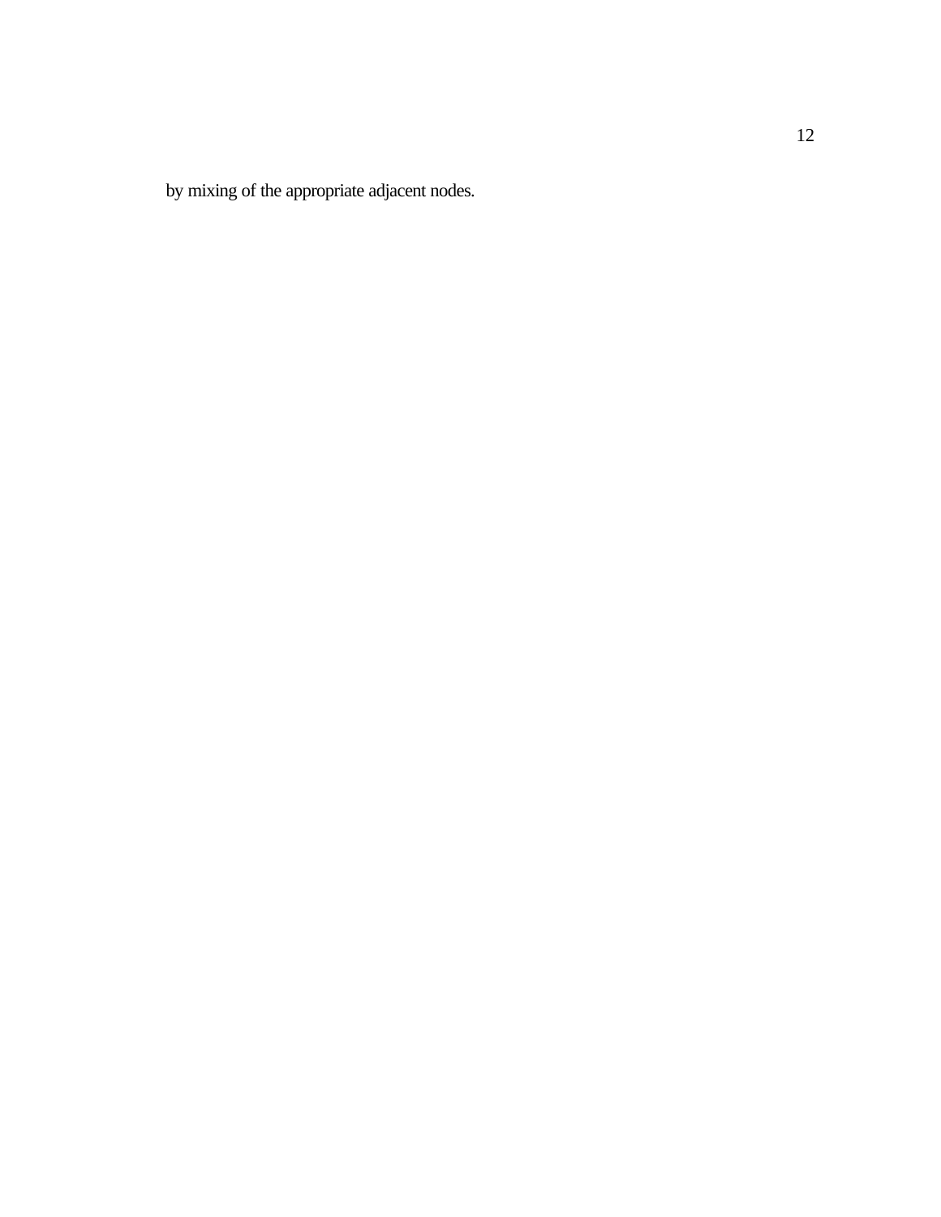by mixing of the appropriate adjacent nodes.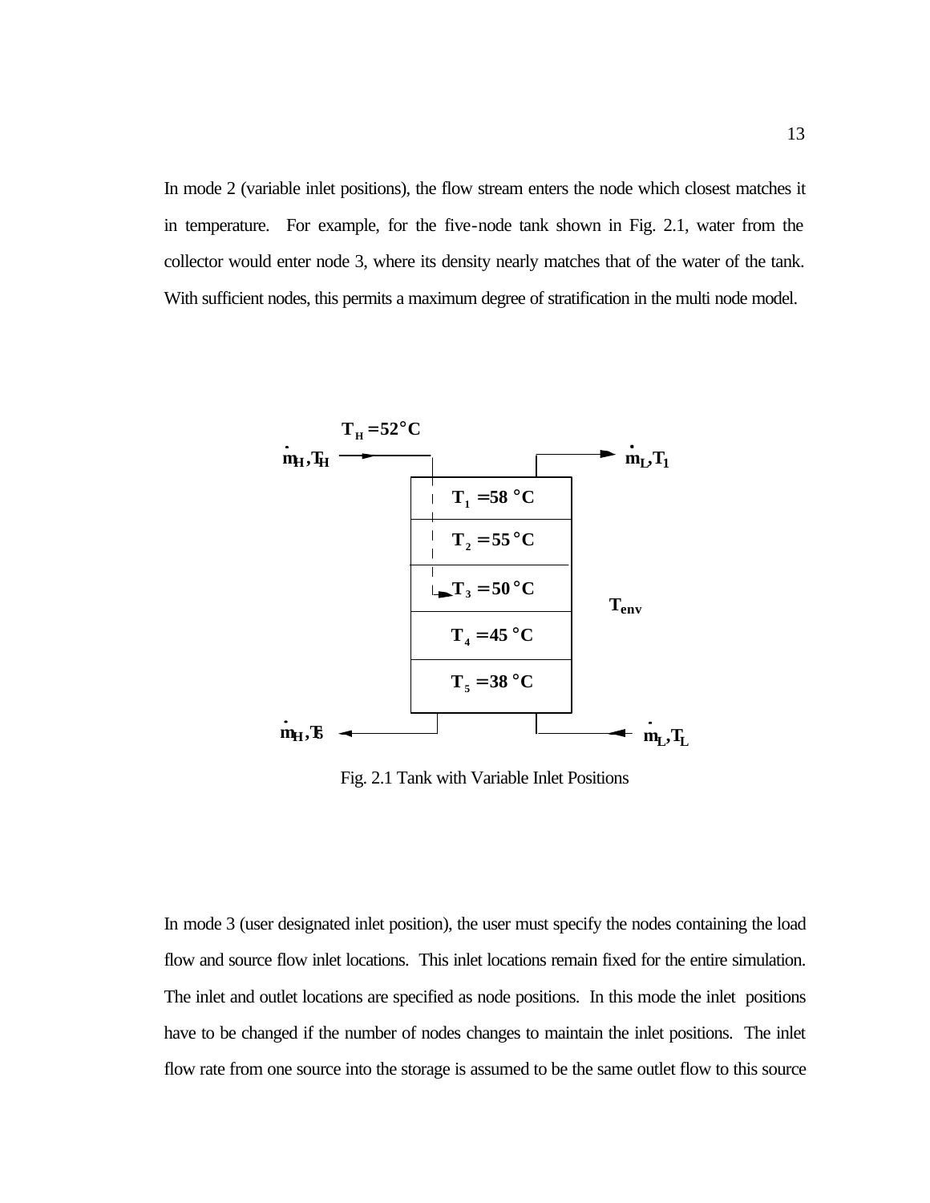In mode 2 (variable inlet positions), the flow stream enters the node which closest matches it in temperature. For example, for the five-node tank shown in Fig. 2.1, water from the collector would enter node 3, where its density nearly matches that of the water of the tank. With sufficient nodes, this permits a maximum degree of stratification in the multi node model.

Fig. 2.1 Tank with Variable Inlet Positions

In mode 3 (user designated inlet position), the user must specify the nodes containing the load flow and source flow inlet locations. This inlet locations remain fixed for the entire simulation. The inlet and outlet locations are specified as node positions. In this mode the inlet positions have to be changed if the number of nodes changes to maintain the inlet positions. The inlet flow rate from one source into the storage is assumed to be the same outlet flow to this source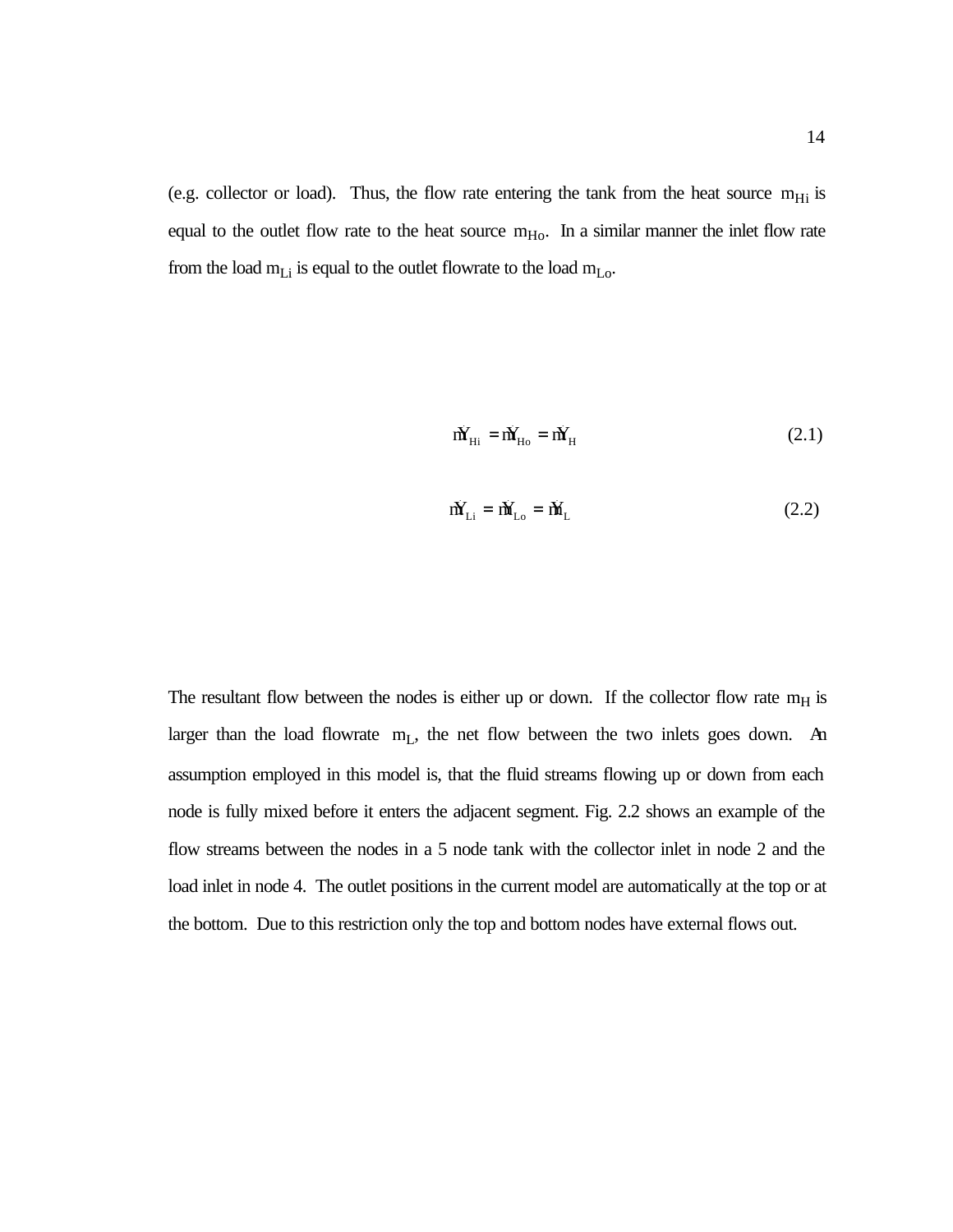(e.g. collector or load). Thus, the flow rate entering the tank from the heat source $m_{Hi}$ is equal to the outlet flow rate to the heat source $m_{Ho}$. In a similar manner the inlet flow rate from the load $m_{Li}$ is equal to the outlet flowrate to the load $m_{Lo}$.

$$\dot{m}_{Hi} = \dot{m}_{Ho} = \dot{m}_{H} \tag{2.1}$$

$$\dot{m}_{Li} = \dot{m}_{Lo} = \dot{m}_{L} \tag{2.2}$$

The resultant flow between the nodes is either up or down. If the collector flow rate $m_H$ is larger than the load flowrate $m_L$, the net flow between the two inlets goes down. An assumption employed in this model is, that the fluid streams flowing up or down from each node is fully mixed before it enters the adjacent segment. Fig. 2.2 shows an example of the flow streams between the nodes in a 5 node tank with the collector inlet in node 2 and the load inlet in node 4. The outlet positions in the current model are automatically at the top or at the bottom. Due to this restriction only the top and bottom nodes have external flows out.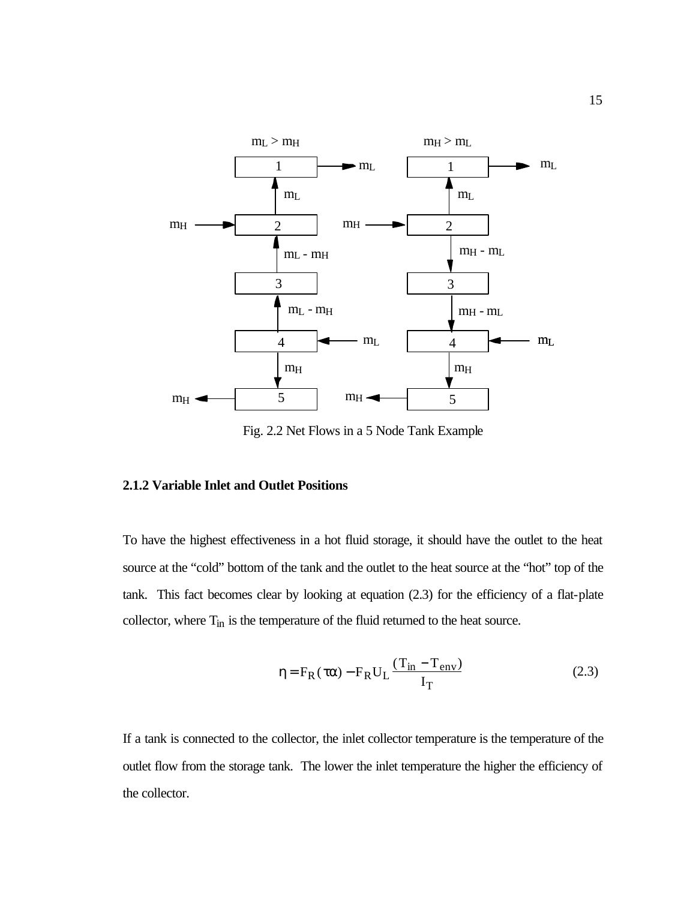Fig. 2.2 Net Flows in a 5 Node Tank Example

### 2.1.2 Variable Inlet and Outlet Positions

To have the highest effectiveness in a hot fluid storage, it should have the outlet to the heat source at the "cold" bottom of the tank and the outlet to the heat source at the "hot" top of the tank. This fact becomes clear by looking at equation (2.3) for the efficiency of a flat-plate collector, where $T_{in}$ is the temperature of the fluid returned to the heat source.

$$\eta = F_R(\tau\alpha) - F_R U_L \frac{(T_{in} - T_{env})}{I_T} \tag{2.3}$$

If a tank is connected to the collector, the inlet collector temperature is the temperature of the outlet flow from the storage tank. The lower the inlet temperature the higher the efficiency of the collector.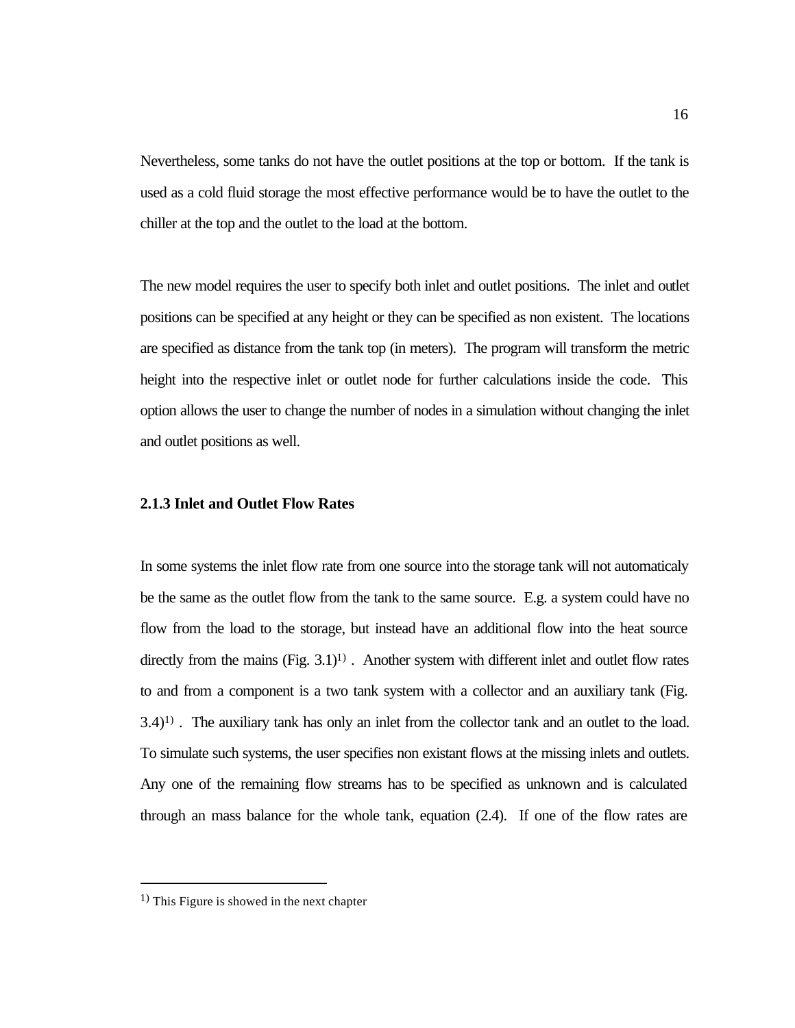Nevertheless, some tanks do not have the outlet positions at the top or bottom. If the tank is used as a cold fluid storage the most effective performance would be to have the outlet to the chiller at the top and the outlet to the load at the bottom.

The new model requires the user to specify both inlet and outlet positions. The inlet and outlet positions can be specified at any height or they can be specified as non existent. The locations are specified as distance from the tank top (in meters). The program will transform the metric height into the respective inlet or outlet node for further calculations inside the code. This option allows the user to change the number of nodes in a simulation without changing the inlet and outlet positions as well.

### 2.1.3 Inlet and Outlet Flow Rates

In some systems the inlet flow rate from one source into the storage tank will not automaticaly be the same as the outlet flow from the tank to the same source. E.g. a system could have no flow from the load to the storage, but instead have an additional flow into the heat source directly from the mains (Fig. 3.1)[1) ]. Another system with different inlet and outlet flow rates to and from a component is a two tank system with a collector and an auxiliary tank (Fig. 3.4)[1) ]. The auxiliary tank has only an inlet from the collector tank and an outlet to the load. To simulate such systems, the user specifies non existant flows at the missing inlets and outlets. Any one of the remaining flow streams has to be specified as unknown and is calculated through an mass balance for the whole tank, equation (2.4). If one of the flow rates are

---

[1)] This Figure is showed in the next chapter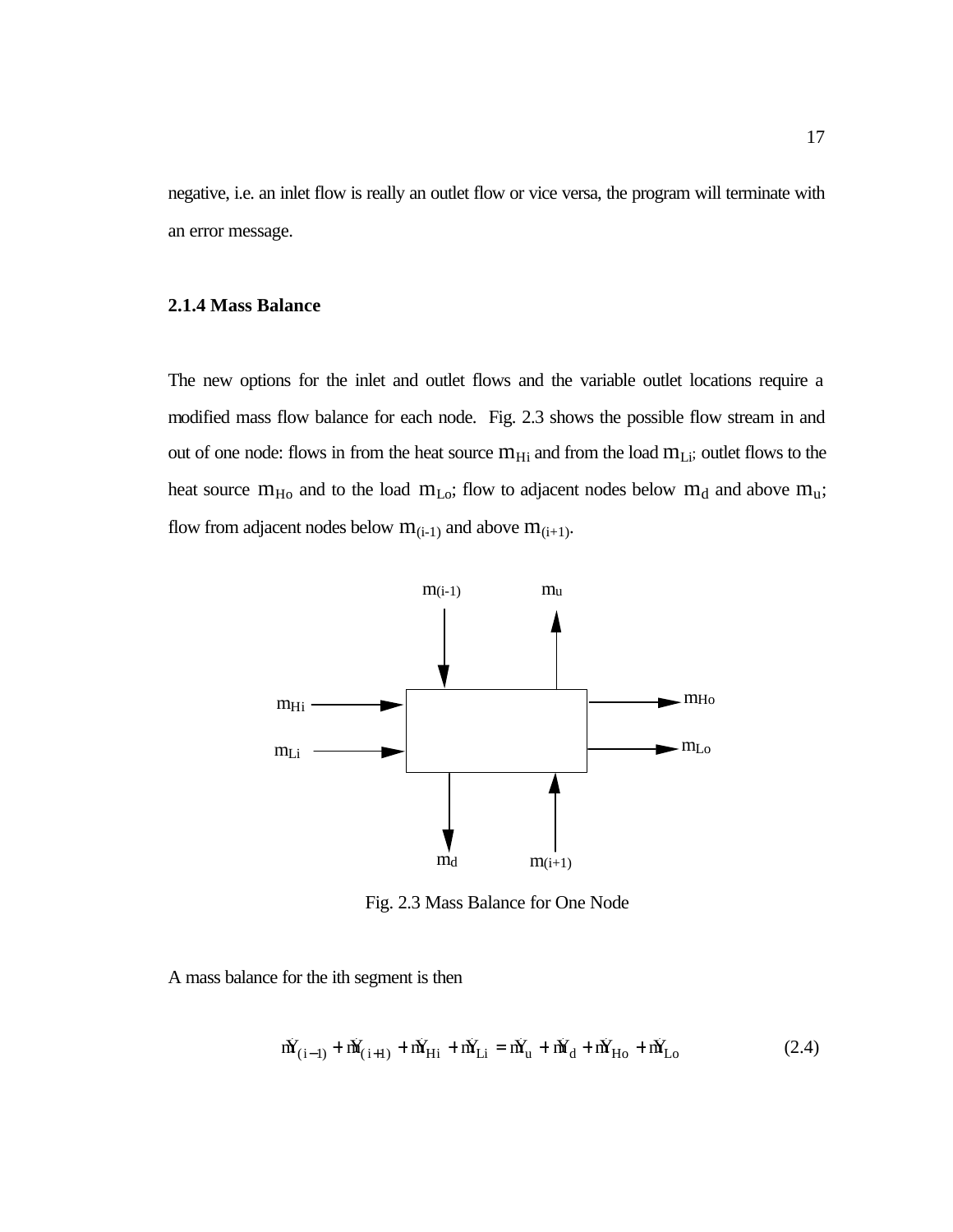negative, i.e. an inlet flow is really an outlet flow or vice versa, the program will terminate with an error message.

### 2.1.4 Mass Balance

The new options for the inlet and outlet flows and the variable outlet locations require a modified mass flow balance for each node. Fig. 2.3 shows the possible flow stream in and out of one node: flows in from the heat source $m_{Hi}$ and from the load $m_{Li}$; outlet flows to the heat source $m_{Ho}$ and to the load $m_{Lo}$; flow to adjacent nodes below $m_d$ and above $m_u$; flow from adjacent nodes below $m_{(i-1)}$ and above $m_{(i+1)}$.

Fig. 2.3 Mass Balance for One Node

A mass balance for the ith segment is then

$$\dot{m}_{(i-1)} + \dot{m}_{(i+1)} + \dot{m}_{Hi} + \dot{m}_{Li} = \dot{m}_u + \dot{m}_d + \dot{m}_{Ho} + \dot{m}_{Lo} \tag{2.4}$$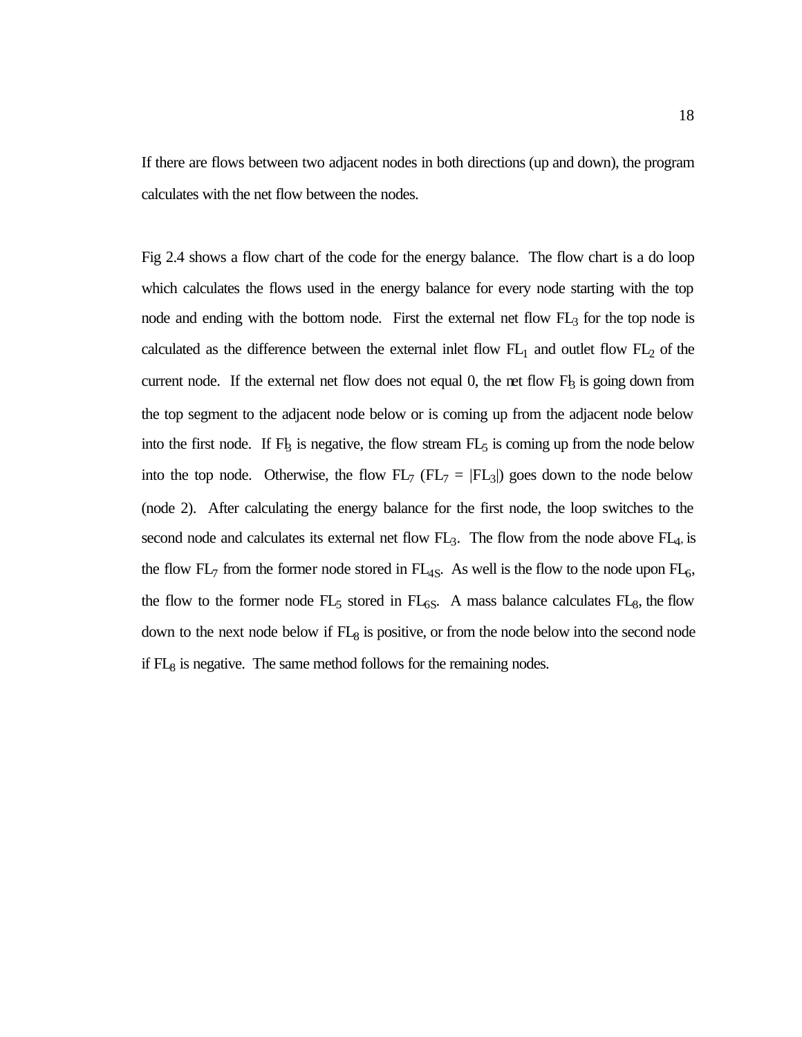If there are flows between two adjacent nodes in both directions (up and down), the program calculates with the net flow between the nodes.

Fig 2.4 shows a flow chart of the code for the energy balance. The flow chart is a do loop which calculates the flows used in the energy balance for every node starting with the top node and ending with the bottom node. First the external net flow $FL_3$ for the top node is calculated as the difference between the external inlet flow $FL_1$ and outlet flow $FL_2$ of the current node. If the external net flow does not equal 0, the net flow $FL_3$ is going down from the top segment to the adjacent node below or is coming up from the adjacent node below into the first node. If $FL_3$ is negative, the flow stream $FL_5$ is coming up from the node below into the top node. Otherwise, the flow $FL_7$ ($FL_7 = |FL_3|$) goes down to the node below (node 2). After calculating the energy balance for the first node, the loop switches to the second node and calculates its external net flow $FL_3$. The flow from the node above $FL_4$, is the flow $FL_7$ from the former node stored in $FL_{4S}$. As well is the flow to the node upon $FL_6$, the flow to the former node $FL_5$ stored in $FL_{6S}$. A mass balance calculates $FL_8$, the flow down to the next node below if $FL_8$ is positive, or from the node below into the second node if $FL_8$ is negative. The same method follows for the remaining nodes.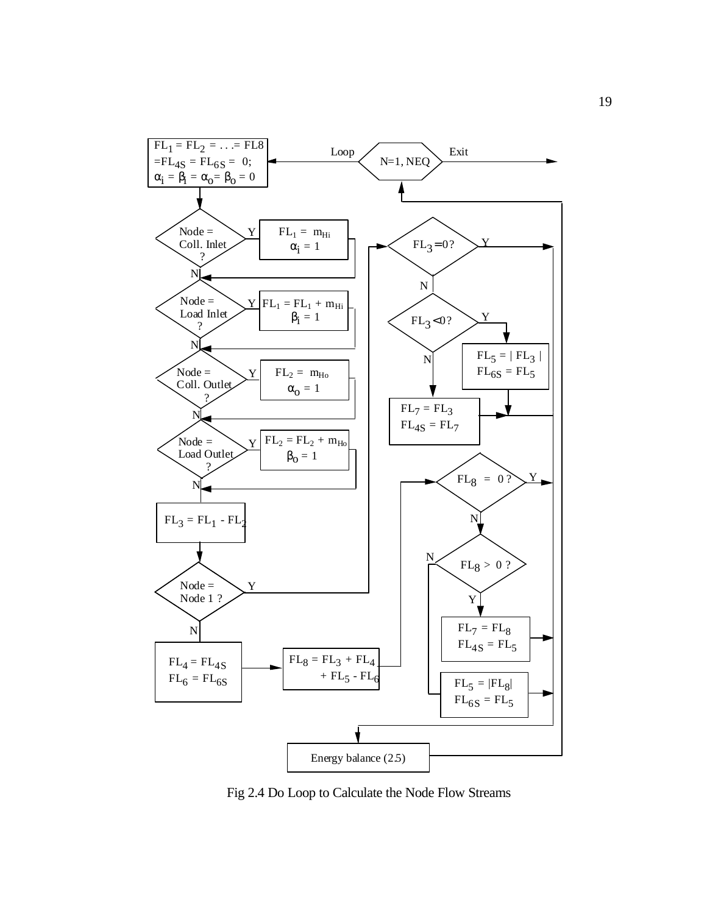$FL_1 = FL_2 = \ldots = FL8$
$= FL_{4S} = FL_{6S} = 0;$
$\alpha_i = \beta_i = \alpha_o = \beta_o = 0$

Loop | $N=1, NEQ$ | Exit

Node = Coll. Inlet ? — Y → $FL_1 = m_{Hi}$, $\alpha_i = 1$ ; N ↓

Node = Load Inlet ? — Y → $FL_1 = FL_1 + m_{Hi}$, $\beta_i = 1$ ; N ↓

Node = Coll. Outlet ? — Y → $FL_2 = m_{Ho}$, $\alpha_o = 1$ ; N ↓

Node = Load Outlet ? — Y → $FL_2 = FL_2 + m_{Ho}$, $\beta_o = 1$ ; N ↓

$FL_3 = FL_1 - FL_2$

Node = Node 1 ? — Y → $FL_3 = 0$ ? ; N ↓

$FL_4 = FL_{4S}$
$FL_6 = FL_{6S}$

$FL_8 = FL_3 + FL_4 + FL_5 - FL_6$

$FL_3 = 0$ ? — Y → ; N ↓

$FL_3 < 0$ ? — Y → $FL_5 = | FL_3 |$, $FL_{6S} = FL_5$ ; N → $FL_7 = FL_3$, $FL_{4S} = FL_7$

$FL_8 = 0$ ? — Y → ; N ↓

$FL_8 > 0$ ? — Y → $FL_7 = FL_8$, $FL_{4S} = FL_5$ ; N → $FL_5 = |FL_8|$, $FL_{6S} = FL_5$

Energy balance (2.5)

Fig 2.4 Do Loop to Calculate the Node Flow Streams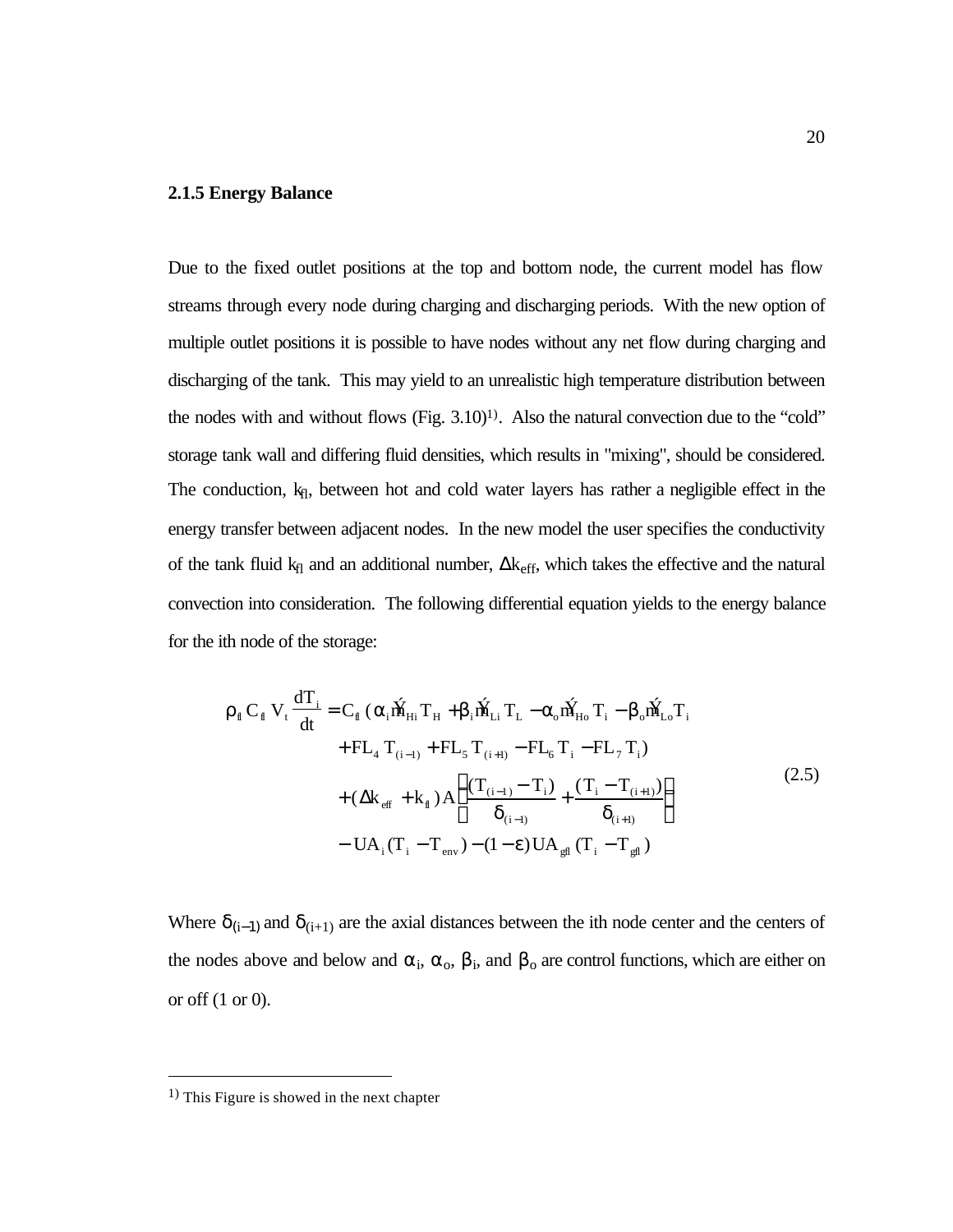## 2.1.5 Energy Balance

Due to the fixed outlet positions at the top and bottom node, the current model has flow streams through every node during charging and discharging periods. With the new option of multiple outlet positions it is possible to have nodes without any net flow during charging and discharging of the tank. This may yield to an unrealistic high temperature distribution between the nodes with and without flows (Fig. 3.10)[1]. Also the natural convection due to the "cold" storage tank wall and differing fluid densities, which results in "mixing", should be considered. The conduction, $k_{fl}$, between hot and cold water layers has rather a negligible effect in the energy transfer between adjacent nodes. In the new model the user specifies the conductivity of the tank fluid $k_{fl}$ and an additional number, $\Delta k_{eff}$, which takes the effective and the natural convection into consideration. The following differential equation yields to the energy balance for the ith node of the storage:

$$
\begin{aligned}
\rho_{fl} C_{fl} V_t \frac{dT_i}{dt} = C_{fl} \,(&\alpha_i \dot{m}_{Hi} T_H + \beta_i \dot{m}_{Li} T_L - \alpha_o \dot{m}_{Ho} T_i - \beta_o \dot{m}_{Lo} T_i \\
&+ FL_4 T_{(i-1)} + FL_5 T_{(i+1)} - FL_6 T_i - FL_7 T_i) \\
&+ (\Delta k_{eff} + k_{fl}) A \left( \frac{(T_{(i-1)} - T_i)}{\delta_{(i-1)}} + \frac{(T_i - T_{(i+1)})}{\delta_{(i+1)}} \right) \\
&- UA_i (T_i - T_{env}) - (1-\varepsilon) UA_{gfl} (T_i - T_{gfl})
\end{aligned}
\tag{2.5}
$$

Where $\delta_{(i-1)}$ and $\delta_{(i+1)}$ are the axial distances between the ith node center and the centers of the nodes above and below and $\alpha_i$, $\alpha_o$, $\beta_i$, and $\beta_o$ are control functions, which are either on or off (1 or 0).

---

[1] This Figure is showed in the next chapter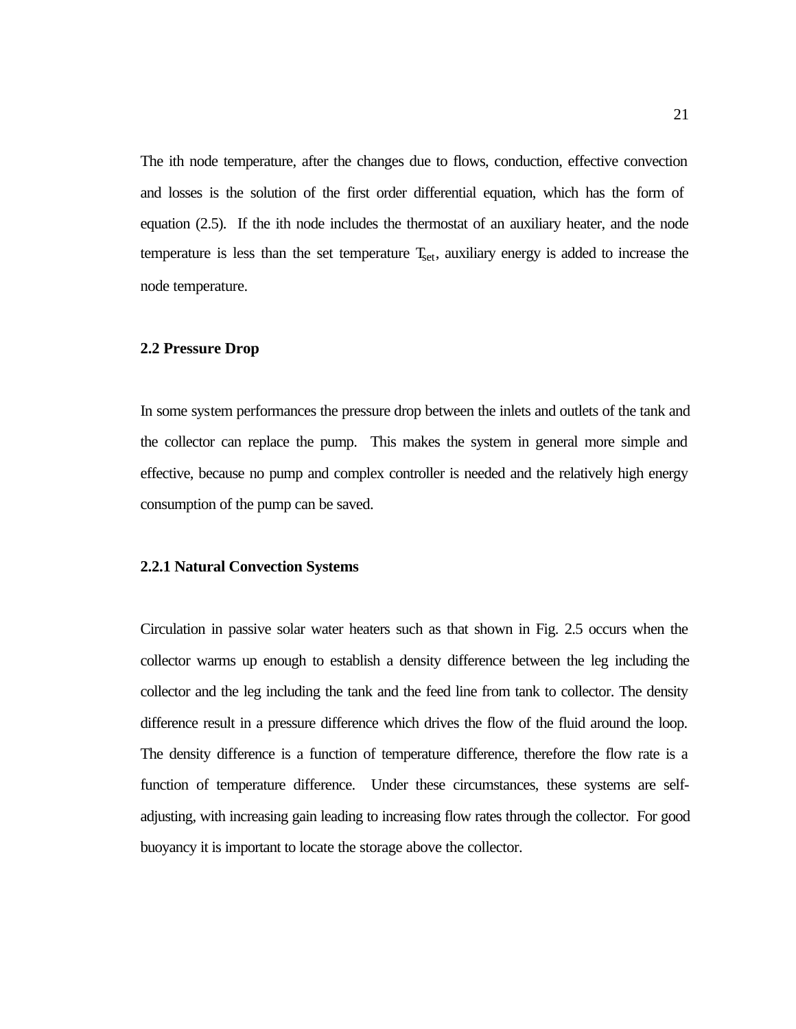The ith node temperature, after the changes due to flows, conduction, effective convection and losses is the solution of the first order differential equation, which has the form of equation (2.5). If the ith node includes the thermostat of an auxiliary heater, and the node temperature is less than the set temperature $T_{set}$, auxiliary energy is added to increase the node temperature.

## 2.2 Pressure Drop

In some system performances the pressure drop between the inlets and outlets of the tank and the collector can replace the pump. This makes the system in general more simple and effective, because no pump and complex controller is needed and the relatively high energy consumption of the pump can be saved.

### 2.2.1 Natural Convection Systems

Circulation in passive solar water heaters such as that shown in Fig. 2.5 occurs when the collector warms up enough to establish a density difference between the leg including the collector and the leg including the tank and the feed line from tank to collector. The density difference result in a pressure difference which drives the flow of the fluid around the loop. The density difference is a function of temperature difference, therefore the flow rate is a function of temperature difference. Under these circumstances, these systems are self-adjusting, with increasing gain leading to increasing flow rates through the collector. For good buoyancy it is important to locate the storage above the collector.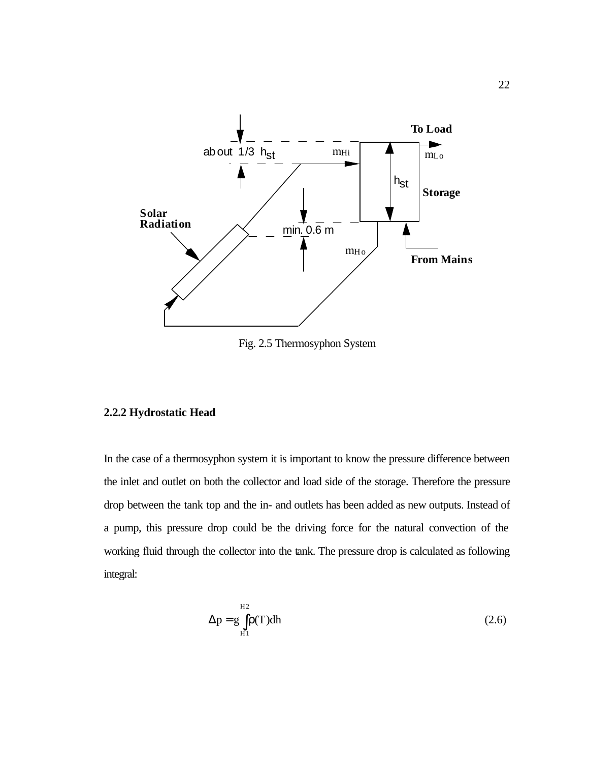Fig. 2.5 Thermosyphon System

### 2.2.2 Hydrostatic Head

In the case of a thermosyphon system it is important to know the pressure difference between the inlet and outlet on both the collector and load side of the storage. Therefore the pressure drop between the tank top and the in- and outlets has been added as new outputs. Instead of a pump, this pressure drop could be the driving force for the natural convection of the working fluid through the collector into the tank. The pressure drop is calculated as following integral:

$$\Delta p = g \int_{H1}^{H2} \rho(T) dh \tag{2.6}$$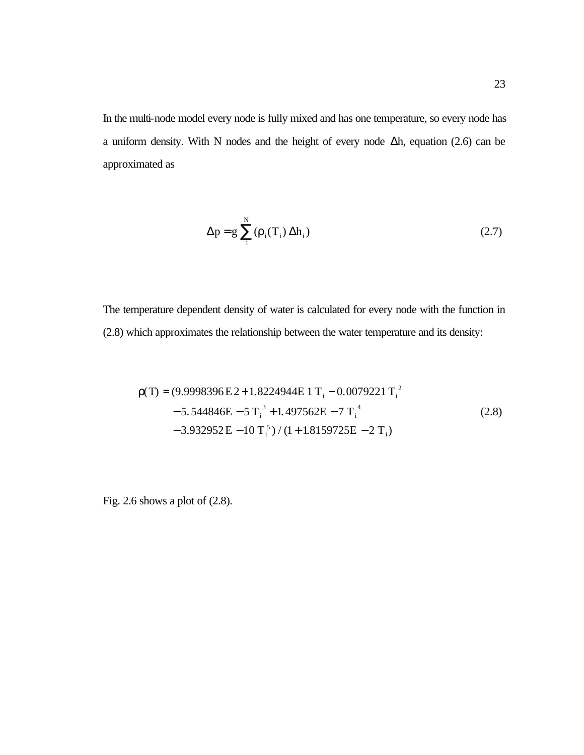In the multi-node model every node is fully mixed and has one temperature, so every node has a uniform density. With N nodes and the height of every node $\Delta h$, equation (2.6) can be approximated as

$$\Delta p = g \sum_{1}^{N} (\rho_i (T_i)\, \Delta h_i) \tag{2.7}$$

The temperature dependent density of water is calculated for every node with the function in (2.8) which approximates the relationship between the water temperature and its density:

$$\begin{aligned} \rho(T) = (&9.9998396\,E\,2 + 1.8224944E\,1\,T_i - 0.0079221\,T_i^{\,2} \\ &- 5.544846E - 5\,T_i^{\,3} + 1.497562E - 7\,T_i^{\,4} \\ &- 3.932952\,E - 10\,T_i^{\,5}) \,/\, (1 + 1.8159725E - 2\,T_i) \end{aligned} \tag{2.8}$$

Fig. 2.6 shows a plot of (2.8).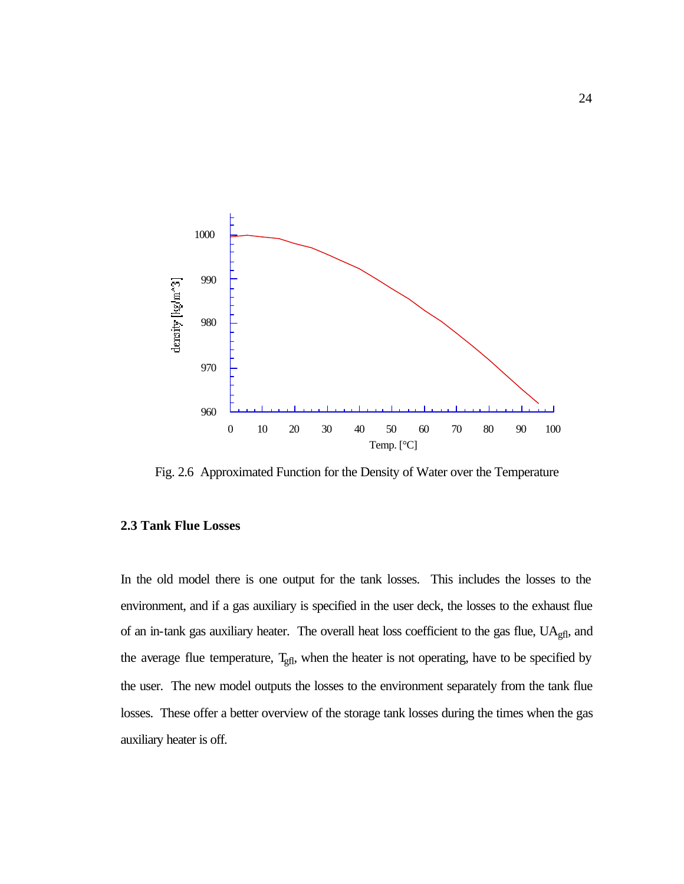Fig. 2.6 Approximated Function for the Density of Water over the Temperature

### 2.3 Tank Flue Losses

In the old model there is one output for the tank losses. This includes the losses to the environment, and if a gas auxiliary is specified in the user deck, the losses to the exhaust flue of an in-tank gas auxiliary heater. The overall heat loss coefficient to the gas flue, $UA_{gfl}$, and the average flue temperature, $T_{gfl}$, when the heater is not operating, have to be specified by the user. The new model outputs the losses to the environment separately from the tank flue losses. These offer a better overview of the storage tank losses during the times when the gas auxiliary heater is off.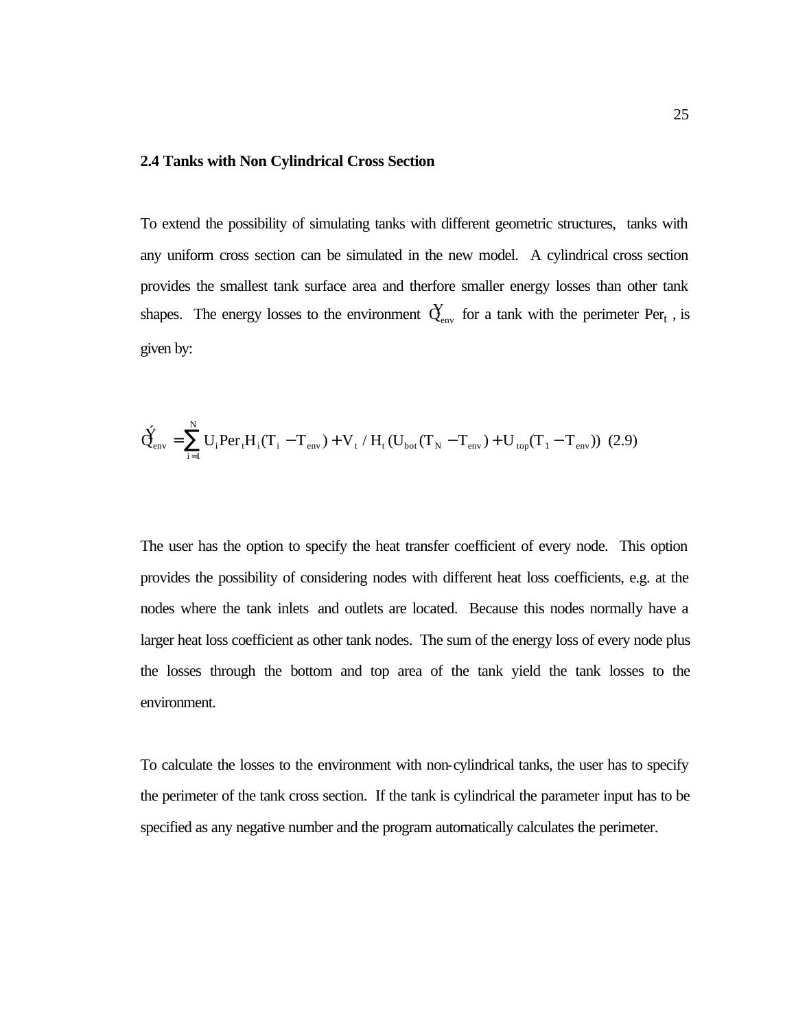## 2.4 Tanks with Non Cylindrical Cross Section

To extend the possibility of simulating tanks with different geometric structures, tanks with any uniform cross section can be simulated in the new model. A cylindrical cross section provides the smallest tank surface area and therfore smaller energy losses than other tank shapes. The energy losses to the environment $\dot{Q}_{env}$ for a tank with the perimeter $Per_t$ , is given by:

$$\dot{Q}_{env} = \sum_{i=1}^{N} U_i Per_t H_i (T_i - T_{env}) + V_t / H_t (U_{bot} (T_N - T_{env}) + U_{top} (T_1 - T_{env})) \quad (2.9)$$

The user has the option to specify the heat transfer coefficient of every node. This option provides the possibility of considering nodes with different heat loss coefficients, e.g. at the nodes where the tank inlets and outlets are located. Because this nodes normally have a larger heat loss coefficient as other tank nodes. The sum of the energy loss of every node plus the losses through the bottom and top area of the tank yield the tank losses to the environment.

To calculate the losses to the environment with non-cylindrical tanks, the user has to specify the perimeter of the tank cross section. If the tank is cylindrical the parameter input has to be specified as any negative number and the program automatically calculates the perimeter.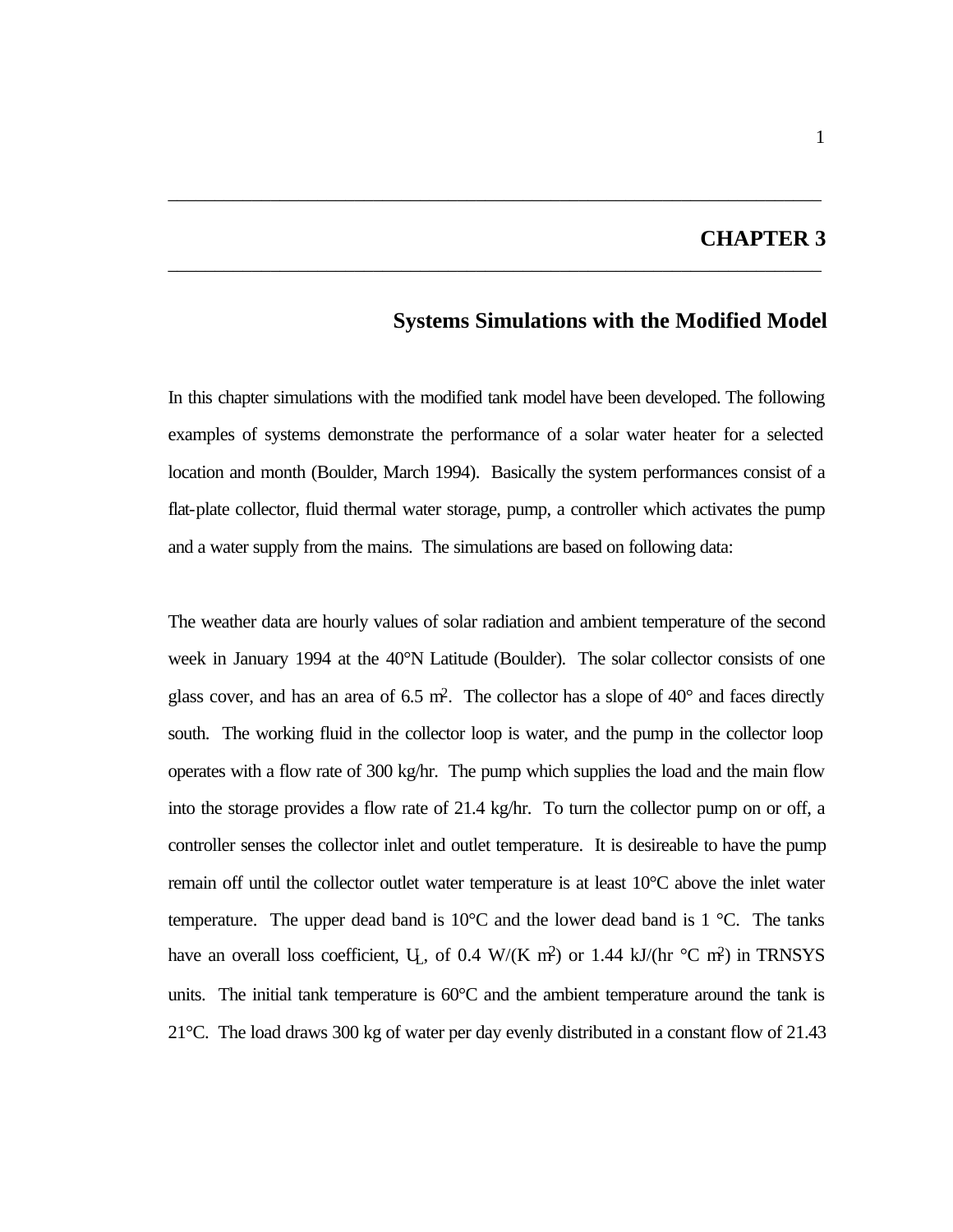# CHAPTER 3

## Systems Simulations with the Modified Model

In this chapter simulations with the modified tank model have been developed. The following examples of systems demonstrate the performance of a solar water heater for a selected location and month (Boulder, March 1994). Basically the system performances consist of a flat-plate collector, fluid thermal water storage, pump, a controller which activates the pump and a water supply from the mains. The simulations are based on following data:

The weather data are hourly values of solar radiation and ambient temperature of the second week in January 1994 at the 40°N Latitude (Boulder). The solar collector consists of one glass cover, and has an area of 6.5 $m^2$. The collector has a slope of 40° and faces directly south. The working fluid in the collector loop is water, and the pump in the collector loop operates with a flow rate of 300 kg/hr. The pump which supplies the load and the main flow into the storage provides a flow rate of 21.4 kg/hr. To turn the collector pump on or off, a controller senses the collector inlet and outlet temperature. It is desireable to have the pump remain off until the collector outlet water temperature is at least 10°C above the inlet water temperature. The upper dead band is 10°C and the lower dead band is 1 °C. The tanks have an overall loss coefficient, $U_L$, of 0.4 W/(K $m^2$) or 1.44 kJ/(hr °C $m^2$) in TRNSYS units. The initial tank temperature is 60°C and the ambient temperature around the tank is 21°C. The load draws 300 kg of water per day evenly distributed in a constant flow of 21.43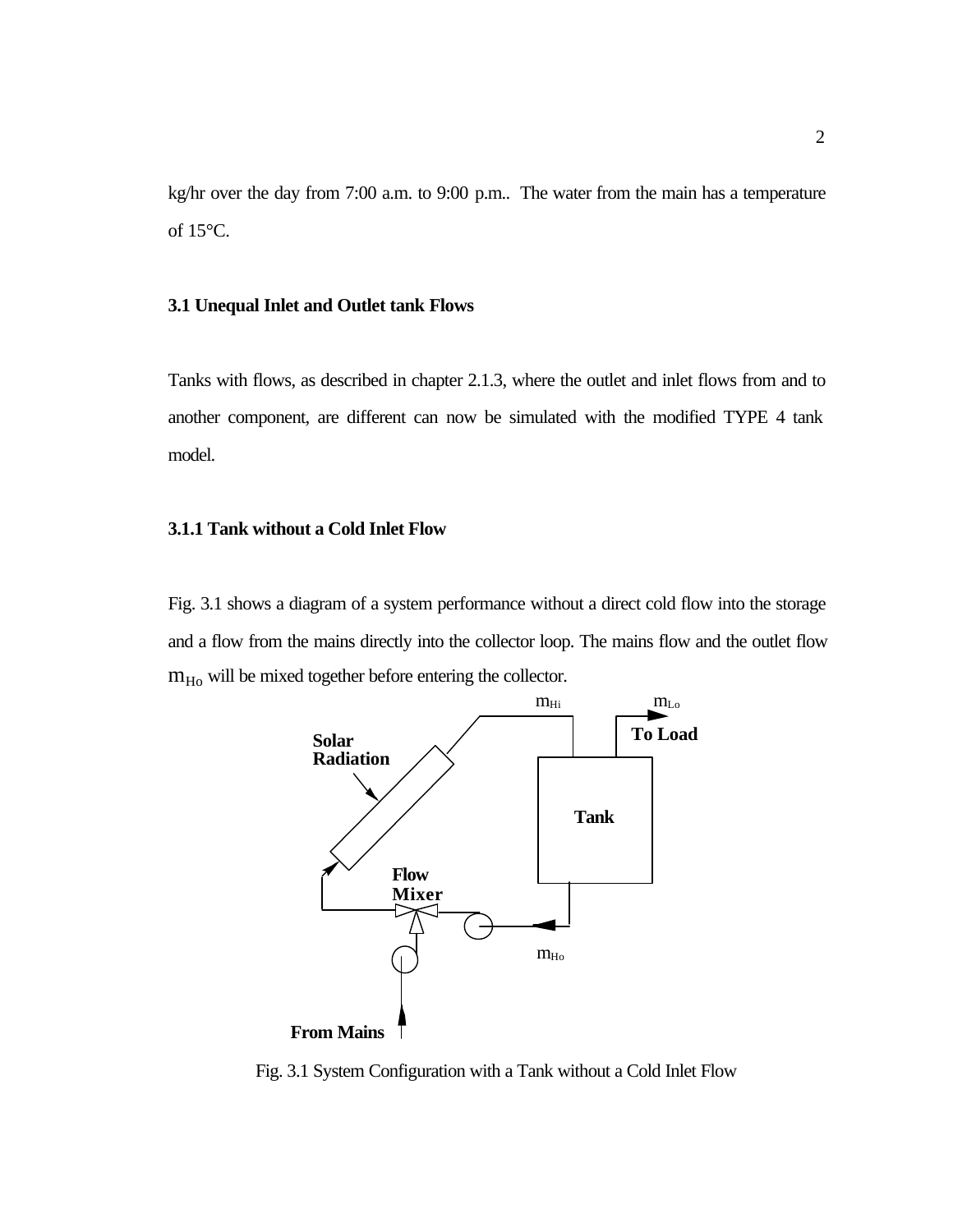kg/hr over the day from 7:00 a.m. to 9:00 p.m.. The water from the main has a temperature of 15°C.

### 3.1 Unequal Inlet and Outlet tank Flows

Tanks with flows, as described in chapter 2.1.3, where the outlet and inlet flows from and to another component, are different can now be simulated with the modified TYPE 4 tank model.

#### 3.1.1 Tank without a Cold Inlet Flow

Fig. 3.1 shows a diagram of a system performance without a direct cold flow into the storage and a flow from the mains directly into the collector loop. The mains flow and the outlet flow $m_{Ho}$ will be mixed together before entering the collector.

Fig. 3.1 System Configuration with a Tank without a Cold Inlet Flow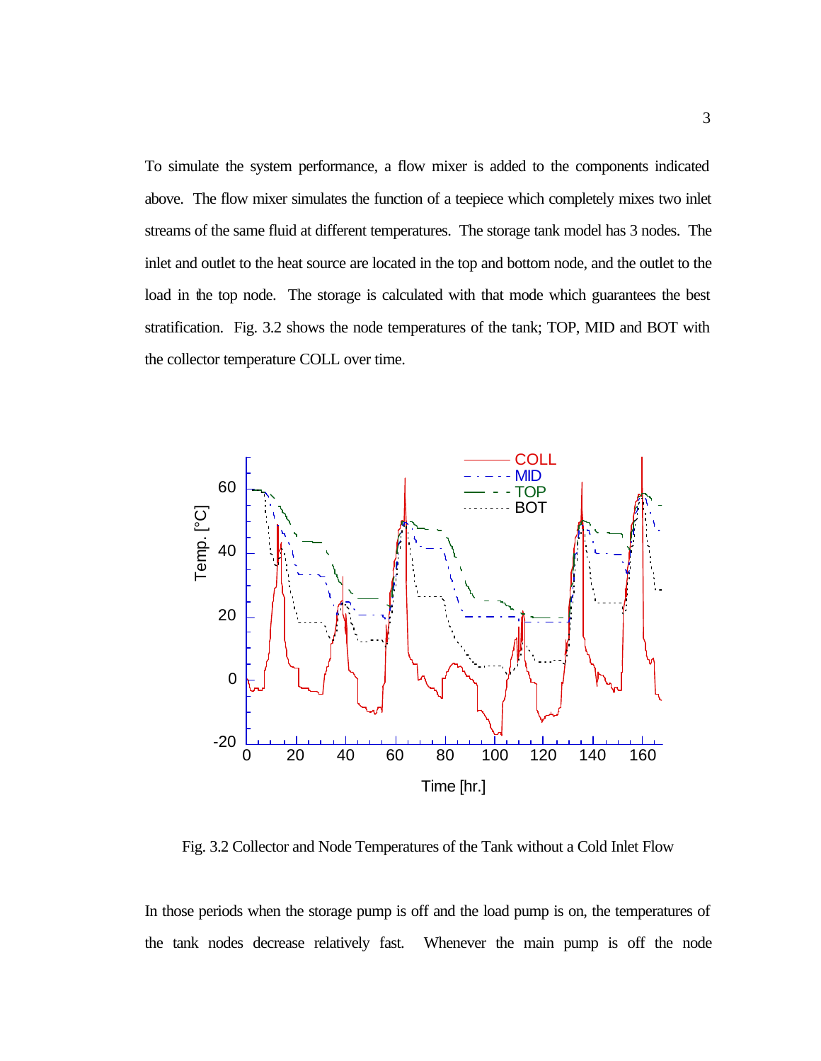To simulate the system performance, a flow mixer is added to the components indicated above. The flow mixer simulates the function of a teepiece which completely mixes two inlet streams of the same fluid at different temperatures. The storage tank model has 3 nodes. The inlet and outlet to the heat source are located in the top and bottom node, and the outlet to the load in the top node. The storage is calculated with that mode which guarantees the best stratification. Fig. 3.2 shows the node temperatures of the tank; TOP, MID and BOT with the collector temperature COLL over time.

Fig. 3.2 Collector and Node Temperatures of the Tank without a Cold Inlet Flow

In those periods when the storage pump is off and the load pump is on, the temperatures of the tank nodes decrease relatively fast. Whenever the main pump is off the node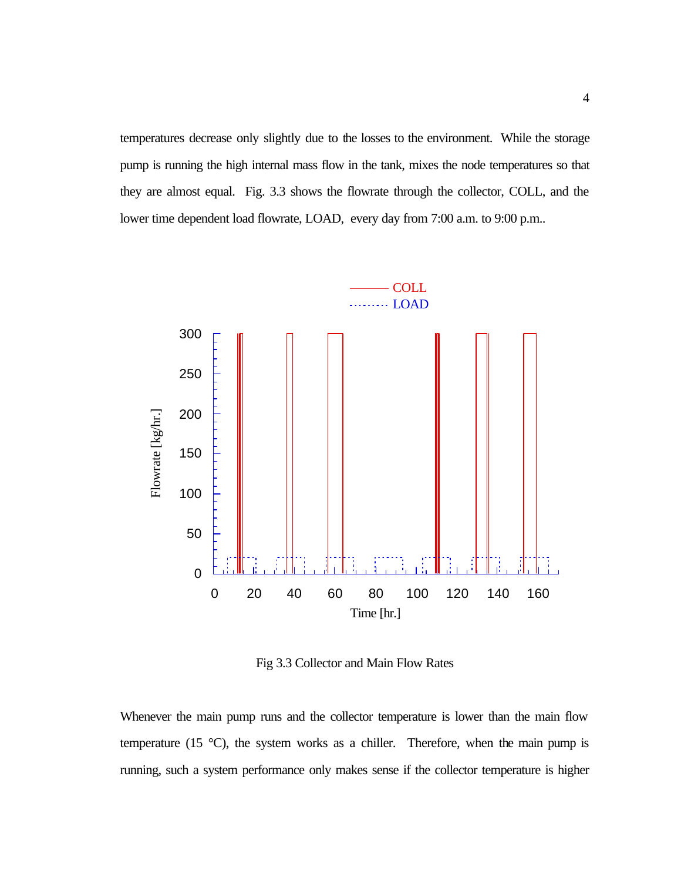temperatures decrease only slightly due to the losses to the environment. While the storage pump is running the high internal mass flow in the tank, mixes the node temperatures so that they are almost equal. Fig. 3.3 shows the flowrate through the collector, COLL, and the lower time dependent load flowrate, LOAD, every day from 7:00 a.m. to 9:00 p.m..

Fig 3.3 Collector and Main Flow Rates

Whenever the main pump runs and the collector temperature is lower than the main flow temperature (15 °C), the system works as a chiller. Therefore, when the main pump is running, such a system performance only makes sense if the collector temperature is higher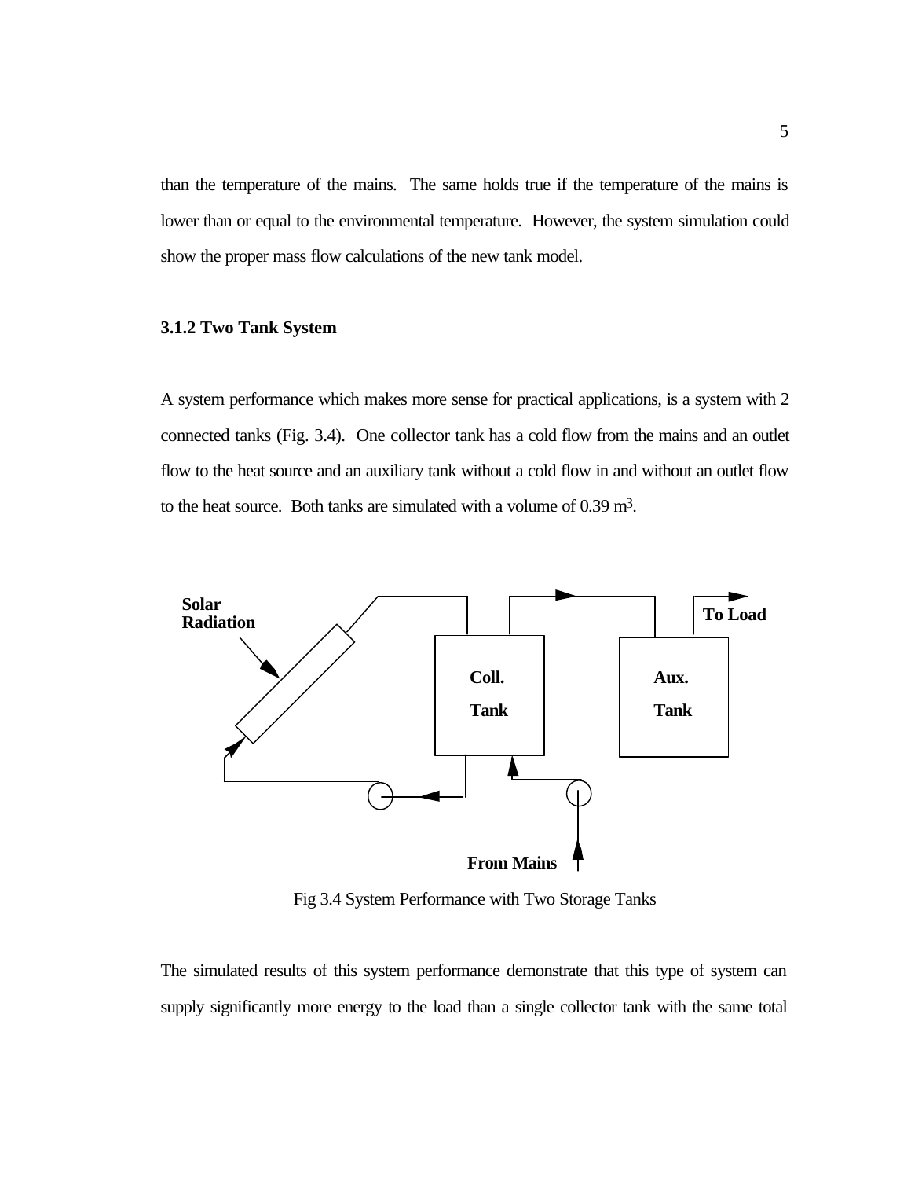than the temperature of the mains. The same holds true if the temperature of the mains is lower than or equal to the environmental temperature. However, the system simulation could show the proper mass flow calculations of the new tank model.

### 3.1.2 Two Tank System

A system performance which makes more sense for practical applications, is a system with 2 connected tanks (Fig. 3.4). One collector tank has a cold flow from the mains and an outlet flow to the heat source and an auxiliary tank without a cold flow in and without an outlet flow to the heat source. Both tanks are simulated with a volume of 0.39 $m^3$.

Fig 3.4 System Performance with Two Storage Tanks

The simulated results of this system performance demonstrate that this type of system can supply significantly more energy to the load than a single collector tank with the same total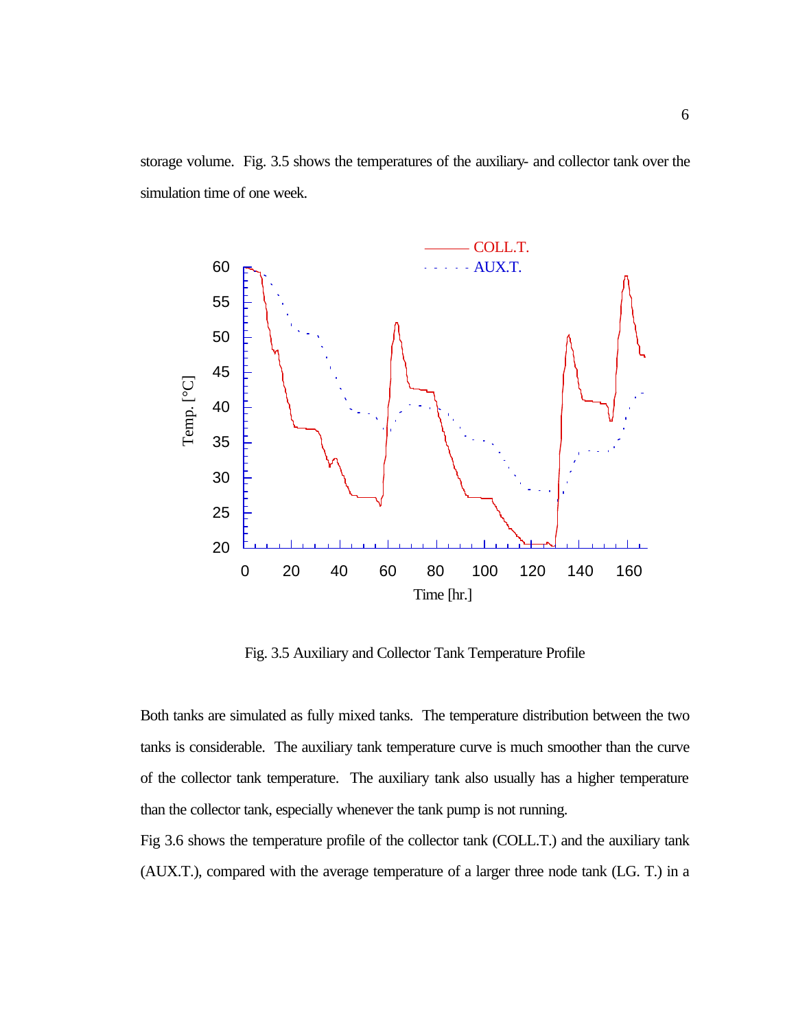storage volume. Fig. 3.5 shows the temperatures of the auxiliary- and collector tank over the simulation time of one week.

Fig. 3.5 Auxiliary and Collector Tank Temperature Profile

Both tanks are simulated as fully mixed tanks. The temperature distribution between the two tanks is considerable. The auxiliary tank temperature curve is much smoother than the curve of the collector tank temperature. The auxiliary tank also usually has a higher temperature than the collector tank, especially whenever the tank pump is not running.

Fig 3.6 shows the temperature profile of the collector tank (COLL.T.) and the auxiliary tank (AUX.T.), compared with the average temperature of a larger three node tank (LG. T.) in a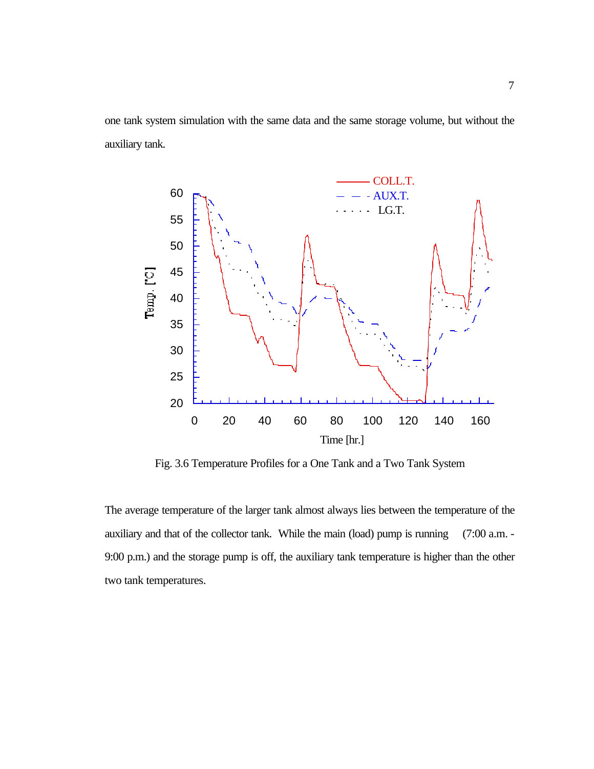one tank system simulation with the same data and the same storage volume, but without the auxiliary tank.

Fig. 3.6 Temperature Profiles for a One Tank and a Two Tank System

The average temperature of the larger tank almost always lies between the temperature of the auxiliary and that of the collector tank. While the main (load) pump is running (7:00 a.m. - 9:00 p.m.) and the storage pump is off, the auxiliary tank temperature is higher than the other two tank temperatures.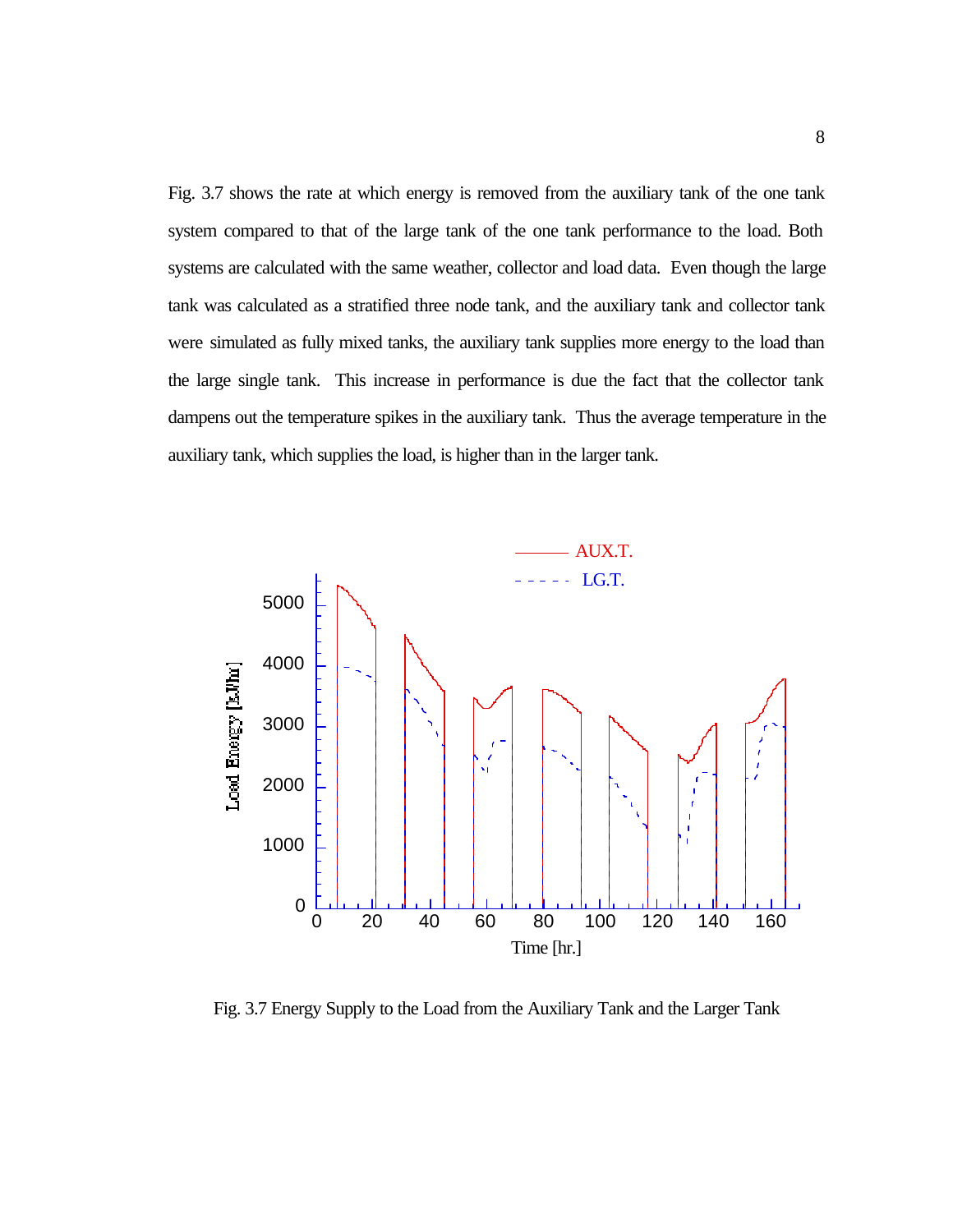Fig. 3.7 shows the rate at which energy is removed from the auxiliary tank of the one tank system compared to that of the large tank of the one tank performance to the load. Both systems are calculated with the same weather, collector and load data. Even though the large tank was calculated as a stratified three node tank, and the auxiliary tank and collector tank were simulated as fully mixed tanks, the auxiliary tank supplies more energy to the load than the large single tank. This increase in performance is due the fact that the collector tank dampens out the temperature spikes in the auxiliary tank. Thus the average temperature in the auxiliary tank, which supplies the load, is higher than in the larger tank.

Fig. 3.7 Energy Supply to the Load from the Auxiliary Tank and the Larger Tank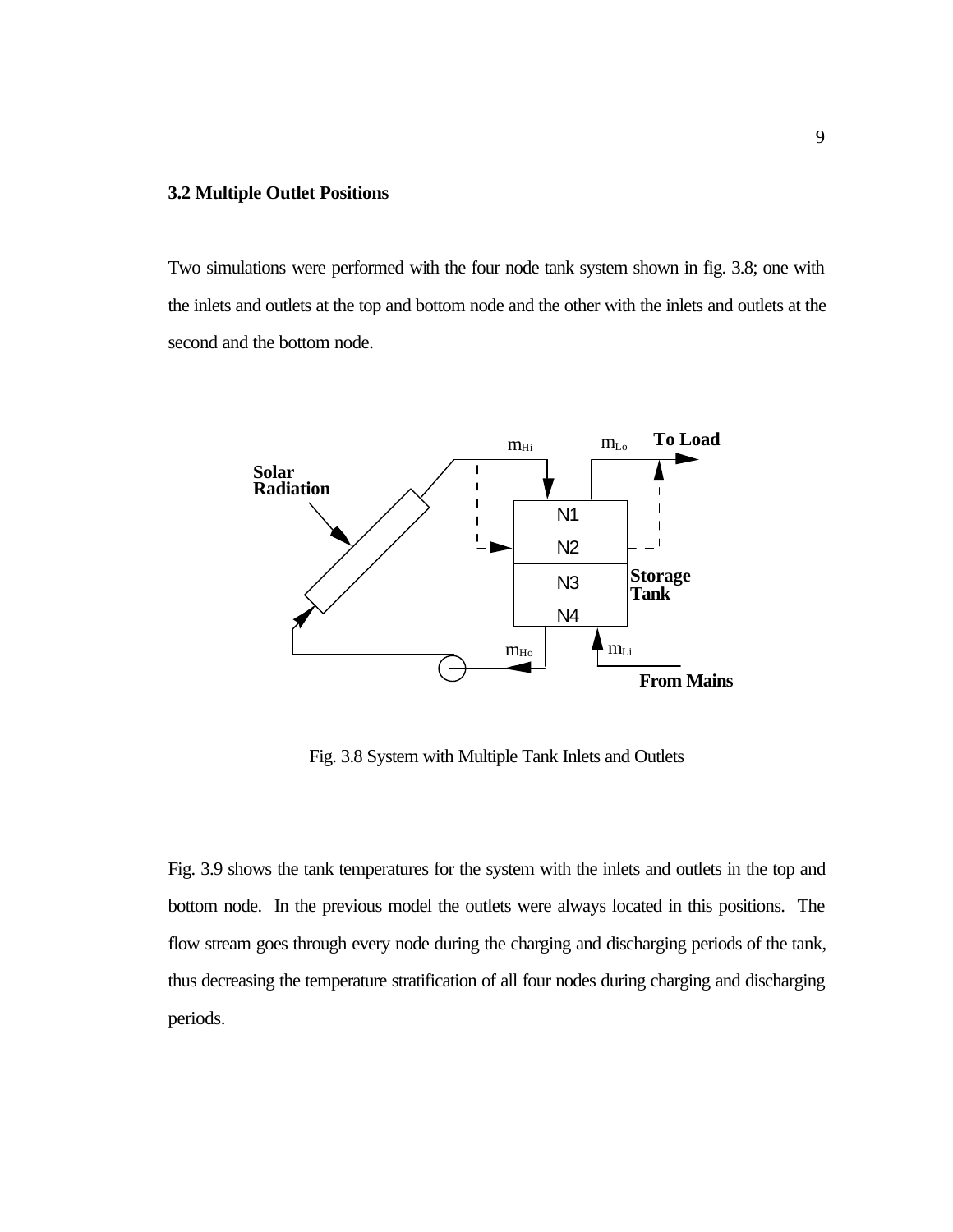### 3.2 Multiple Outlet Positions

Two simulations were performed with the four node tank system shown in fig. 3.8; one with the inlets and outlets at the top and bottom node and the other with the inlets and outlets at the second and the bottom node.

Fig. 3.8 System with Multiple Tank Inlets and Outlets

Fig. 3.9 shows the tank temperatures for the system with the inlets and outlets in the top and bottom node. In the previous model the outlets were always located in this positions. The flow stream goes through every node during the charging and discharging periods of the tank, thus decreasing the temperature stratification of all four nodes during charging and discharging periods.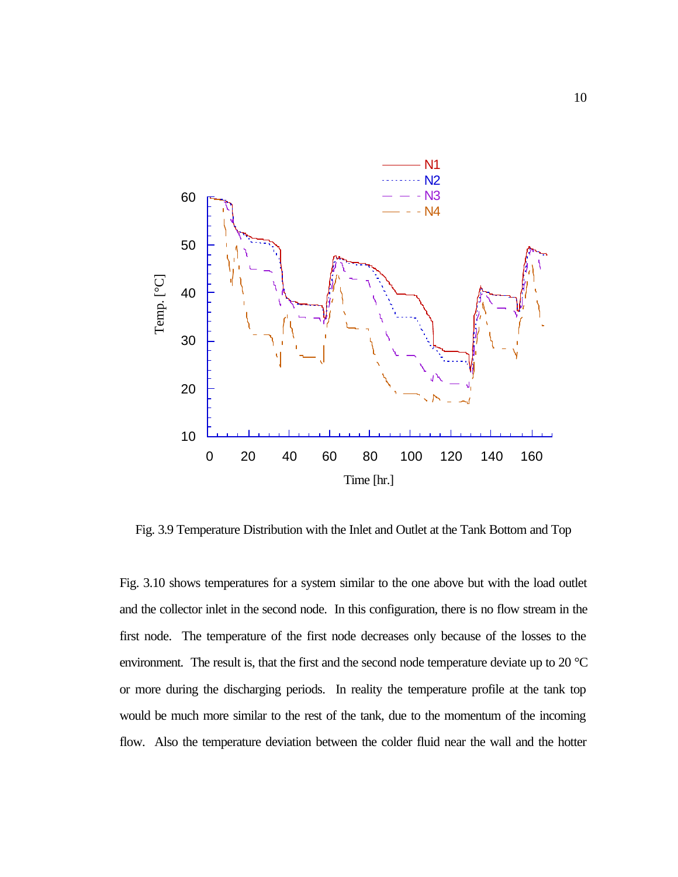Fig. 3.9 Temperature Distribution with the Inlet and Outlet at the Tank Bottom and Top

Fig. 3.10 shows temperatures for a system similar to the one above but with the load outlet and the collector inlet in the second node. In this configuration, there is no flow stream in the first node. The temperature of the first node decreases only because of the losses to the environment. The result is, that the first and the second node temperature deviate up to 20 °C or more during the discharging periods. In reality the temperature profile at the tank top would be much more similar to the rest of the tank, due to the momentum of the incoming flow. Also the temperature deviation between the colder fluid near the wall and the hotter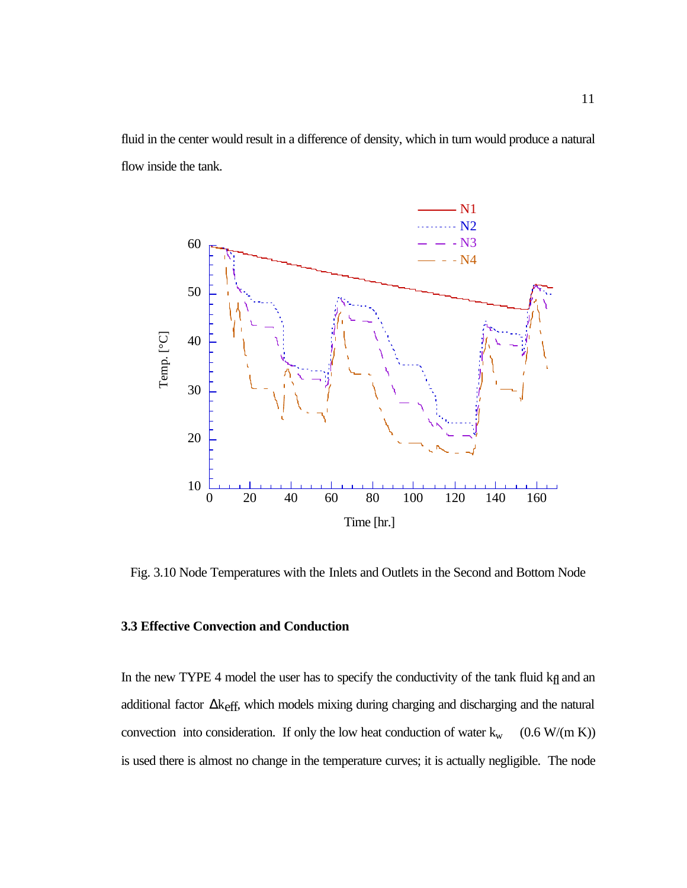fluid in the center would result in a difference of density, which in turn would produce a natural flow inside the tank.

Fig. 3.10 Node Temperatures with the Inlets and Outlets in the Second and Bottom Node

### 3.3 Effective Convection and Conduction

In the new TYPE 4 model the user has to specify the conductivity of the tank fluid $k_{fl}$ and an additional factor $\Delta k_{eff}$, which models mixing during charging and discharging and the natural convection into consideration. If only the low heat conduction of water $k_w$ (0.6 W/(m K)) is used there is almost no change in the temperature curves; it is actually negligible. The node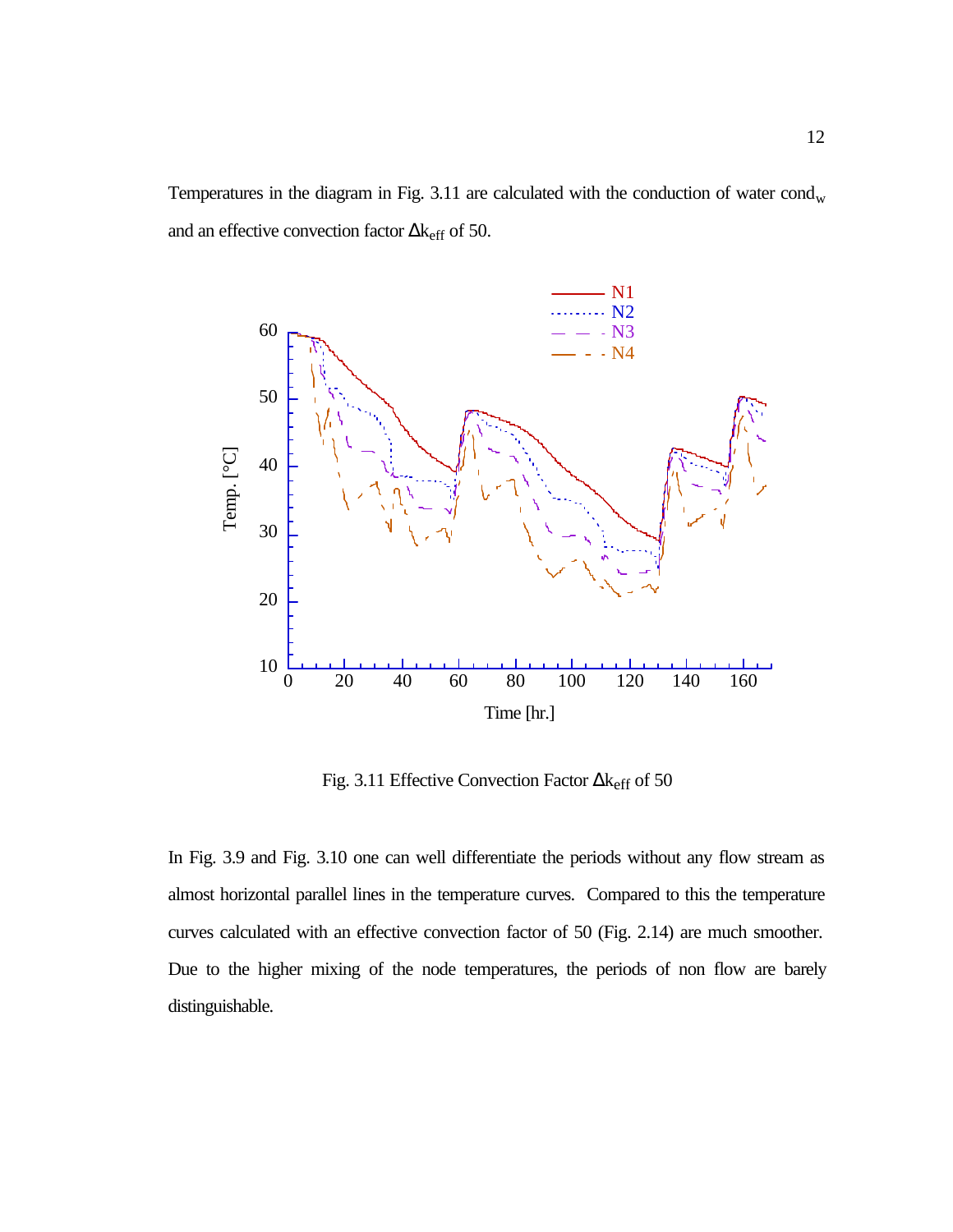Temperatures in the diagram in Fig. 3.11 are calculated with the conduction of water $cond_w$ and an effective convection factor $\Delta k_{eff}$ of 50.

Fig. 3.11 Effective Convection Factor $\Delta k_{eff}$ of 50

In Fig. 3.9 and Fig. 3.10 one can well differentiate the periods without any flow stream as almost horizontal parallel lines in the temperature curves. Compared to this the temperature curves calculated with an effective convection factor of 50 (Fig. 2.14) are much smoother. Due to the higher mixing of the node temperatures, the periods of non flow are barely distinguishable.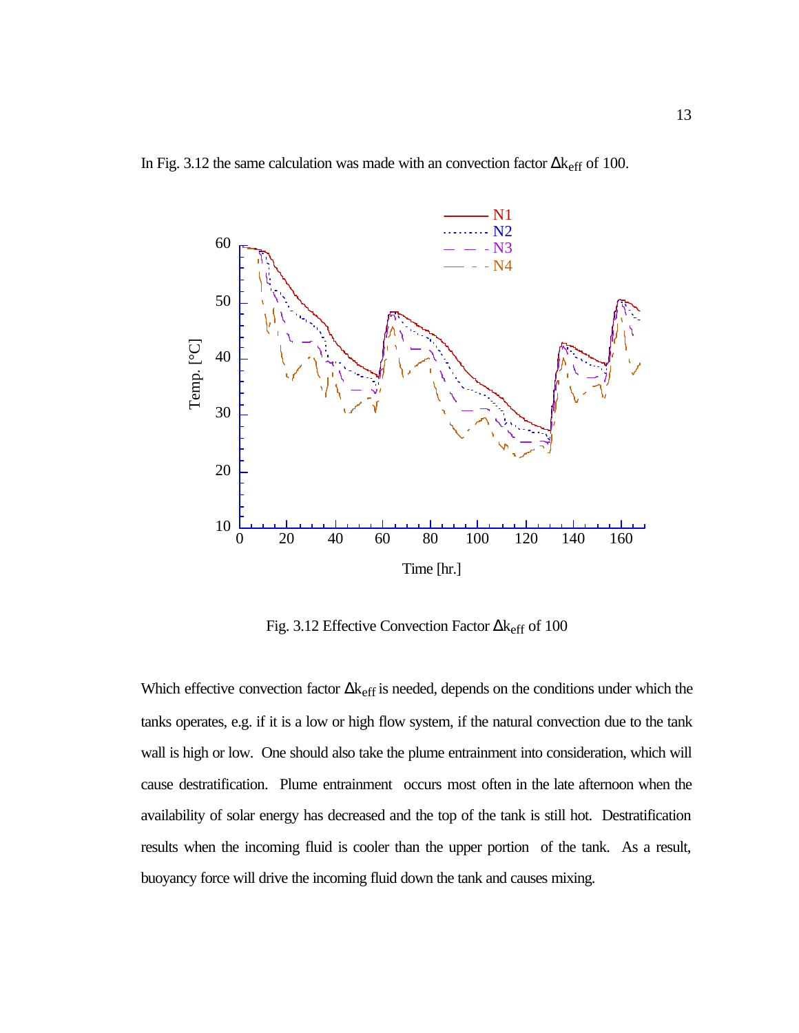In Fig. 3.12 the same calculation was made with an convection factor $\Delta k_{eff}$ of 100.

Fig. 3.12 Effective Convection Factor $\Delta k_{eff}$ of 100

Which effective convection factor $\Delta k_{eff}$ is needed, depends on the conditions under which the tanks operates, e.g. if it is a low or high flow system, if the natural convection due to the tank wall is high or low. One should also take the plume entrainment into consideration, which will cause destratification. Plume entrainment occurs most often in the late afternoon when the availability of solar energy has decreased and the top of the tank is still hot. Destratification results when the incoming fluid is cooler than the upper portion of the tank. As a result, buoyancy force will drive the incoming fluid down the tank and causes mixing.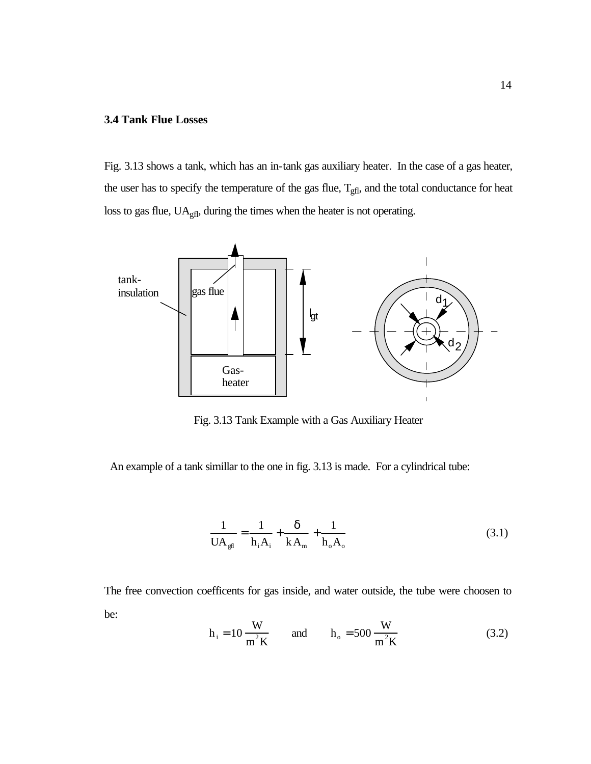### 3.4 Tank Flue Losses

Fig. 3.13 shows a tank, which has an in-tank gas auxiliary heater. In the case of a gas heater, the user has to specify the temperature of the gas flue, $T_{gfl}$, and the total conductance for heat loss to gas flue, $UA_{gfl}$, during the times when the heater is not operating.

Fig. 3.13 Tank Example with a Gas Auxiliary Heater

An example of a tank simillar to the one in fig. 3.13 is made. For a cylindrical tube:

$$\frac{1}{UA_{gfl}} = \frac{1}{h_i A_i} + \frac{\delta}{k A_m} + \frac{1}{h_o A_o} \tag{3.1}$$

The free convection coefficents for gas inside, and water outside, the tube were choosen to be:

$$h_i = 10 \frac{W}{m^2 K} \qquad \text{and} \qquad h_o = 500 \frac{W}{m^2 K} \tag{3.2}$$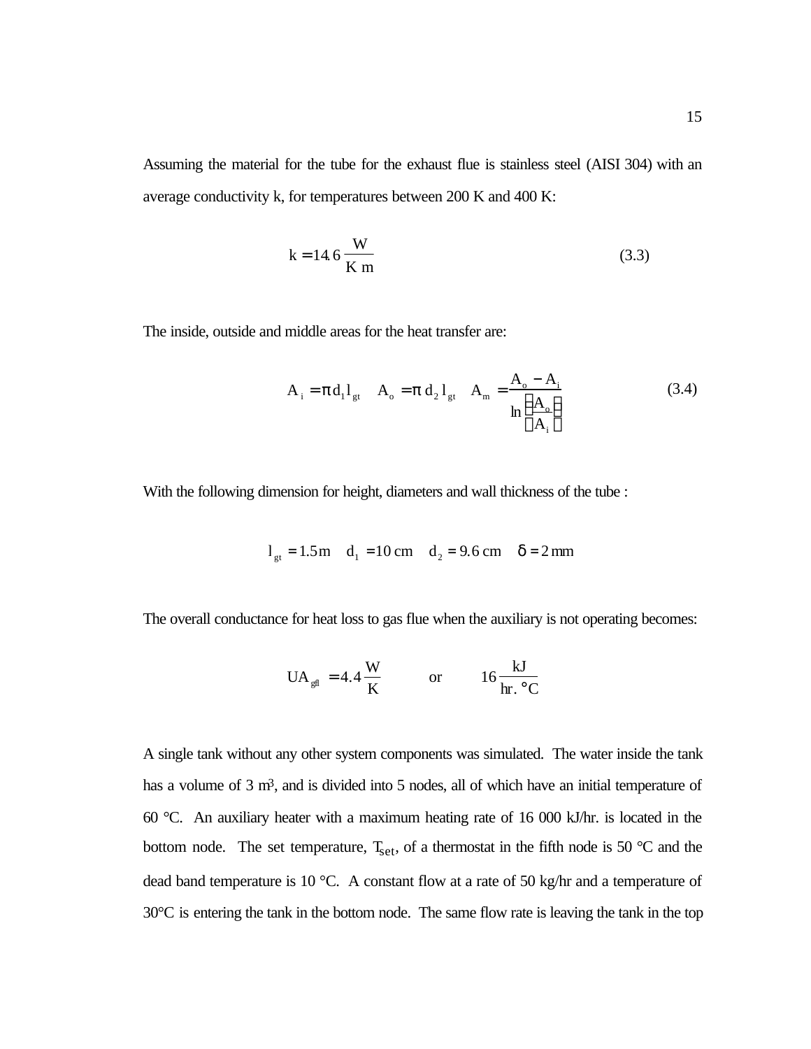Assuming the material for the tube for the exhaust flue is stainless steel (AISI 304) with an average conductivity k, for temperatures between 200 K and 400 K:

$$k = 14.6 \frac{W}{K\ m} \tag{3.3}$$

The inside, outside and middle areas for the heat transfer are:

$$A_i = \pi\, d_1 l_{gt} \quad A_o = \pi\, d_2\, l_{gt} \quad A_m = \frac{A_o - A_i}{\ln\left(\frac{A_o}{A_i}\right)} \tag{3.4}$$

With the following dimension for height, diameters and wall thickness of the tube :

$$l_{gt} = 1.5\,\text{m} \quad d_1 = 10\ \text{cm} \quad d_2 = 9.6\ \text{cm} \quad \delta = 2\,\text{mm}$$

The overall conductance for heat loss to gas flue when the auxiliary is not operating becomes:

$$UA_{gfl} = 4.4 \frac{W}{K} \qquad \text{or} \qquad 16 \frac{kJ}{hr.\ °C}$$

A single tank without any other system components was simulated. The water inside the tank has a volume of 3 m³, and is divided into 5 nodes, all of which have an initial temperature of 60 °C. An auxiliary heater with a maximum heating rate of 16 000 kJ/hr. is located in the bottom node. The set temperature, $T_{set}$, of a thermostat in the fifth node is 50 °C and the dead band temperature is 10 °C. A constant flow at a rate of 50 kg/hr and a temperature of 30°C is entering the tank in the bottom node. The same flow rate is leaving the tank in the top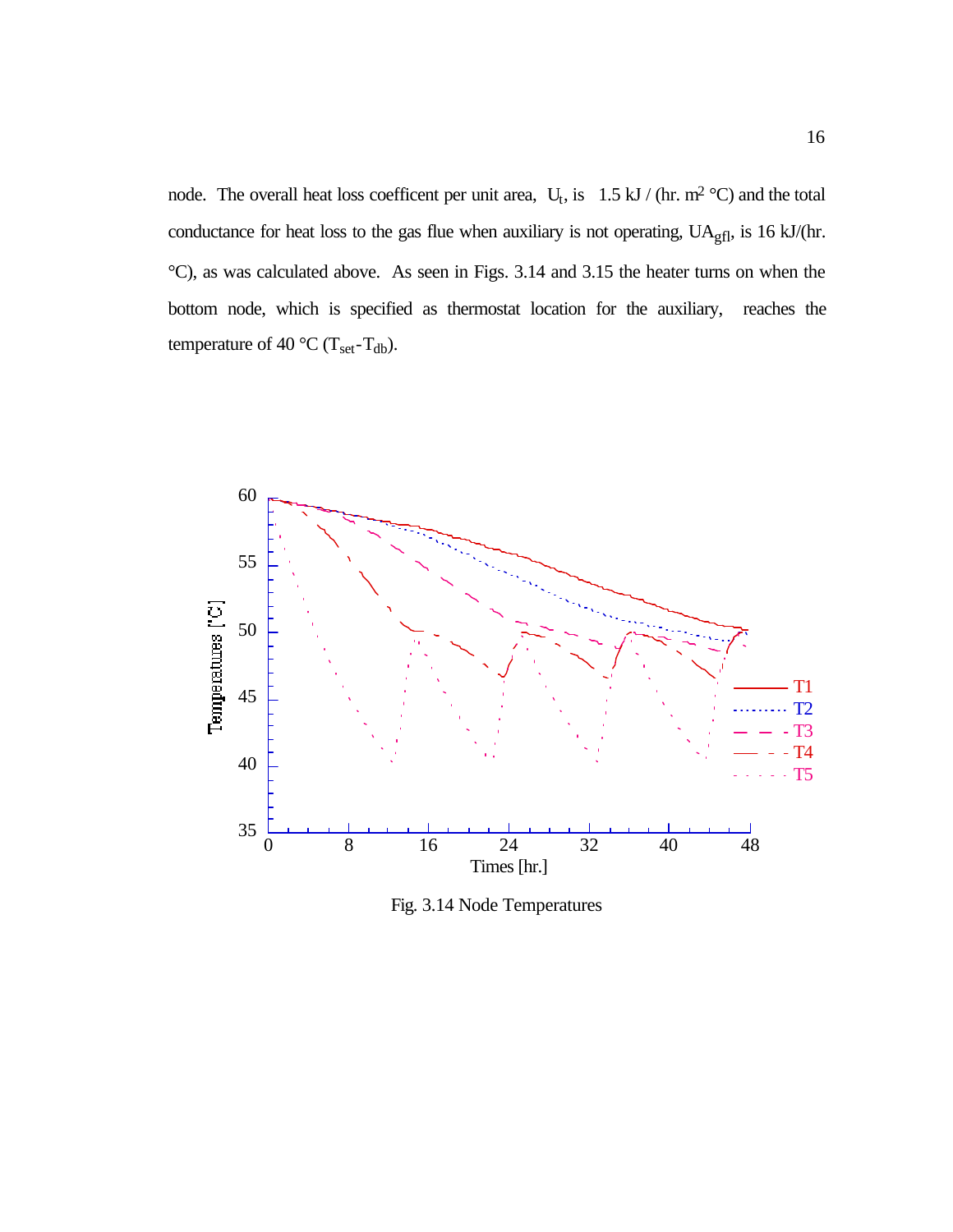node. The overall heat loss coefficent per unit area, $U_t$, is 1.5 kJ / (hr. m$^2$ °C) and the total conductance for heat loss to the gas flue when auxiliary is not operating, $UA_{gfl}$, is 16 kJ/(hr. °C), as was calculated above. As seen in Figs. 3.14 and 3.15 the heater turns on when the bottom node, which is specified as thermostat location for the auxiliary, reaches the temperature of 40 °C ($T_{set}$-$T_{db}$).

Fig. 3.14 Node Temperatures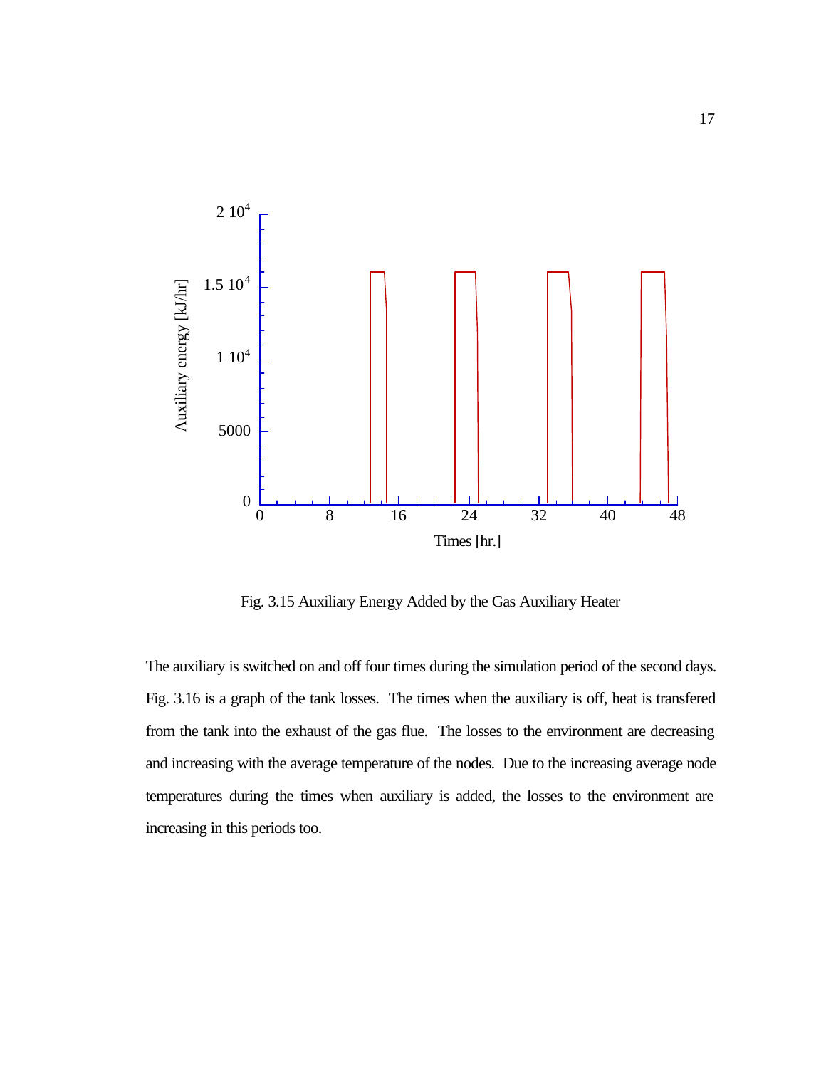Fig. 3.15 Auxiliary Energy Added by the Gas Auxiliary Heater

The auxiliary is switched on and off four times during the simulation period of the second days. Fig. 3.16 is a graph of the tank losses. The times when the auxiliary is off, heat is transfered from the tank into the exhaust of the gas flue. The losses to the environment are decreasing and increasing with the average temperature of the nodes. Due to the increasing average node temperatures during the times when auxiliary is added, the losses to the environment are increasing in this periods too.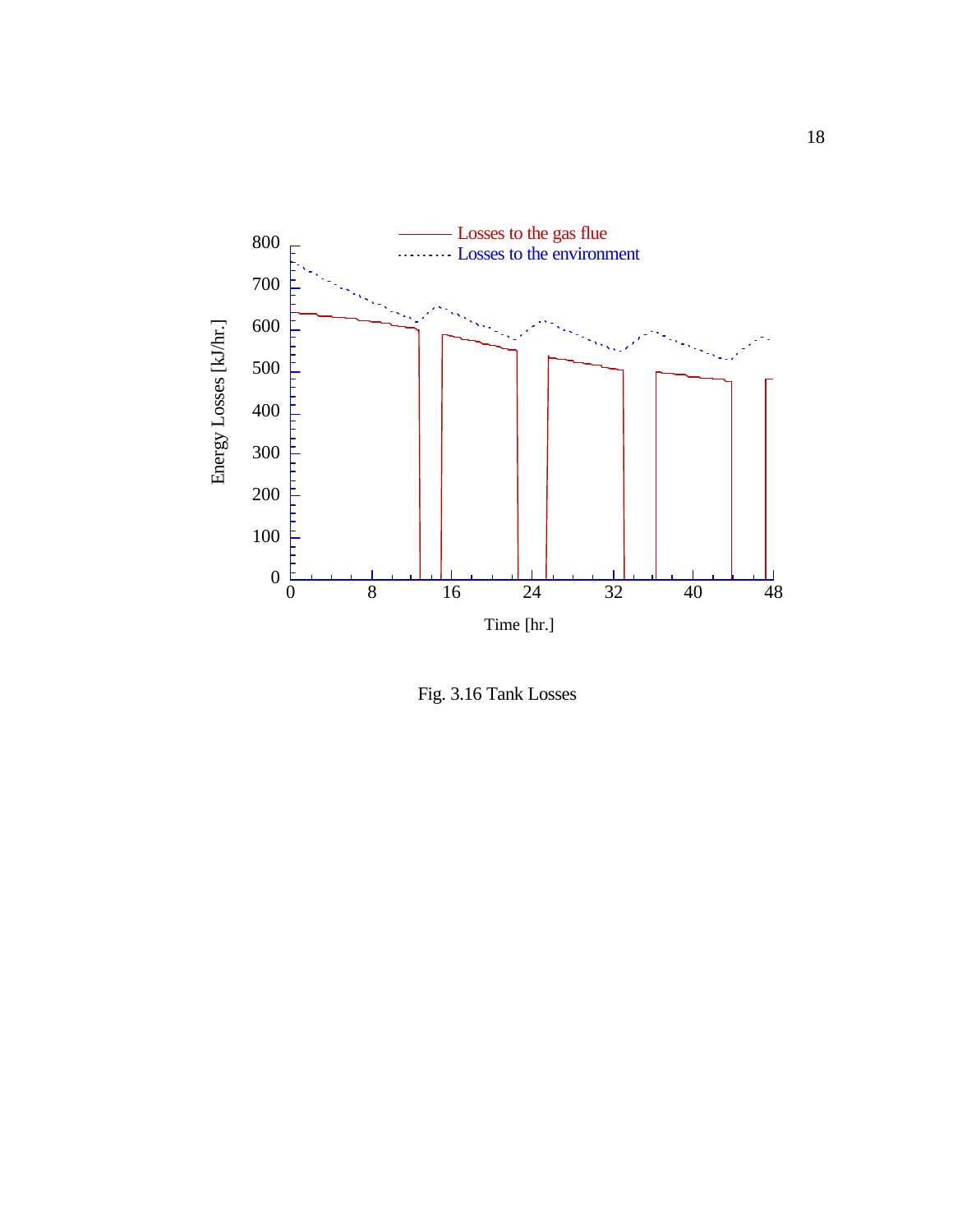Fig. 3.16 Tank Losses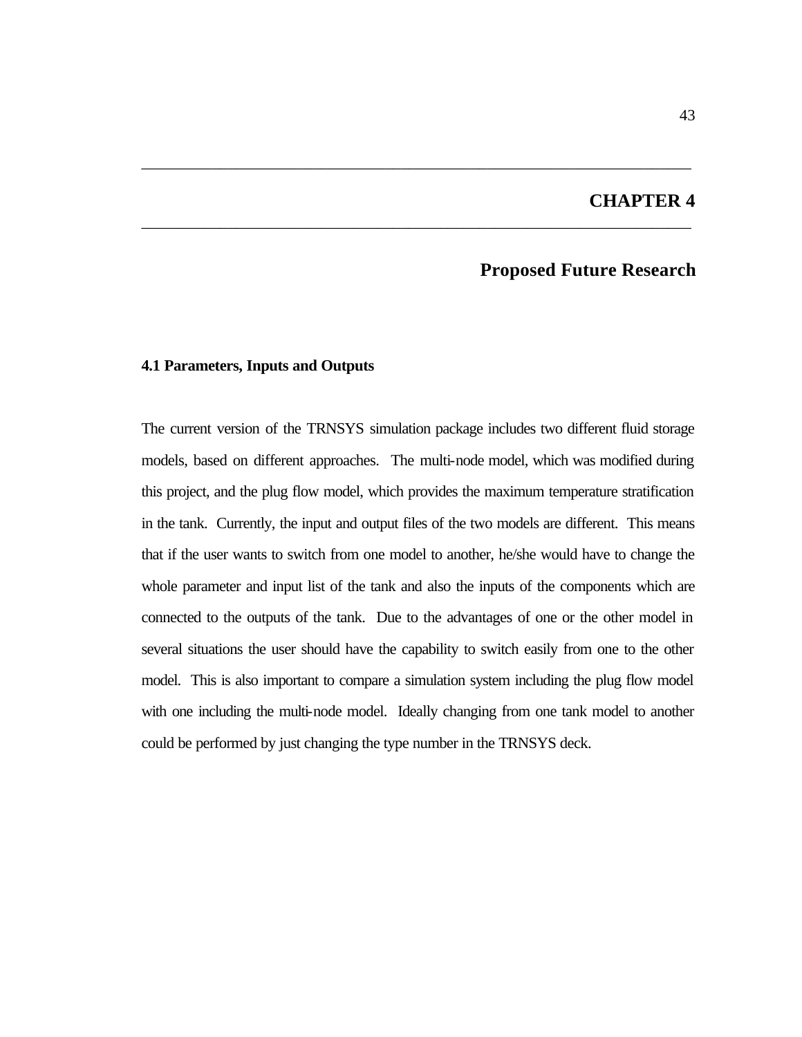# CHAPTER 4

## Proposed Future Research

### 4.1 Parameters, Inputs and Outputs

The current version of the TRNSYS simulation package includes two different fluid storage models, based on different approaches. The multi-node model, which was modified during this project, and the plug flow model, which provides the maximum temperature stratification in the tank. Currently, the input and output files of the two models are different. This means that if the user wants to switch from one model to another, he/she would have to change the whole parameter and input list of the tank and also the inputs of the components which are connected to the outputs of the tank. Due to the advantages of one or the other model in several situations the user should have the capability to switch easily from one to the other model. This is also important to compare a simulation system including the plug flow model with one including the multi-node model. Ideally changing from one tank model to another could be performed by just changing the type number in the TRNSYS deck.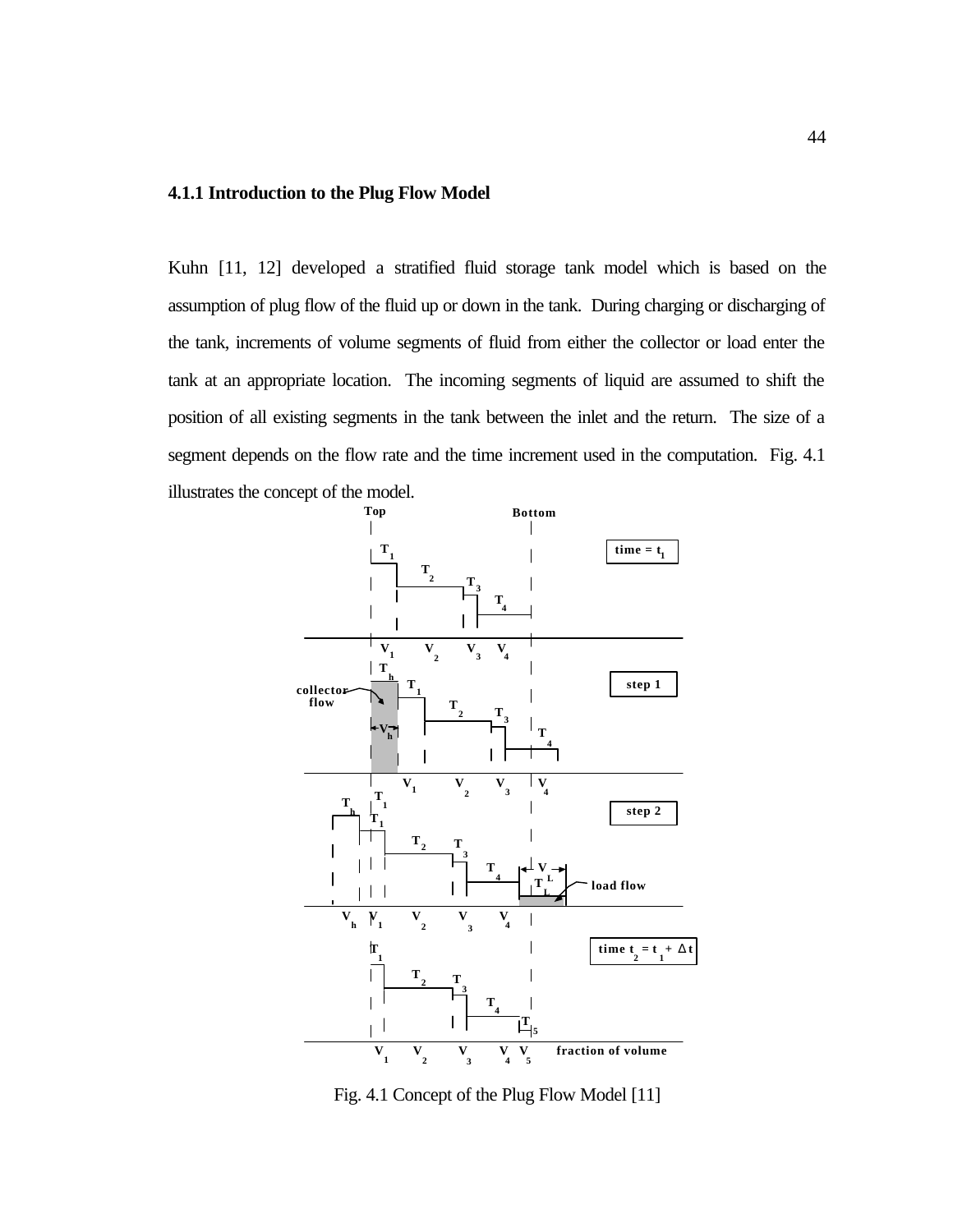### 4.1.1 Introduction to the Plug Flow Model

Kuhn [11, 12] developed a stratified fluid storage tank model which is based on the assumption of plug flow of the fluid up or down in the tank. During charging or discharging of the tank, increments of volume segments of fluid from either the collector or load enter the tank at an appropriate location. The incoming segments of liquid are assumed to shift the position of all existing segments in the tank between the inlet and the return. The size of a segment depends on the flow rate and the time increment used in the computation. Fig. 4.1 illustrates the concept of the model.

Fig. 4.1 Concept of the Plug Flow Model [11]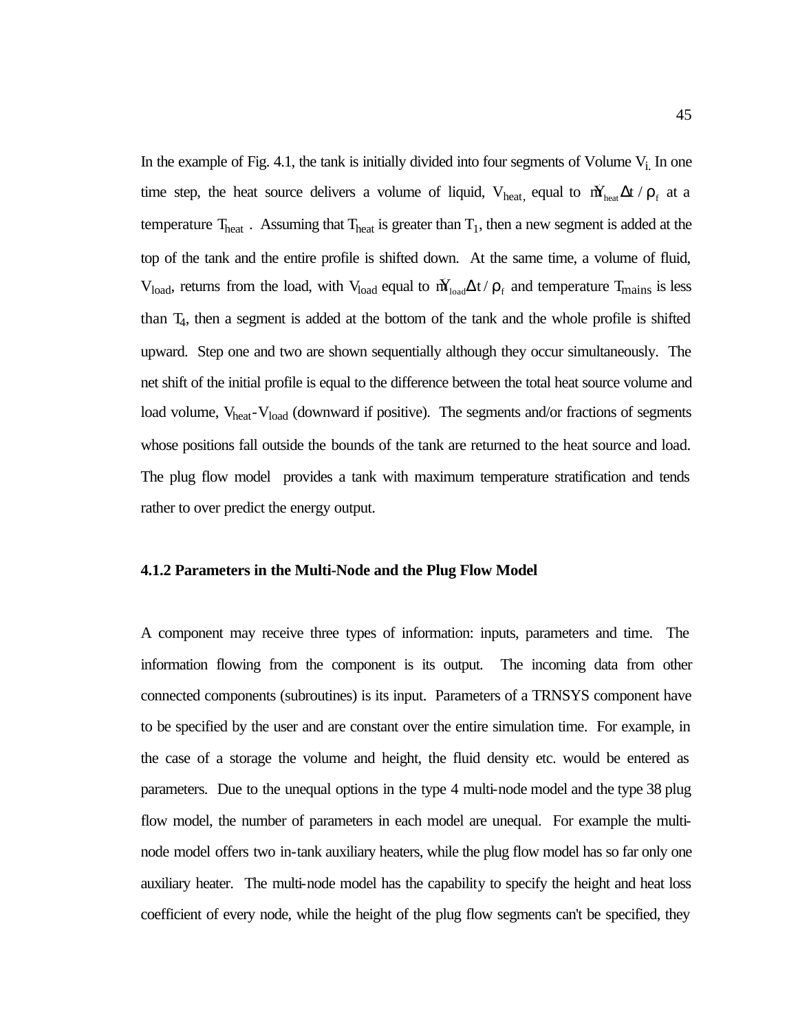In the example of Fig. 4.1, the tank is initially divided into four segments of Volume $V_i$. In one time step, the heat source delivers a volume of liquid, $V_{heat}$, equal to $\dot{m}_{heat}\Delta t / \rho_f$ at a temperature $T_{heat}$ . Assuming that $T_{heat}$ is greater than $T_1$, then a new segment is added at the top of the tank and the entire profile is shifted down. At the same time, a volume of fluid, $V_{load}$, returns from the load, with $V_{load}$ equal to $\dot{m}_{load}\Delta t / \rho_f$ and temperature $T_{mains}$ is less than $T_4$, then a segment is added at the bottom of the tank and the whole profile is shifted upward. Step one and two are shown sequentially although they occur simultaneously. The net shift of the initial profile is equal to the difference between the total heat source volume and load volume, $V_{heat}$-$V_{load}$ (downward if positive). The segments and/or fractions of segments whose positions fall outside the bounds of the tank are returned to the heat source and load. The plug flow model provides a tank with maximum temperature stratification and tends rather to over predict the energy output.

### 4.1.2 Parameters in the Multi-Node and the Plug Flow Model

A component may receive three types of information: inputs, parameters and time. The information flowing from the component is its output. The incoming data from other connected components (subroutines) is its input. Parameters of a TRNSYS component have to be specified by the user and are constant over the entire simulation time. For example, in the case of a storage the volume and height, the fluid density etc. would be entered as parameters. Due to the unequal options in the type 4 multi-node model and the type 38 plug flow model, the number of parameters in each model are unequal. For example the multi-node model offers two in-tank auxiliary heaters, while the plug flow model has so far only one auxiliary heater. The multi-node model has the capability to specify the height and heat loss coefficient of every node, while the height of the plug flow segments can't be specified, they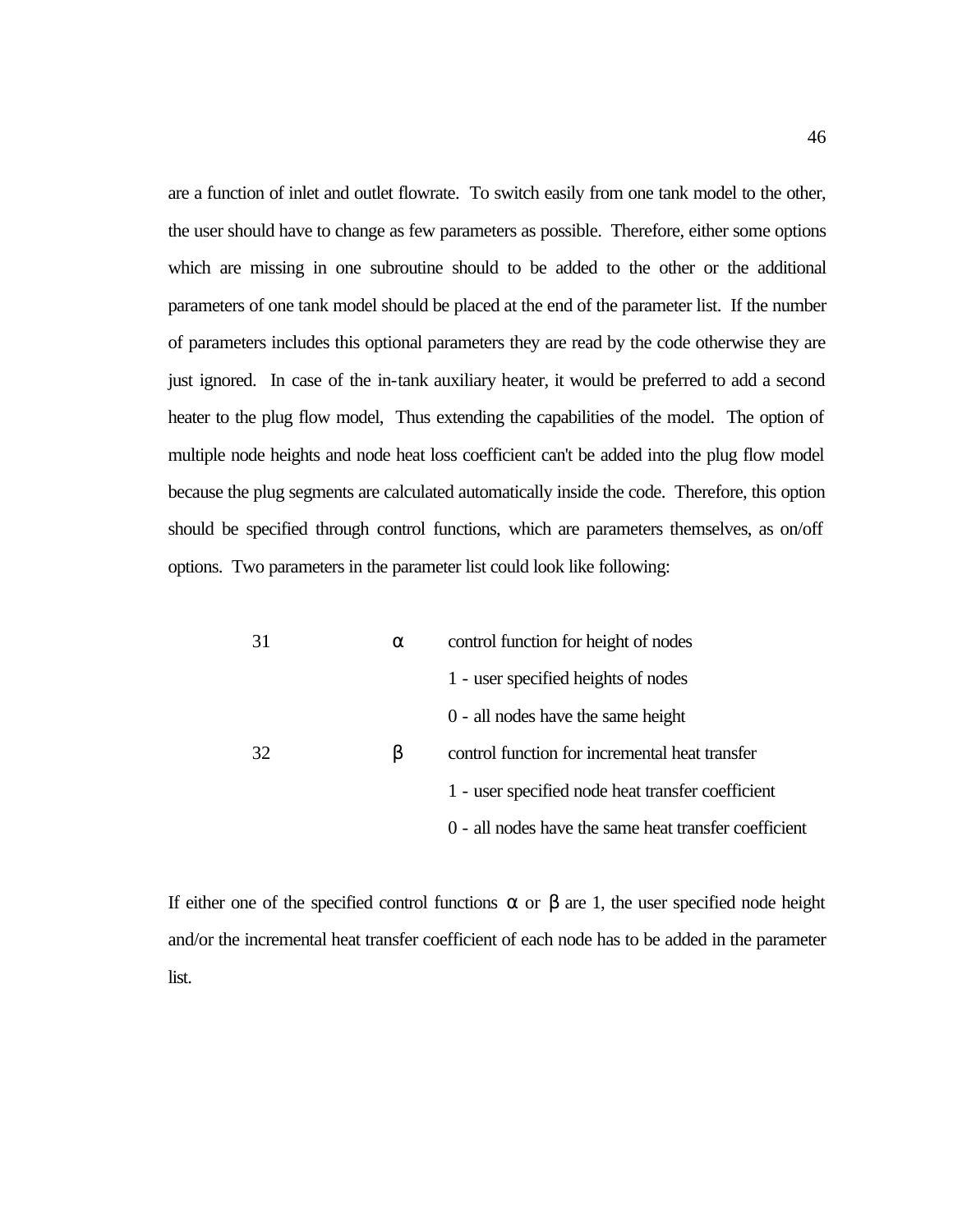are a function of inlet and outlet flowrate. To switch easily from one tank model to the other, the user should have to change as few parameters as possible. Therefore, either some options which are missing in one subroutine should to be added to the other or the additional parameters of one tank model should be placed at the end of the parameter list. If the number of parameters includes this optional parameters they are read by the code otherwise they are just ignored. In case of the in-tank auxiliary heater, it would be preferred to add a second heater to the plug flow model, Thus extending the capabilities of the model. The option of multiple node heights and node heat loss coefficient can't be added into the plug flow model because the plug segments are calculated automatically inside the code. Therefore, this option should be specified through control functions, which are parameters themselves, as on/off options. Two parameters in the parameter list could look like following:

| | | |
|---|---|---|
| 31 | $\alpha$ | control function for height of nodes |
| | | 1 - user specified heights of nodes |
| | | 0 - all nodes have the same height |
| 32 | $\beta$ | control function for incremental heat transfer |
| | | 1 - user specified node heat transfer coefficient |
| | | 0 - all nodes have the same heat transfer coefficient |

If either one of the specified control functions $\alpha$ or $\beta$ are 1, the user specified node height and/or the incremental heat transfer coefficient of each node has to be added in the parameter list.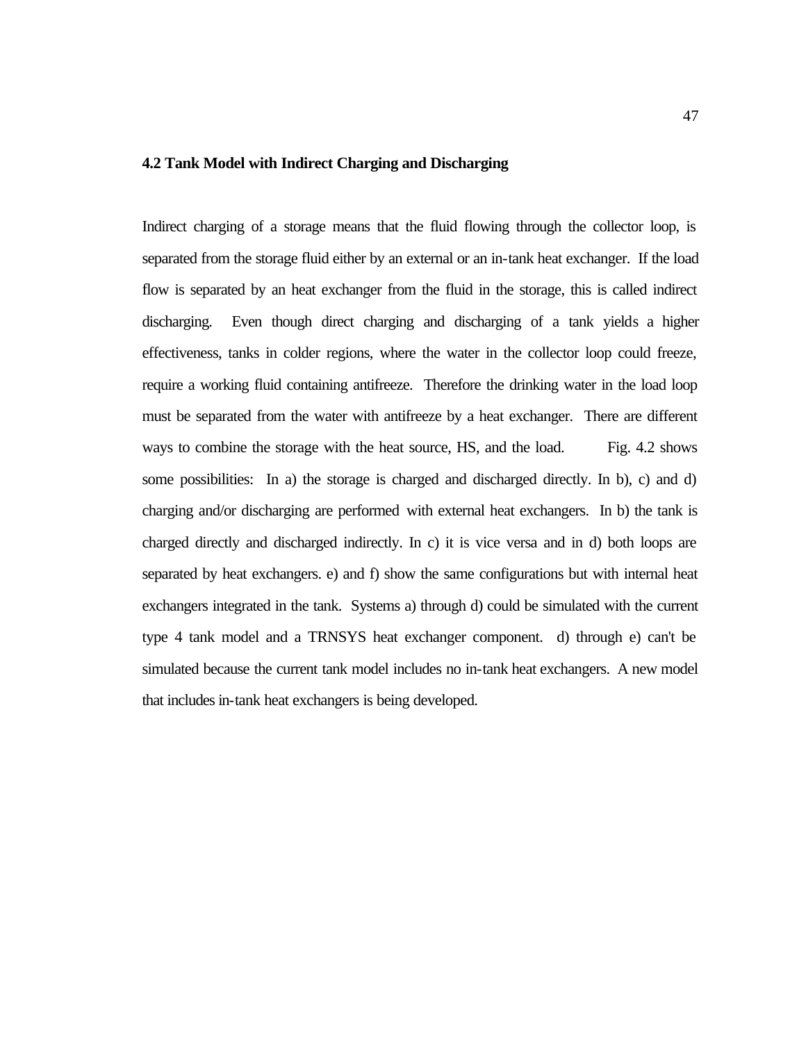### 4.2 Tank Model with Indirect Charging and Discharging

Indirect charging of a storage means that the fluid flowing through the collector loop, is separated from the storage fluid either by an external or an in-tank heat exchanger. If the load flow is separated by an heat exchanger from the fluid in the storage, this is called indirect discharging. Even though direct charging and discharging of a tank yields a higher effectiveness, tanks in colder regions, where the water in the collector loop could freeze, require a working fluid containing antifreeze. Therefore the drinking water in the load loop must be separated from the water with antifreeze by a heat exchanger. There are different ways to combine the storage with the heat source, HS, and the load. Fig. 4.2 shows some possibilities: In a) the storage is charged and discharged directly. In b), c) and d) charging and/or discharging are performed with external heat exchangers. In b) the tank is charged directly and discharged indirectly. In c) it is vice versa and in d) both loops are separated by heat exchangers. e) and f) show the same configurations but with internal heat exchangers integrated in the tank. Systems a) through d) could be simulated with the current type 4 tank model and a TRNSYS heat exchanger component. d) through e) can't be simulated because the current tank model includes no in-tank heat exchangers. A new model that includes in-tank heat exchangers is being developed.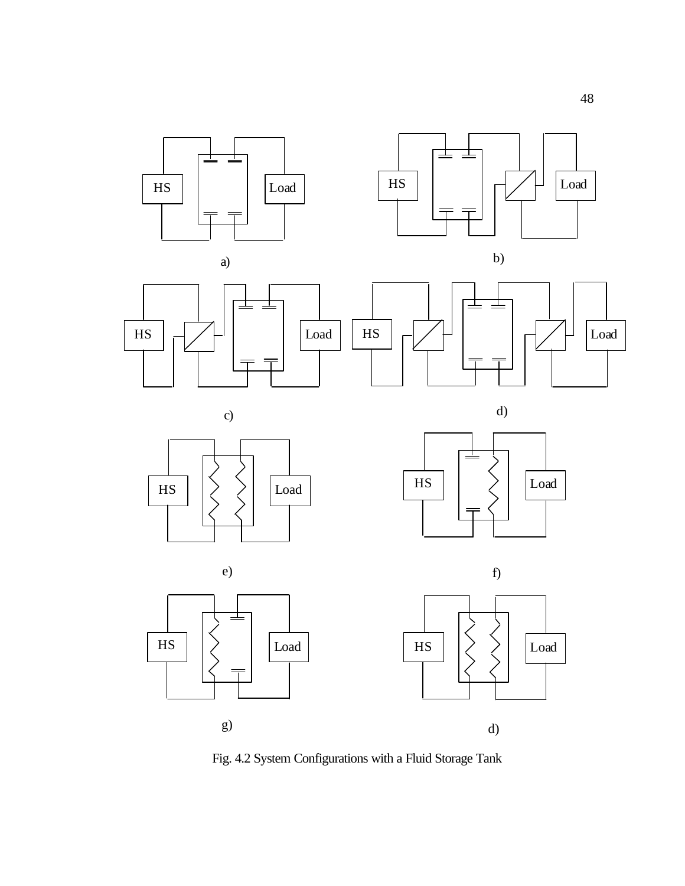Fig. 4.2 System Configurations with a Fluid Storage Tank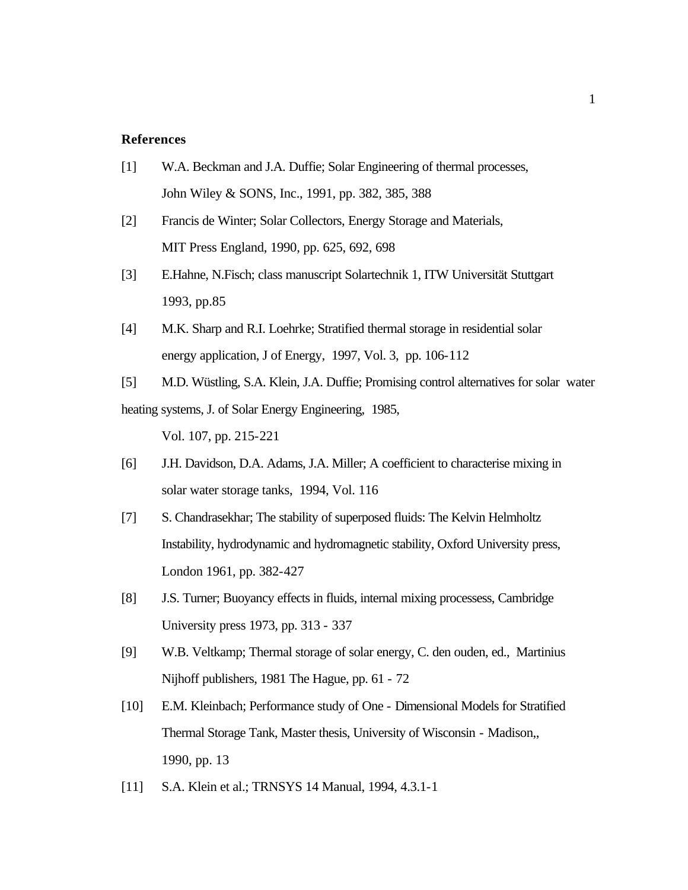**References**

[1] W.A. Beckman and J.A. Duffie; Solar Engineering of thermal processes, John Wiley & SONS, Inc., 1991, pp. 382, 385, 388

[2] Francis de Winter; Solar Collectors, Energy Storage and Materials, MIT Press England, 1990, pp. 625, 692, 698

[3] E.Hahne, N.Fisch; class manuscript Solartechnik 1, ITW Universität Stuttgart 1993, pp.85

[4] M.K. Sharp and R.I. Loehrke; Stratified thermal storage in residential solar energy application, J of Energy, 1997, Vol. 3, pp. 106-112

[5] M.D. Wüstling, S.A. Klein, J.A. Duffie; Promising control alternatives for solar water heating systems, J. of Solar Energy Engineering, 1985, Vol. 107, pp. 215-221

[6] J.H. Davidson, D.A. Adams, J.A. Miller; A coefficient to characterise mixing in solar water storage tanks, 1994, Vol. 116

[7] S. Chandrasekhar; The stability of superposed fluids: The Kelvin Helmholtz Instability, hydrodynamic and hydromagnetic stability, Oxford University press, London 1961, pp. 382-427

[8] J.S. Turner; Buoyancy effects in fluids, internal mixing processess, Cambridge University press 1973, pp. 313 - 337

[9] W.B. Veltkamp; Thermal storage of solar energy, C. den ouden, ed., Martinius Nijhoff publishers, 1981 The Hague, pp. 61 - 72

[10] E.M. Kleinbach; Performance study of One - Dimensional Models for Stratified Thermal Storage Tank, Master thesis, University of Wisconsin - Madison,, 1990, pp. 13

[11] S.A. Klein et al.; TRNSYS 14 Manual, 1994, 4.3.1-1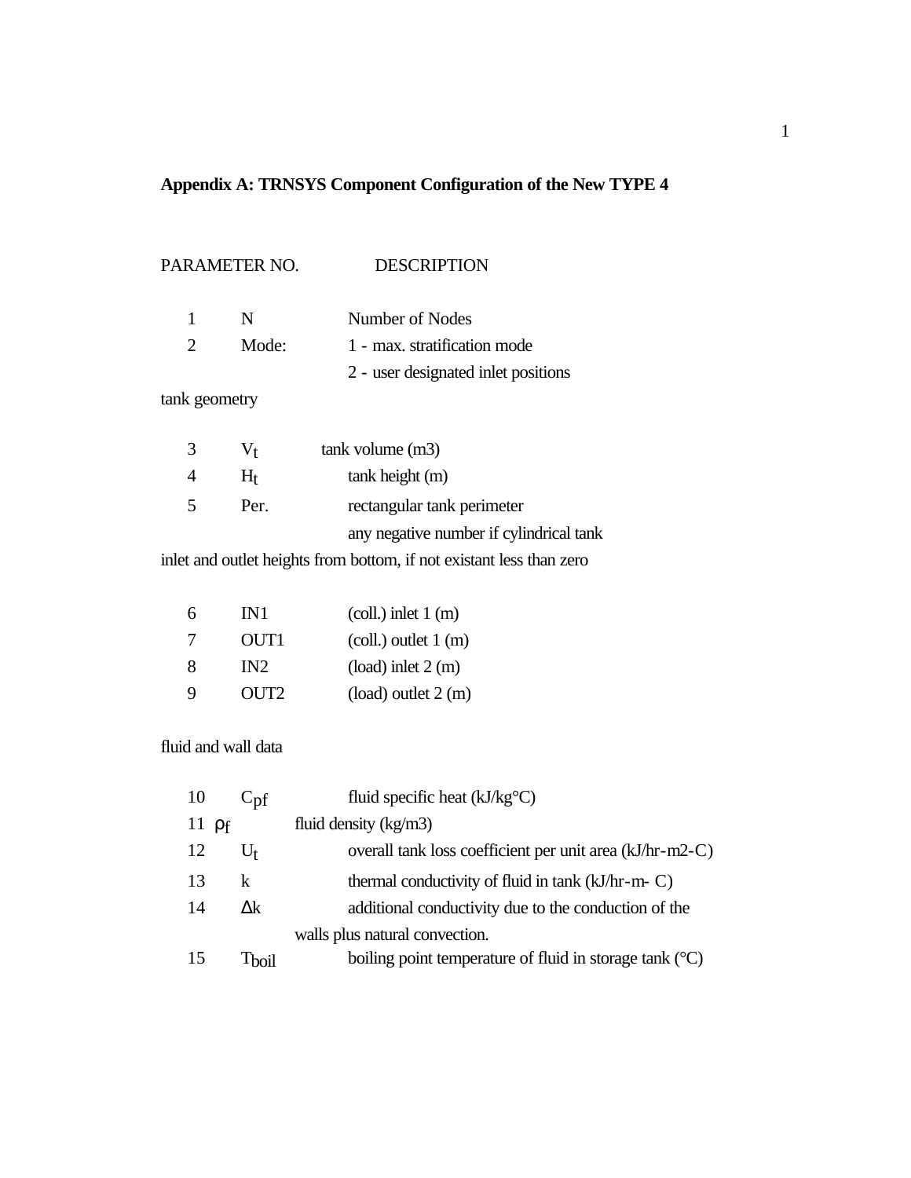**Appendix A: TRNSYS Component Configuration of the New TYPE 4**

| PARAMETER NO. | | DESCRIPTION |
|---|---|---|
| 1 | N | Number of Nodes |
| 2 | Mode: | 1 - max. stratification mode |
| | | 2 - user designated inlet positions |

tank geometry

| | | |
|---|---|---|
| 3 | $V_t$ | tank volume (m3) |
| 4 | $H_t$ | tank height (m) |
| 5 | Per. | rectangular tank perimeter |
| | | any negative number if cylindrical tank |

inlet and outlet heights from bottom, if not existant less than zero

| | | |
|---|---|---|
| 6 | IN1 | (coll.) inlet 1 (m) |
| 7 | OUT1 | (coll.) outlet 1 (m) |
| 8 | IN2 | (load) inlet 2 (m) |
| 9 | OUT2 | (load) outlet 2 (m) |

fluid and wall data

| | | |
|---|---|---|
| 10 | $C_{pf}$ | fluid specific heat (kJ/kg°C) |
| 11 | $\rho_f$ | fluid density (kg/m3) |
| 12 | $U_t$ | overall tank loss coefficient per unit area (kJ/hr-m2-C) |
| 13 | k | thermal conductivity of fluid in tank (kJ/hr-m- C) |
| 14 | $\Delta k$ | additional conductivity due to the conduction of the walls plus natural convection. |
| 15 | $T_{boil}$ | boiling point temperature of fluid in storage tank (°C) |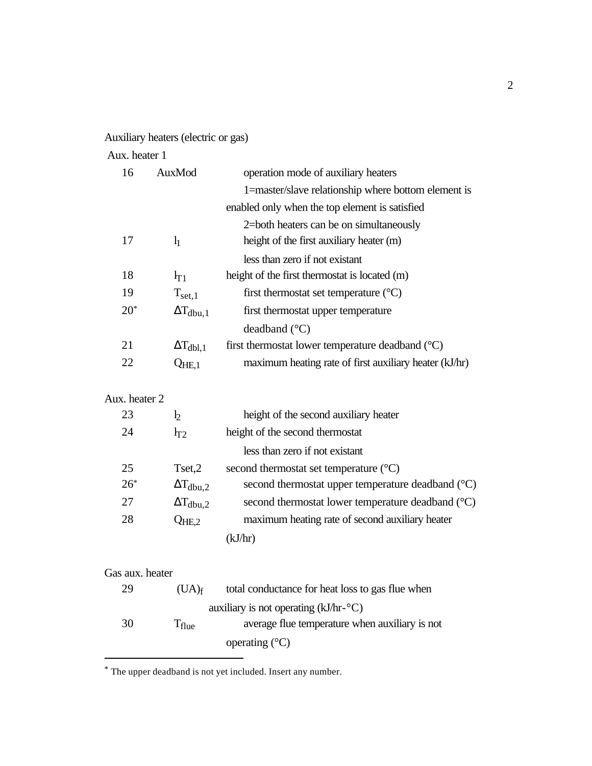Auxiliary heaters (electric or gas)

Aux. heater 1

| | | |
|---|---|---|
| 16 | AuxMod | operation mode of auxiliary heaters<br>1=master/slave relationship where bottom element is enabled only when the top element is satisfied<br>2=both heaters can be on simultaneously |
| 17 | $l_1$ | height of the first auxiliary heater (m)<br>less than zero if not existant |
| 18 | $l_{T1}$ | height of the first thermostat is located (m) |
| 19 | $T_{set,1}$ | first thermostat set temperature (°C) |
| 20* | $\Delta T_{dbu,1}$ | first thermostat upper temperature deadband (°C) |
| 21 | $\Delta T_{dbl,1}$ | first thermostat lower temperature deadband (°C) |
| 22 | $Q_{HE,1}$ | maximum heating rate of first auxiliary heater (kJ/hr) |

Aux. heater 2

| | | |
|---|---|---|
| 23 | $l_2$ | height of the second auxiliary heater |
| 24 | $l_{T2}$ | height of the second thermostat<br>less than zero if not existant |
| 25 | Tset,2 | second thermostat set temperature (°C) |
| 26* | $\Delta T_{dbu,2}$ | second thermostat upper temperature deadband (°C) |
| 27 | $\Delta T_{dbu,2}$ | second thermostat lower temperature deadband (°C) |
| 28 | $Q_{HE,2}$ | maximum heating rate of second auxiliary heater (kJ/hr) |

Gas aux. heater

| | | |
|---|---|---|
| 29 | $(UA)_f$ | total conductance for heat loss to gas flue when auxiliary is not operating (kJ/hr-°C) |
| 30 | $T_{flue}$ | average flue temperature when auxiliary is not operating (°C) |

* The upper deadband is not yet included. Insert any number.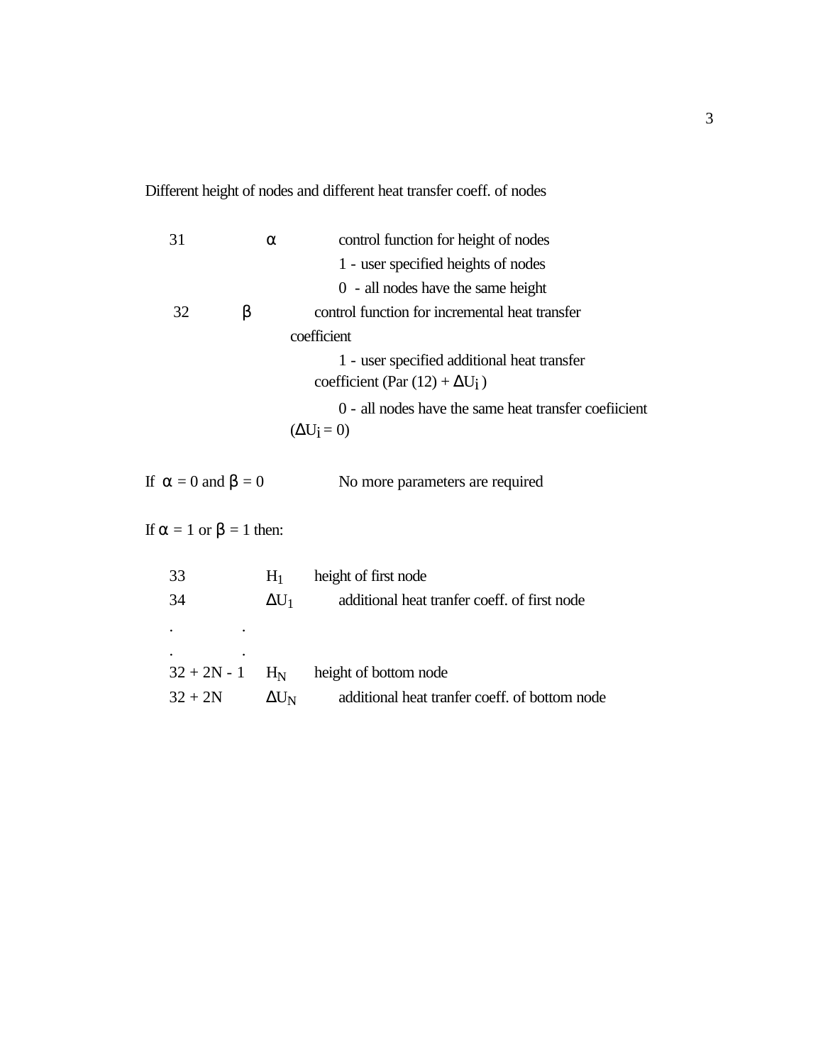Different height of nodes and different heat transfer coeff. of nodes

| | | |
|---|---|---|
| 31 | $\alpha$ | control function for height of nodes<br>1 - user specified heights of nodes<br>0 - all nodes have the same height |
| 32 | $\beta$ | control function for incremental heat transfer coefficient<br>1 - user specified additional heat transfer coefficient (Par (12) + $\Delta U_i$ )<br>0 - all nodes have the same heat transfer coefiicient ($\Delta U_i = 0$) |

If $\alpha = 0$ and $\beta = 0$ No more parameters are required

If $\alpha = 1$ or $\beta = 1$ then:

| | | |
|---|---|---|
| 33 | $H_1$ | height of first node |
| 34 | $\Delta U_1$ | additional heat tranfer coeff. of first node |
| . | . | |
| . | . | |
| 32 + 2N - 1 | $H_N$ | height of bottom node |
| 32 + 2N | $\Delta U_N$ | additional heat tranfer coeff. of bottom node |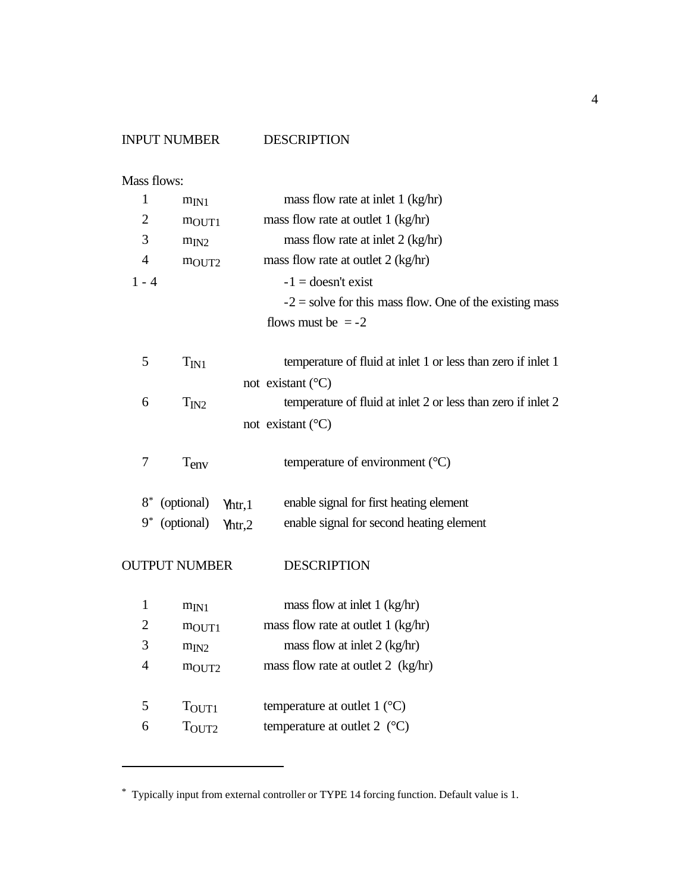| INPUT NUMBER | | DESCRIPTION |
|---|---|---|
| **Mass flows:** | | |
| 1 | $m_{IN1}$ | mass flow rate at inlet 1 (kg/hr) |
| 2 | $m_{OUT1}$ | mass flow rate at outlet 1 (kg/hr) |
| 3 | $m_{IN2}$ | mass flow rate at inlet 2 (kg/hr) |
| 4 | $m_{OUT2}$ | mass flow rate at outlet 2 (kg/hr) |
| 1 - 4 | | -1 = doesn't exist<br>-2 = solve for this mass flow. One of the existing mass flows must be = -2 |
| 5 | $T_{IN1}$ | temperature of fluid at inlet 1 or less than zero if inlet 1 not existant (°C) |
| 6 | $T_{IN2}$ | temperature of fluid at inlet 2 or less than zero if inlet 2 not existant (°C) |
| 7 | $T_{env}$ | temperature of environment (°C) |
| 8* (optional) | $\gamma_{htr,1}$ | enable signal for first heating element |
| 9* (optional) | $\gamma_{htr,2}$ | enable signal for second heating element |

| OUTPUT NUMBER | | DESCRIPTION |
|---|---|---|
| 1 | $m_{IN1}$ | mass flow at inlet 1 (kg/hr) |
| 2 | $m_{OUT1}$ | mass flow rate at outlet 1 (kg/hr) |
| 3 | $m_{IN2}$ | mass flow at inlet 2 (kg/hr) |
| 4 | $m_{OUT2}$ | mass flow rate at outlet 2 (kg/hr) |
| 5 | $T_{OUT1}$ | temperature at outlet 1 (°C) |
| 6 | $T_{OUT2}$ | temperature at outlet 2 (°C) |

---

* Typically input from external controller or TYPE 14 forcing function. Default value is 1.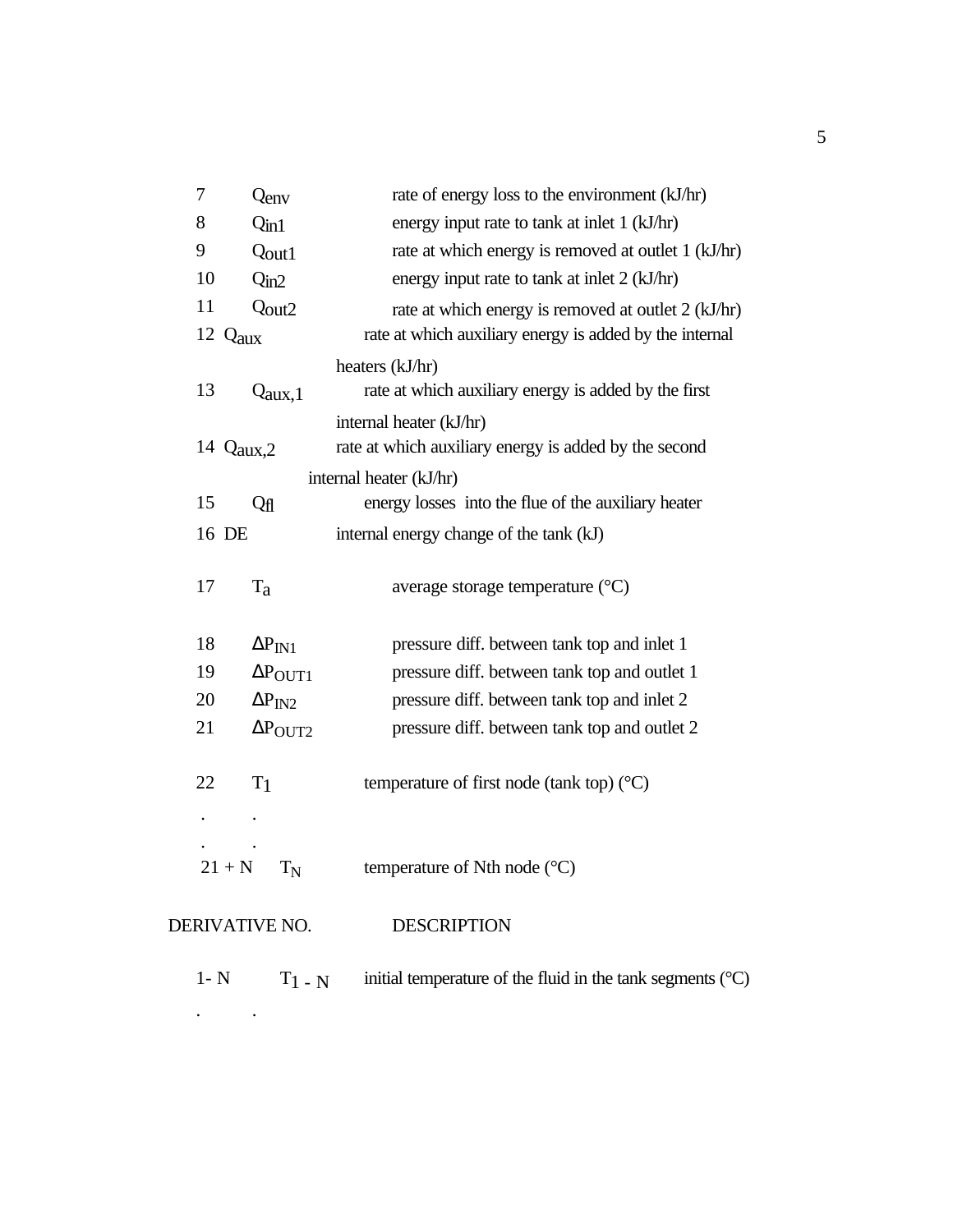| | | |
|---|---|---|
| 7 | $Q_{env}$ | rate of energy loss to the environment (kJ/hr) |
| 8 | $Q_{in1}$ | energy input rate to tank at inlet 1 (kJ/hr) |
| 9 | $Q_{out1}$ | rate at which energy is removed at outlet 1 (kJ/hr) |
| 10 | $Q_{in2}$ | energy input rate to tank at inlet 2 (kJ/hr) |
| 11 | $Q_{out2}$ | rate at which energy is removed at outlet 2 (kJ/hr) |
| 12 | $Q_{aux}$ | rate at which auxiliary energy is added by the internal heaters (kJ/hr) |
| 13 | $Q_{aux,1}$ | rate at which auxiliary energy is added by the first internal heater (kJ/hr) |
| 14 | $Q_{aux,2}$ | rate at which auxiliary energy is added by the second internal heater (kJ/hr) |
| 15 | $Q_{fl}$ | energy losses into the flue of the auxiliary heater |
| 16 | DE | internal energy change of the tank (kJ) |
| 17 | $T_a$ | average storage temperature (°C) |
| 18 | $\Delta P_{IN1}$ | pressure diff. between tank top and inlet 1 |
| 19 | $\Delta P_{OUT1}$ | pressure diff. between tank top and outlet 1 |
| 20 | $\Delta P_{IN2}$ | pressure diff. between tank top and inlet 2 |
| 21 | $\Delta P_{OUT2}$ | pressure diff. between tank top and outlet 2 |
| 22 | $T_1$ | temperature of first node (tank top) (°C) |
| . | . | |
| . | . | |
| 21 + N | $T_N$ | temperature of Nth node (°C) |

| DERIVATIVE NO. | | DESCRIPTION |
|---|---|---|
| 1- N | $T_{1\text{ - }N}$ | initial temperature of the fluid in the tank segments (°C) |
| . | . | |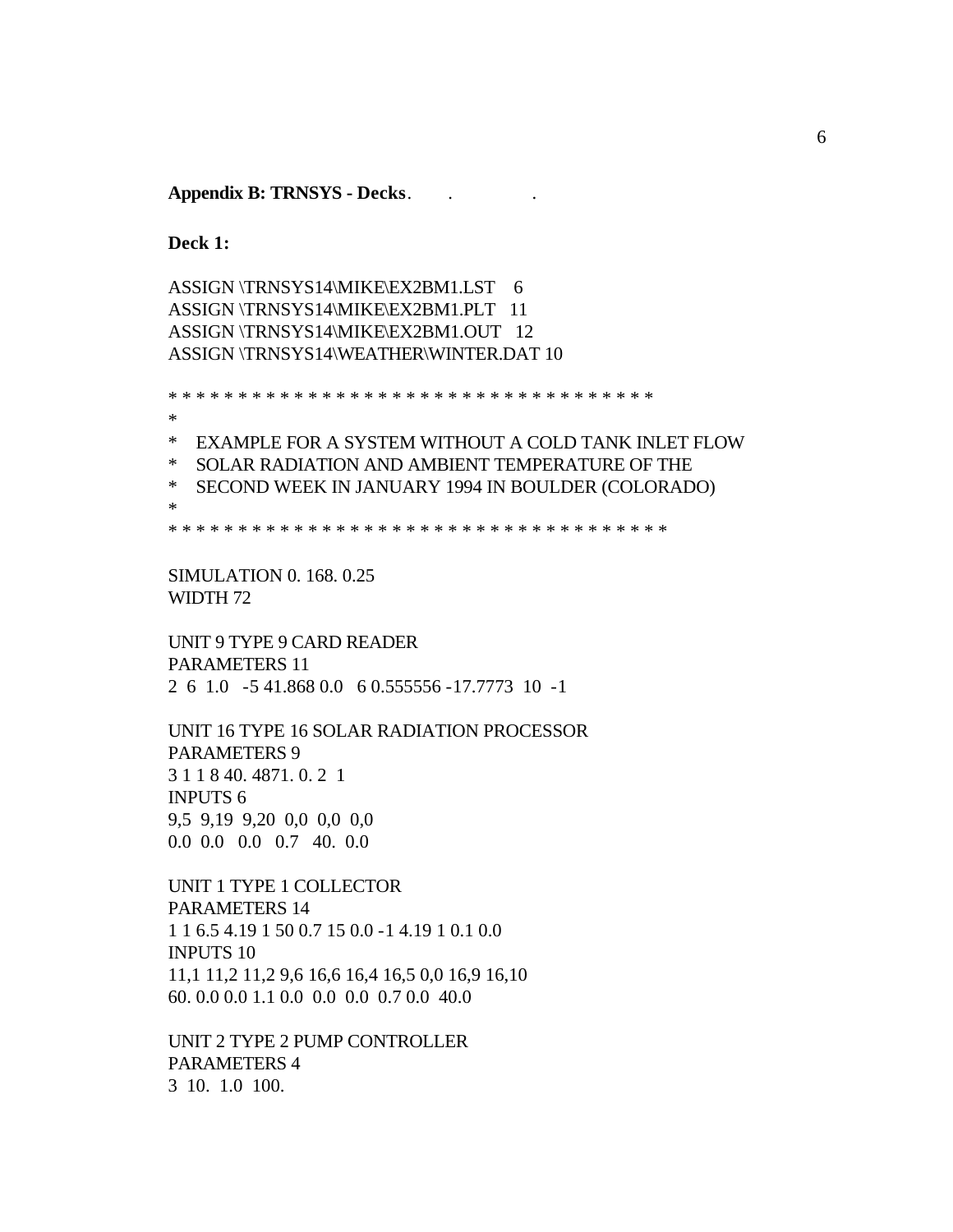**Appendix B: TRNSYS - Decks**. . .

**Deck 1:**

```
ASSIGN \TRNSYS14\MIKE\EX2BM1.LST    6
ASSIGN \TRNSYS14\MIKE\EX2BM1.PLT   11
ASSIGN \TRNSYS14\MIKE\EX2BM1.OUT   12
ASSIGN \TRNSYS14\WEATHER\WINTER.DAT 10

* * * * * * * * * * * * * * * * * * * * * * * * * * * * * * * * * * * *
*
*   EXAMPLE FOR A SYSTEM WITHOUT A COLD TANK INLET FLOW
*   SOLAR RADIATION AND AMBIENT TEMPERATURE OF THE
*   SECOND WEEK IN JANUARY 1994 IN BOULDER (COLORADO)
*
* * * * * * * * * * * * * * * * * * * * * * * * * * * * * * * * * * * *

SIMULATION 0. 168. 0.25
WIDTH 72

UNIT 9 TYPE 9 CARD READER
PARAMETERS 11
2  6  1.0   -5 41.868 0.0   6 0.555556 -17.7773  10  -1

UNIT 16 TYPE 16 SOLAR RADIATION PROCESSOR
PARAMETERS 9
3 1 1 8 40. 4871. 0. 2  1
INPUTS 6
9,5  9,19  9,20  0,0  0,0  0,0
0.0  0.0   0.0   0.7   40.  0.0

UNIT 1 TYPE 1 COLLECTOR
PARAMETERS 14
1 1 6.5 4.19 1 50 0.7 15 0.0 -1 4.19 1 0.1 0.0
INPUTS 10
11,1 11,2 11,2 9,6 16,6 16,4 16,5 0,0 16,9 16,10
60. 0.0 0.0 1.1 0.0  0.0  0.0  0.7 0.0  40.0

UNIT 2 TYPE 2 PUMP CONTROLLER
PARAMETERS 4
3  10.  1.0  100.
```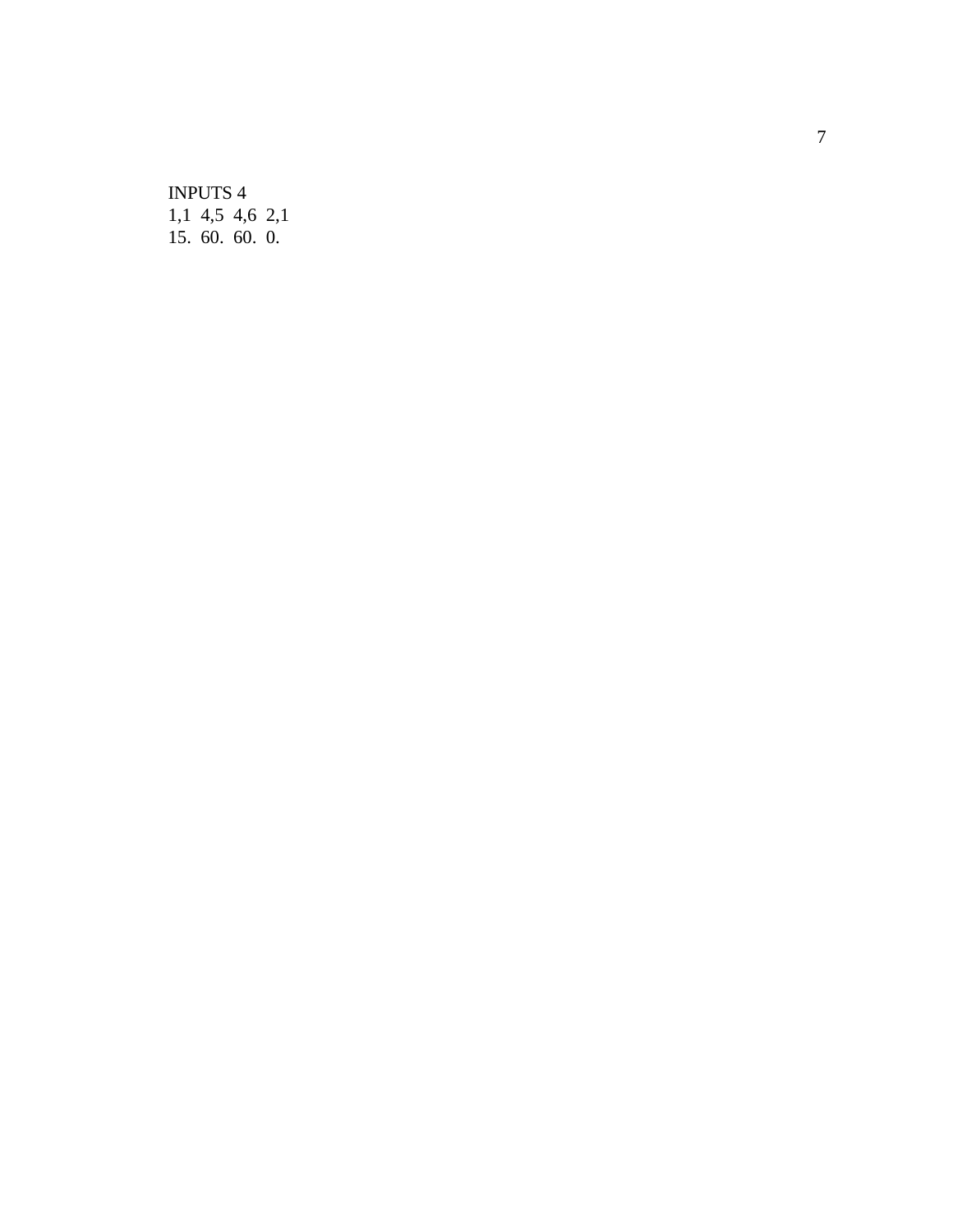```
INPUTS 4
1,1  4,5  4,6  2,1
15.  60.  60.  0.
```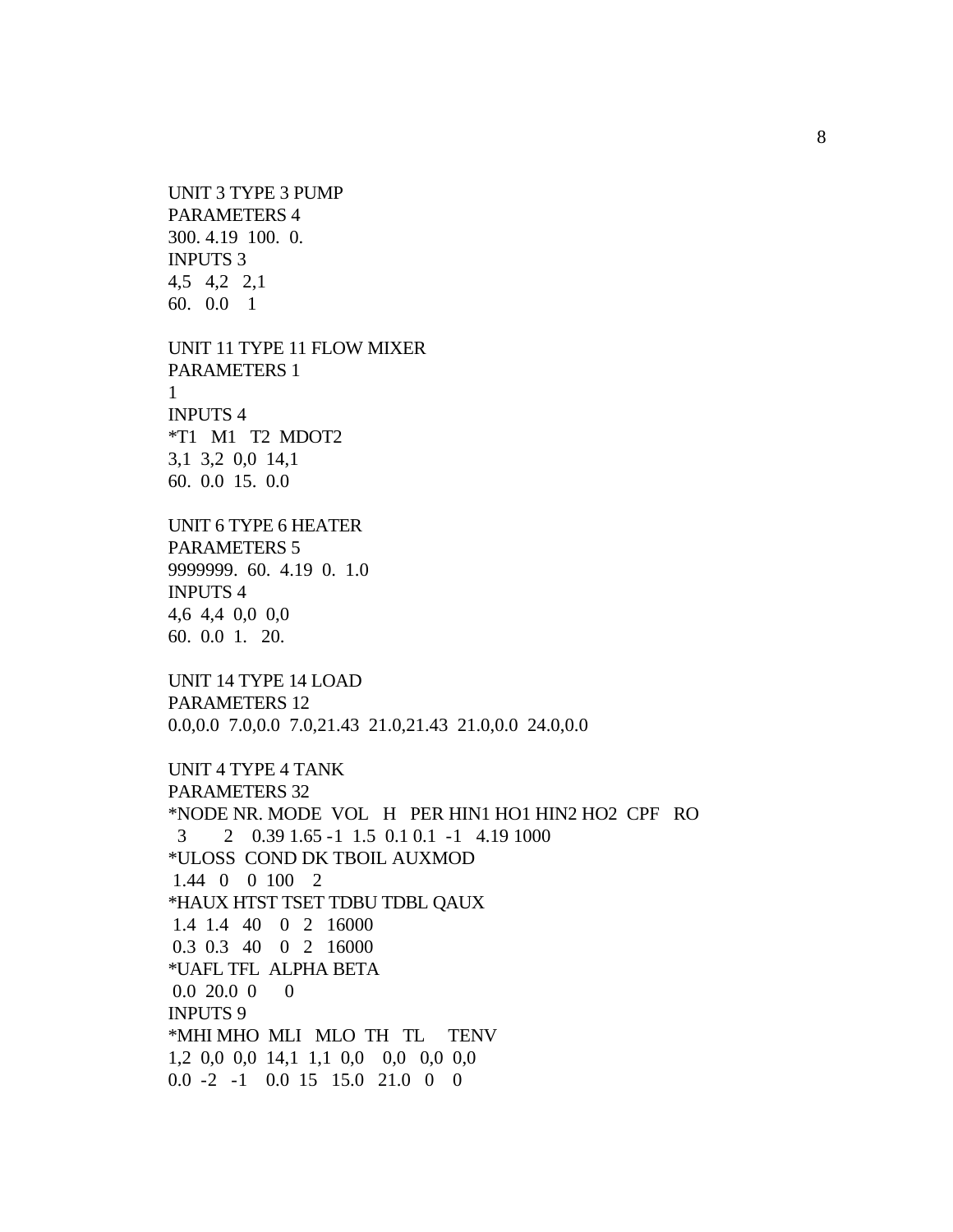```
UNIT 3 TYPE 3 PUMP
PARAMETERS 4
300. 4.19  100.  0.
INPUTS 3
4,5   4,2   2,1
60.   0.0    1

UNIT 11 TYPE 11 FLOW MIXER
PARAMETERS 1
1
INPUTS 4
*T1   M1   T2  MDOT2
3,1  3,2  0,0  14,1
60.  0.0  15.  0.0

UNIT 6 TYPE 6 HEATER
PARAMETERS 5
9999999.  60.  4.19  0.  1.0
INPUTS 4
4,6  4,4  0,0  0,0
60.  0.0  1.   20.

UNIT 14 TYPE 14 LOAD
PARAMETERS 12
0.0,0.0  7.0,0.0  7.0,21.43  21.0,21.43  21.0,0.0  24.0,0.0

UNIT 4 TYPE 4 TANK
PARAMETERS 32
*NODE NR. MODE  VOL   H   PER HIN1 HO1 HIN2 HO2  CPF   RO
  3       2    0.39 1.65 -1  1.5  0.1 0.1  -1   4.19 1000
*ULOSS  COND DK TBOIL AUXMOD
 1.44   0    0  100    2
*HAUX HTST TSET TDBU TDBL QAUX
 1.4  1.4   40    0   2   16000
 0.3  0.3   40    0   2   16000
*UAFL TFL  ALPHA BETA
 0.0  20.0  0      0
INPUTS 9
*MHI MHO  MLI   MLO  TH   TL     TENV
1,2  0,0  0,0  14,1  1,1  0,0    0,0   0,0  0,0
0.0  -2   -1    0.0  15   15.0   21.0   0    0
```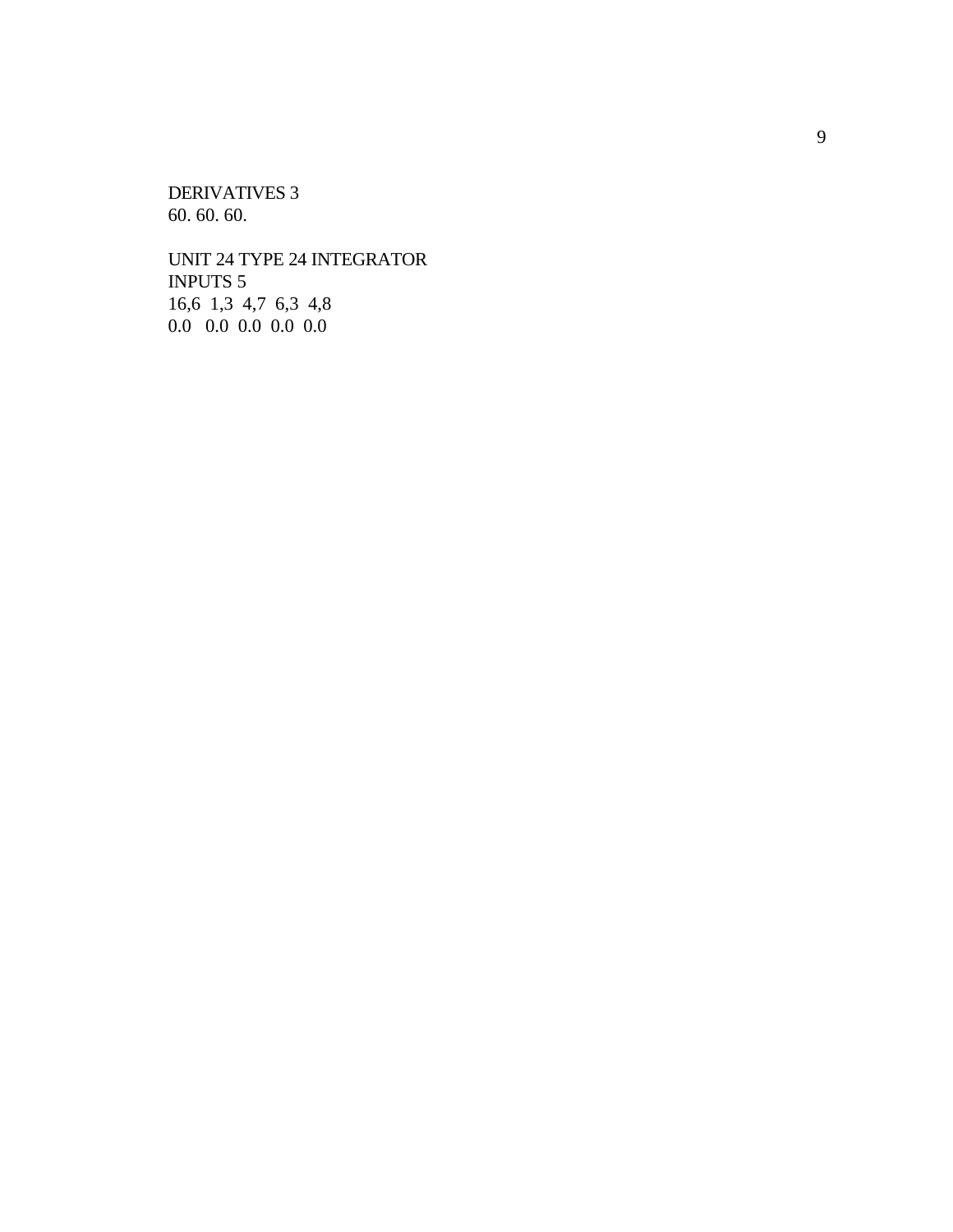```
DERIVATIVES 3
60. 60. 60.

UNIT 24 TYPE 24 INTEGRATOR
INPUTS 5
16,6  1,3  4,7  6,3  4,8
0.0   0.0  0.0  0.0  0.0
```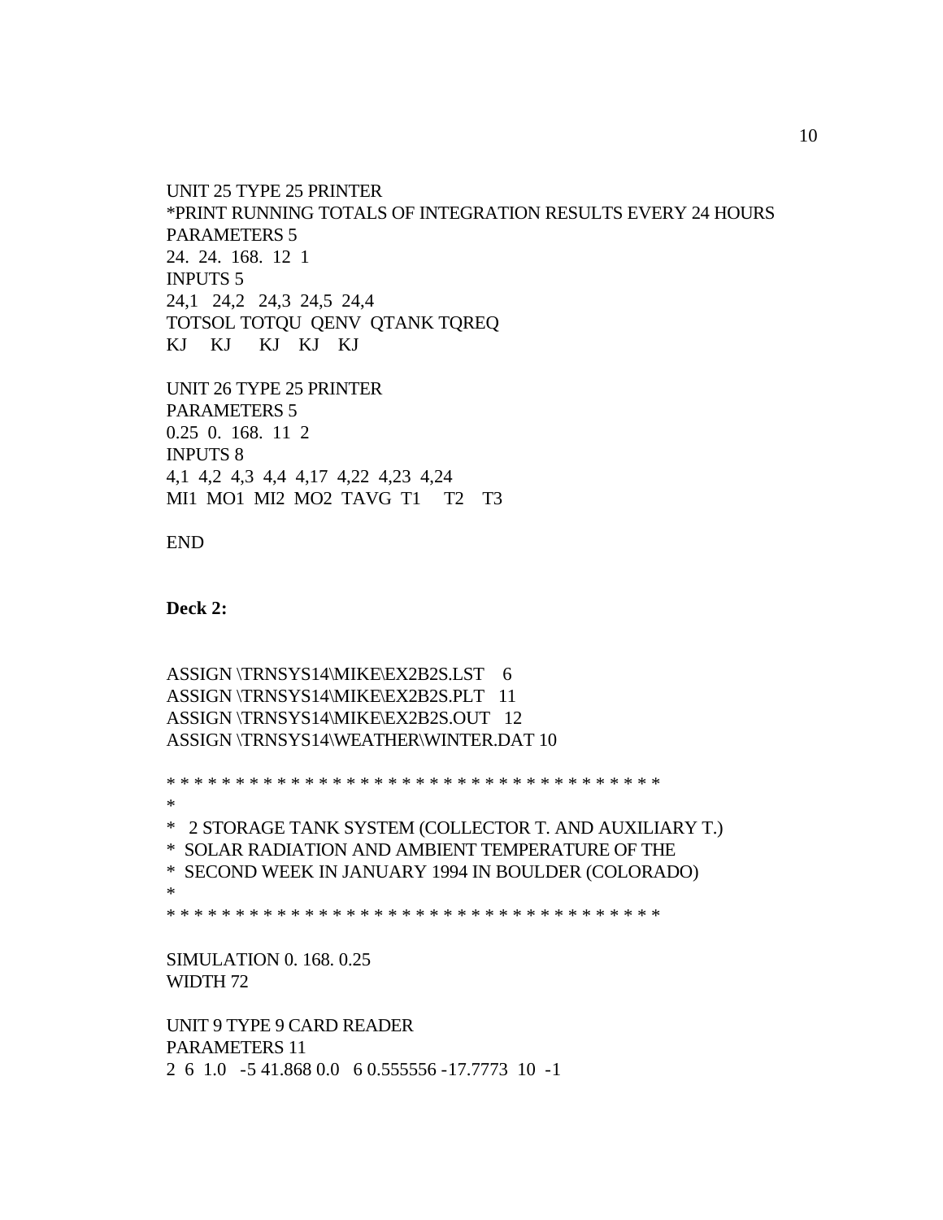```
UNIT 25 TYPE 25 PRINTER
*PRINT RUNNING TOTALS OF INTEGRATION RESULTS EVERY 24 HOURS
PARAMETERS 5
24.  24.  168.  12  1
INPUTS 5
24,1   24,2   24,3  24,5  24,4
TOTSOL TOTQU  QENV  QTANK TQREQ
KJ    KJ     KJ   KJ   KJ

UNIT 26 TYPE 25 PRINTER
PARAMETERS 5
0.25  0.  168.  11  2
INPUTS 8
4,1  4,2  4,3  4,4  4,17  4,22  4,23  4,24
MI1  MO1  MI2  MO2  TAVG  T1    T2    T3

END
```

**Deck 2:**

```
ASSIGN \TRNSYS14\MIKE\EX2B2S.LST    6
ASSIGN \TRNSYS14\MIKE\EX2B2S.PLT   11
ASSIGN \TRNSYS14\MIKE\EX2B2S.OUT   12
ASSIGN \TRNSYS14\WEATHER\WINTER.DAT 10

* * * * * * * * * * * * * * * * * * * * * * * * * * * * * * * * * * * *
*
*   2 STORAGE TANK SYSTEM (COLLECTOR T. AND AUXILIARY T.)
*  SOLAR RADIATION AND AMBIENT TEMPERATURE OF THE
*  SECOND WEEK IN JANUARY 1994 IN BOULDER (COLORADO)
*
* * * * * * * * * * * * * * * * * * * * * * * * * * * * * * * * * * * *

SIMULATION 0. 168. 0.25
WIDTH 72

UNIT 9 TYPE 9 CARD READER
PARAMETERS 11
2  6  1.0   -5 41.868 0.0   6 0.555556 -17.7773  10  -1
```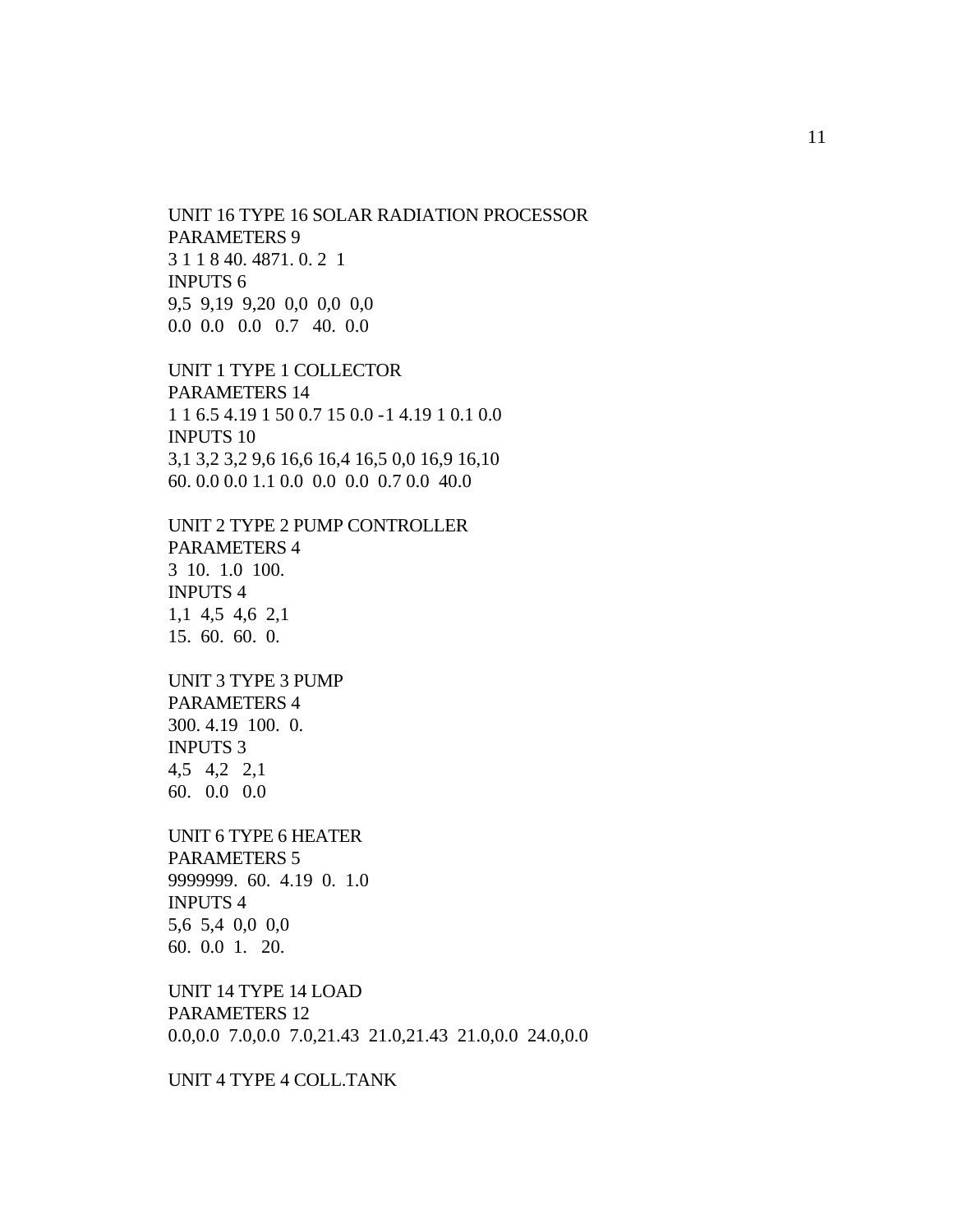```
UNIT 16 TYPE 16 SOLAR RADIATION PROCESSOR
PARAMETERS 9
3 1 1 8 40. 4871. 0. 2  1
INPUTS 6
9,5  9,19  9,20  0,0  0,0  0,0
0.0  0.0   0.0   0.7   40.  0.0

UNIT 1 TYPE 1 COLLECTOR
PARAMETERS 14
1 1 6.5 4.19 1 50 0.7 15 0.0 -1 4.19 1 0.1 0.0
INPUTS 10
3,1 3,2 3,2 9,6 16,6 16,4 16,5 0,0 16,9 16,10
60. 0.0 0.0 1.1 0.0  0.0  0.0  0.7 0.0  40.0

UNIT 2 TYPE 2 PUMP CONTROLLER
PARAMETERS 4
3  10.  1.0  100.
INPUTS 4
1,1  4,5  4,6  2,1
15.  60.  60.  0.

UNIT 3 TYPE 3 PUMP
PARAMETERS 4
300. 4.19  100.  0.
INPUTS 3
4,5   4,2   2,1
60.   0.0   0.0

UNIT 6 TYPE 6 HEATER
PARAMETERS 5
9999999.  60.  4.19  0.  1.0
INPUTS 4
5,6  5,4  0,0  0,0
60.  0.0  1.   20.

UNIT 14 TYPE 14 LOAD
PARAMETERS 12
0.0,0.0  7.0,0.0  7.0,21.43  21.0,21.43  21.0,0.0  24.0,0.0

UNIT 4 TYPE 4 COLL.TANK
```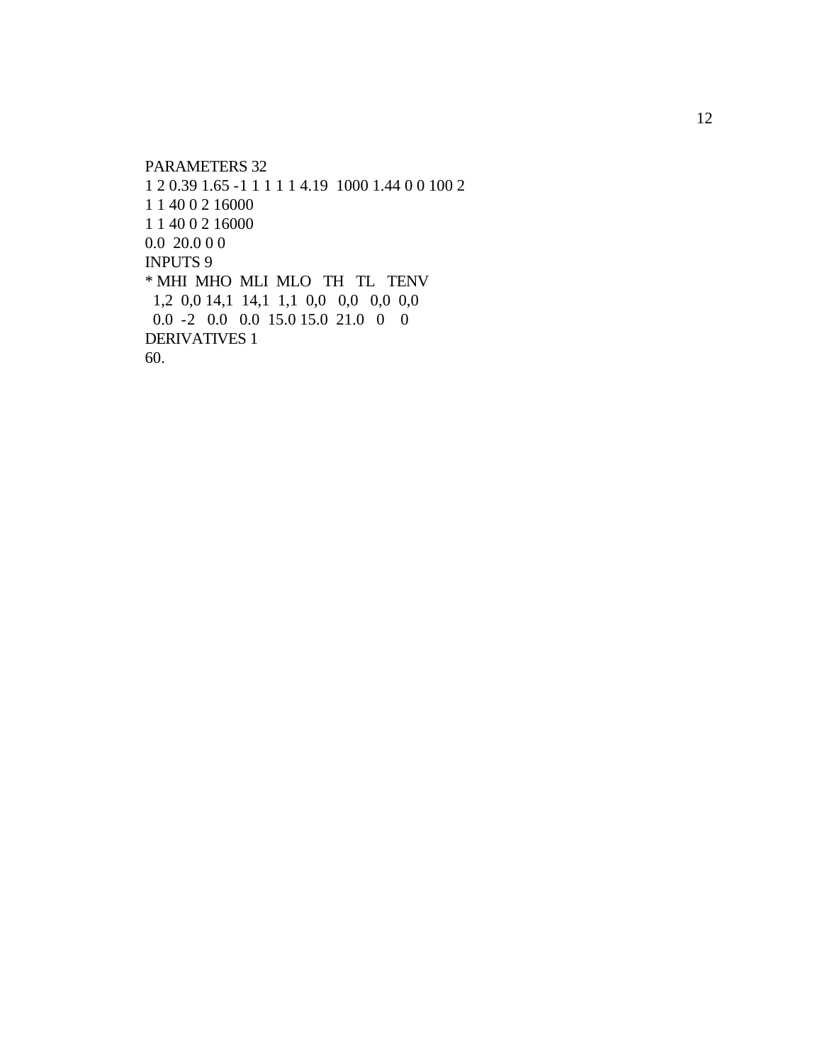```
PARAMETERS 32
1 2 0.39 1.65 -1 1 1 1 1 4.19  1000 1.44 0 0 100 2
1 1 40 0 2 16000
1 1 40 0 2 16000
0.0  20.0 0 0
INPUTS 9
* MHI  MHO  MLI  MLO   TH   TL   TENV
  1,2  0,0 14,1  14,1  1,1  0,0   0,0   0,0  0,0
  0.0  -2   0.0   0.0  15.0 15.0  21.0   0    0
DERIVATIVES 1
60.
```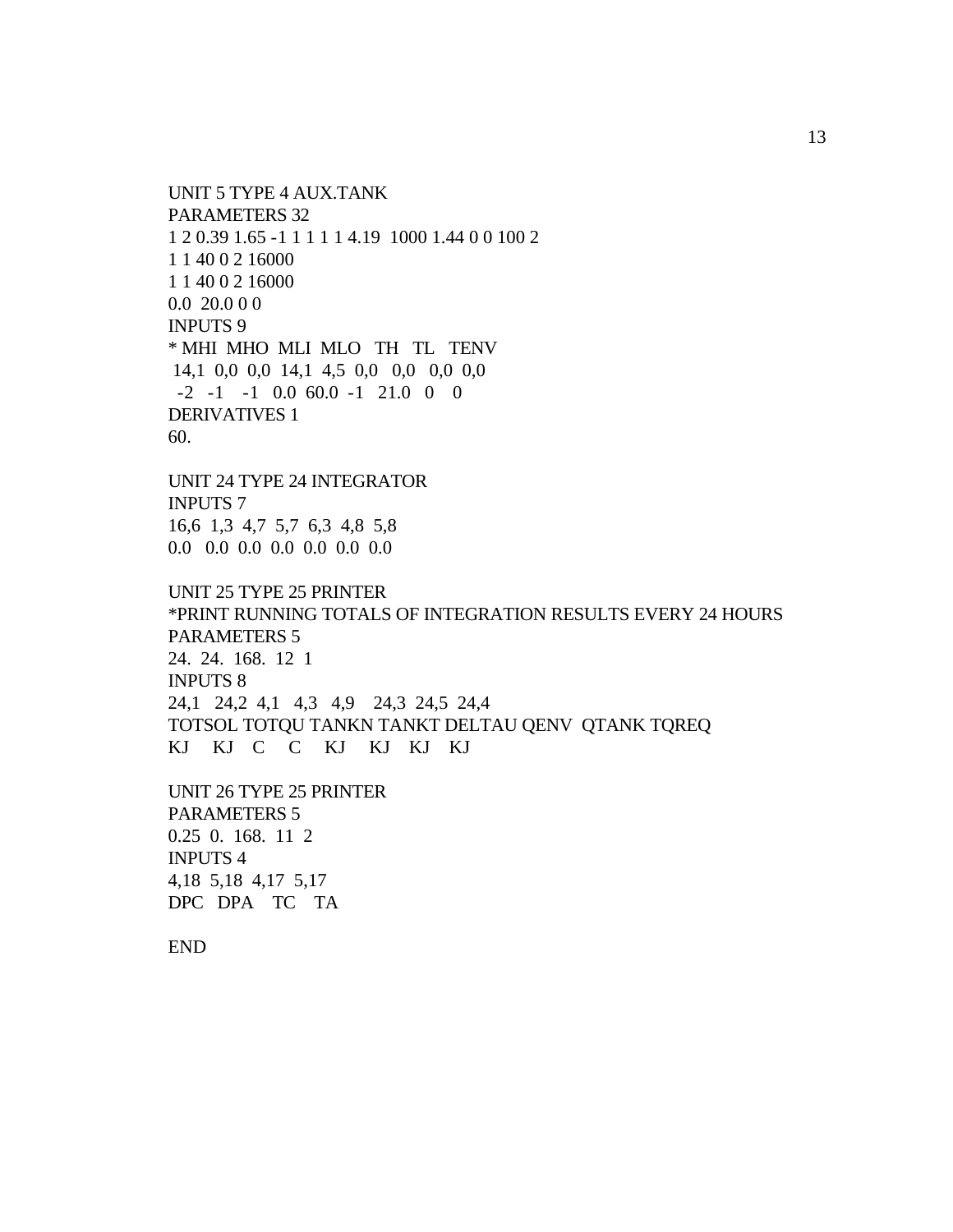```
UNIT 5 TYPE 4 AUX.TANK
PARAMETERS 32
1 2 0.39 1.65 -1 1 1 1 1 4.19  1000 1.44 0 0 100 2
1 1 40 0 2 16000
1 1 40 0 2 16000
0.0  20.0 0 0
INPUTS 9
* MHI  MHO  MLI  MLO   TH   TL   TENV
 14,1  0,0  0,0  14,1  4,5  0,0   0,0   0,0  0,0
  -2   -1    -1   0.0  60.0  -1   21.0   0    0
DERIVATIVES 1
60.

UNIT 24 TYPE 24 INTEGRATOR
INPUTS 7
16,6  1,3  4,7  5,7  6,3  4,8  5,8
0.0   0.0  0.0  0.0  0.0  0.0  0.0

UNIT 25 TYPE 25 PRINTER
*PRINT RUNNING TOTALS OF INTEGRATION RESULTS EVERY 24 HOURS
PARAMETERS 5
24.  24.  168.  12  1
INPUTS 8
24,1   24,2  4,1   4,3   4,9    24,3  24,5  24,4
TOTSOL TOTQU TANKN TANKT DELTAU QENV  QTANK TQREQ
KJ    KJ   C     C     KJ     KJ    KJ    KJ

UNIT 26 TYPE 25 PRINTER
PARAMETERS 5
0.25  0.  168.  11  2
INPUTS 4
4,18  5,18  4,17  5,17
DPC   DPA    TC    TA

END
```